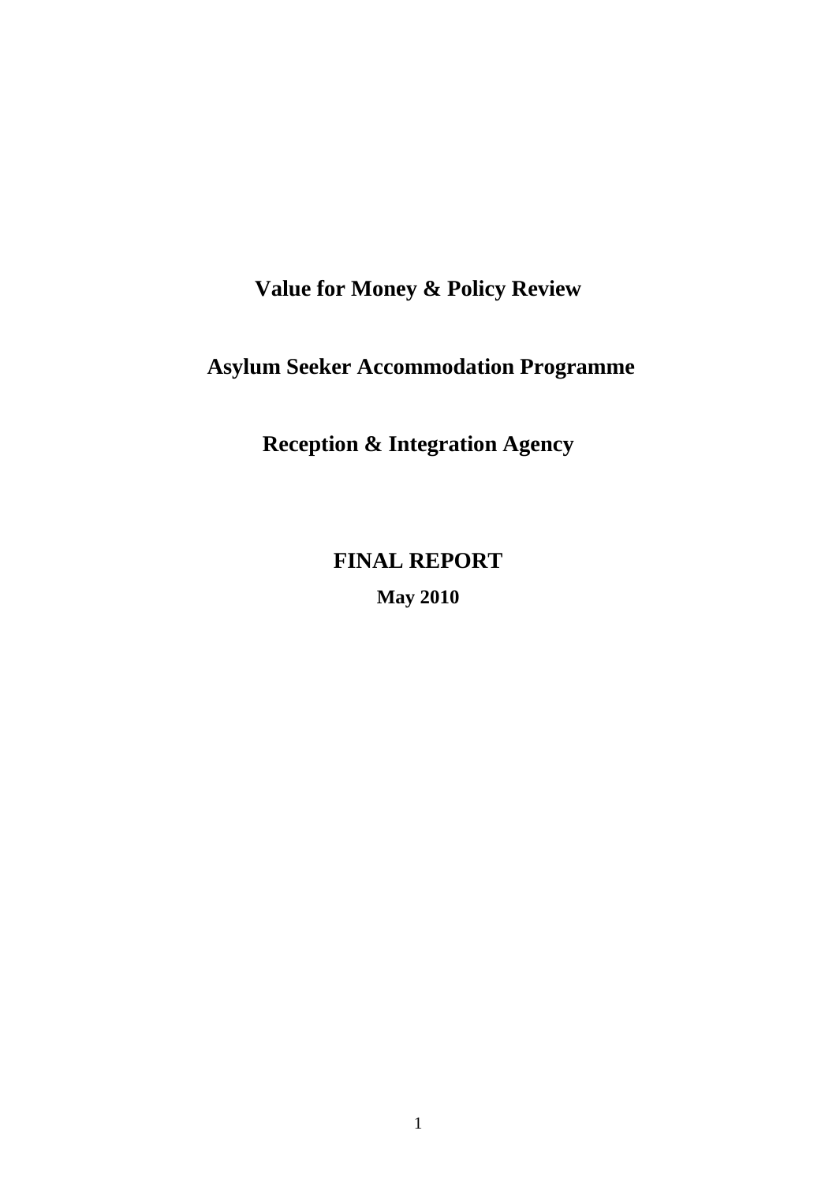# Value for Money & Policy Review

# Asylum Seeker Accommodation Programme

# Reception & Integration Agency

## FINAL REPORT

**May 2010**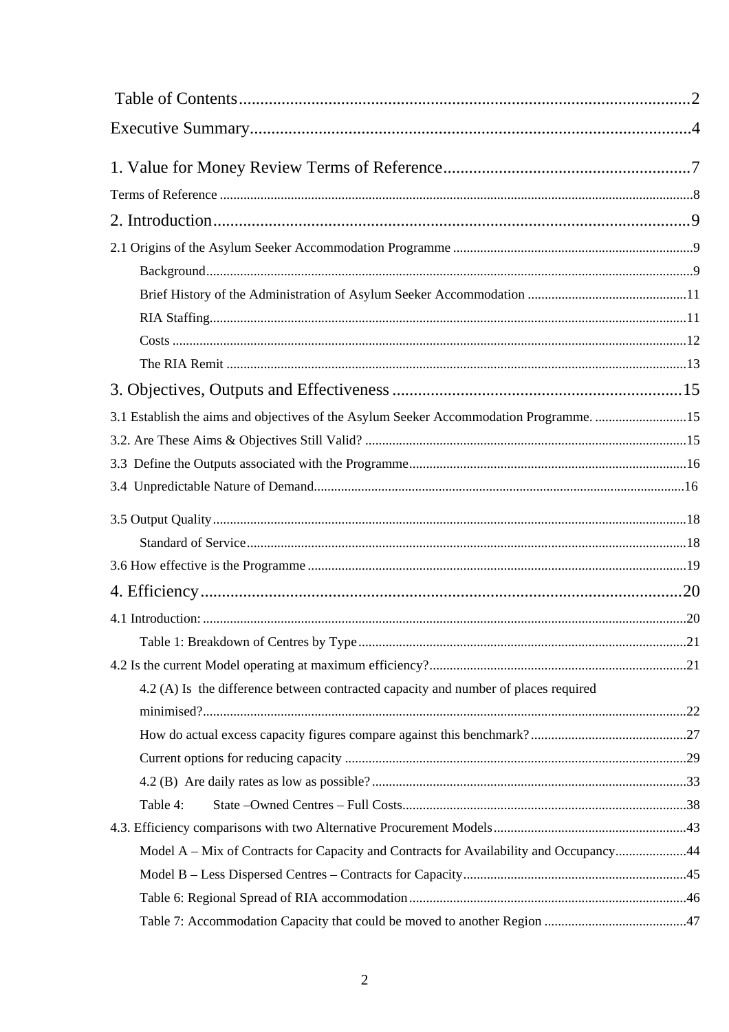Table of Contents........................................................................................................2

Executive Summary.....................................................................................................4

1. Value for Money Review Terms of Reference.........................................................7

Terms of Reference ..........................................................................................................................8

2. Introduction...............................................................................................................9

2.1 Origins of the Asylum Seeker Accommodation Programme .......................................................................9

- Background.............................................................................................................................9
- Brief History of the Administration of Asylum Seeker Accommodation ..............................................11
- RIA Staffing...........................................................................................................................11
- Costs ......................................................................................................................................12
- The RIA Remit ......................................................................................................................13

3. Objectives, Outputs and Effectiveness ...................................................................15

3.1 Establish the aims and objectives of the Asylum Seeker Accommodation Programme. ...........................15

3.2. Are These Aims & Objectives Still Valid? ..............................................................................................15

3.3 Define the Outputs associated with the Programme.................................................................................16

3.4 Unpredictable Nature of Demand............................................................................................................16

3.5 Output Quality..........................................................................................................................................18

- Standard of Service................................................................................................................18

3.6 How effective is the Programme ..............................................................................................................19

4. Efficiency..................................................................................................................20

4.1 Introduction: .............................................................................................................................................20

- Table 1: Breakdown of Centres by Type.................................................................................21

4.2 Is the current Model operating at maximum efficiency?...........................................................................21

- 4.2 (A) Is the difference between contracted capacity and number of places required minimised?.............................................................................................................................22
- How do actual excess capacity figures compare against this benchmark?..............................................27
- Current options for reducing capacity ....................................................................................29
- 4.2 (B) Are daily rates as low as possible?............................................................................33
- Table 4: State –Owned Centres – Full Costs...................................................................38

4.3. Efficiency comparisons with two Alternative Procurement Models........................................................43

- Model A – Mix of Contracts for Capacity and Contracts for Availability and Occupancy.....................44
- Model B – Less Dispersed Centres – Contracts for Capacity.................................................................45
- Table 6: Regional Spread of RIA accommodation.................................................................................46
- Table 7: Accommodation Capacity that could be moved to another Region ..........................................47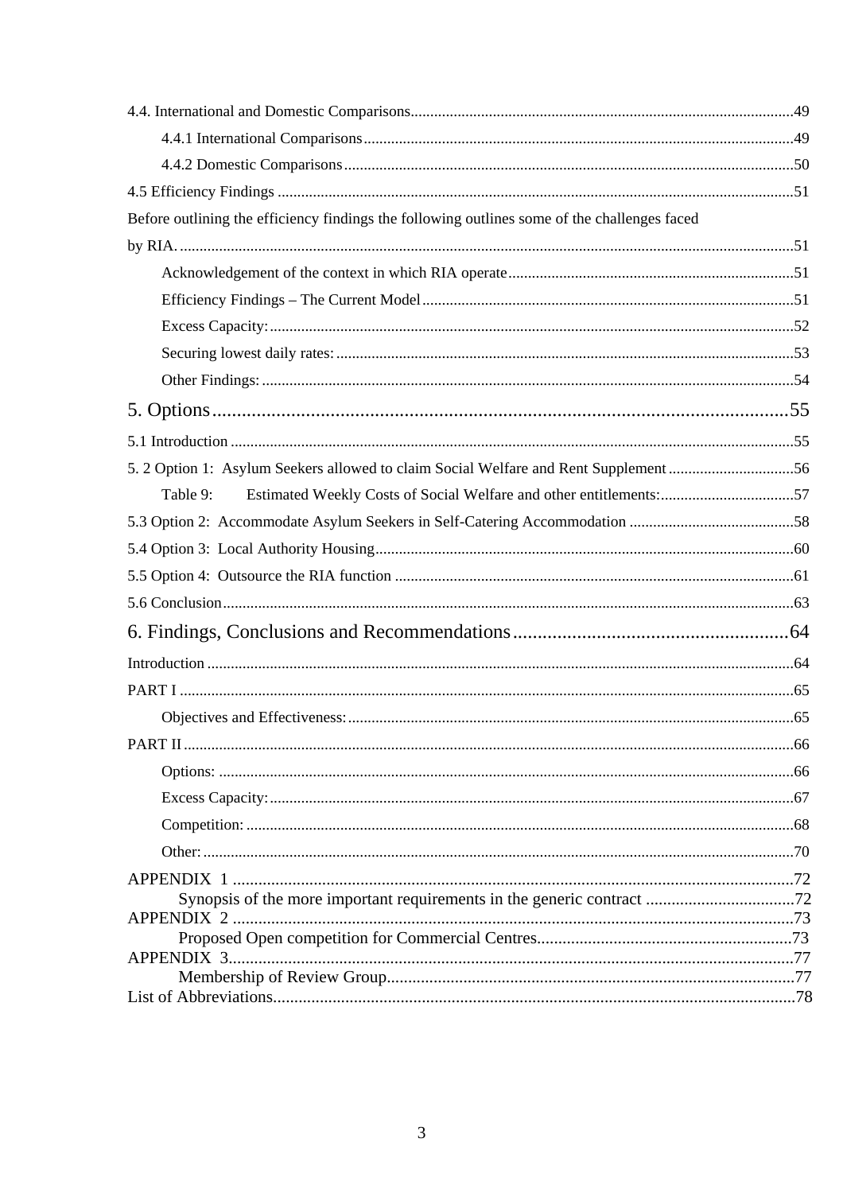4.4. International and Domestic Comparisons.....49

4.4.1 International Comparisons.....49

4.4.2 Domestic Comparisons.....50

4.5 Efficiency Findings.....51

Before outlining the efficiency findings the following outlines some of the challenges faced by RIA.....51

Acknowledgement of the context in which RIA operate.....51

Efficiency Findings – The Current Model.....51

Excess Capacity:.....52

Securing lowest daily rates:.....53

Other Findings:.....54

5. Options.....55

5.1 Introduction.....55

5. 2 Option 1: Asylum Seekers allowed to claim Social Welfare and Rent Supplement.....56

Table 9: Estimated Weekly Costs of Social Welfare and other entitlements:.....57

5.3 Option 2: Accommodate Asylum Seekers in Self-Catering Accommodation.....58

5.4 Option 3: Local Authority Housing.....60

5.5 Option 4: Outsource the RIA function.....61

5.6 Conclusion.....63

6. Findings, Conclusions and Recommendations.....64

Introduction.....64

PART I.....65

Objectives and Effectiveness:.....65

PART II.....66

Options:.....66

Excess Capacity:.....67

Competition:.....68

Other:.....70

APPENDIX 1.....72

Synopsis of the more important requirements in the generic contract.....72

APPENDIX 2.....73

Proposed Open competition for Commercial Centres.....73

APPENDIX 3.....77

Membership of Review Group.....77

List of Abbreviations.....78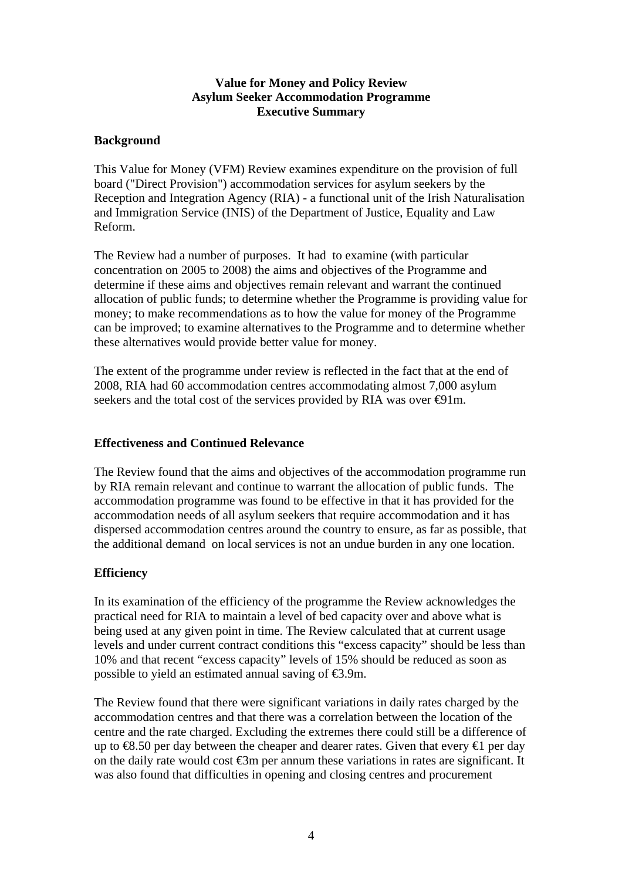**Value for Money and Policy Review**
**Asylum Seeker Accommodation Programme**
**Executive Summary**

## Background

This Value for Money (VFM) Review examines expenditure on the provision of full board ("Direct Provision") accommodation services for asylum seekers by the Reception and Integration Agency (RIA) - a functional unit of the Irish Naturalisation and Immigration Service (INIS) of the Department of Justice, Equality and Law Reform.

The Review had a number of purposes. It had to examine (with particular concentration on 2005 to 2008) the aims and objectives of the Programme and determine if these aims and objectives remain relevant and warrant the continued allocation of public funds; to determine whether the Programme is providing value for money; to make recommendations as to how the value for money of the Programme can be improved; to examine alternatives to the Programme and to determine whether these alternatives would provide better value for money.

The extent of the programme under review is reflected in the fact that at the end of 2008, RIA had 60 accommodation centres accommodating almost 7,000 asylum seekers and the total cost of the services provided by RIA was over €91m.

## Effectiveness and Continued Relevance

The Review found that the aims and objectives of the accommodation programme run by RIA remain relevant and continue to warrant the allocation of public funds. The accommodation programme was found to be effective in that it has provided for the accommodation needs of all asylum seekers that require accommodation and it has dispersed accommodation centres around the country to ensure, as far as possible, that the additional demand on local services is not an undue burden in any one location.

## Efficiency

In its examination of the efficiency of the programme the Review acknowledges the practical need for RIA to maintain a level of bed capacity over and above what is being used at any given point in time. The Review calculated that at current usage levels and under current contract conditions this "excess capacity" should be less than 10% and that recent "excess capacity" levels of 15% should be reduced as soon as possible to yield an estimated annual saving of €3.9m.

The Review found that there were significant variations in daily rates charged by the accommodation centres and that there was a correlation between the location of the centre and the rate charged. Excluding the extremes there could still be a difference of up to €8.50 per day between the cheaper and dearer rates. Given that every €1 per day on the daily rate would cost €3m per annum these variations in rates are significant. It was also found that difficulties in opening and closing centres and procurement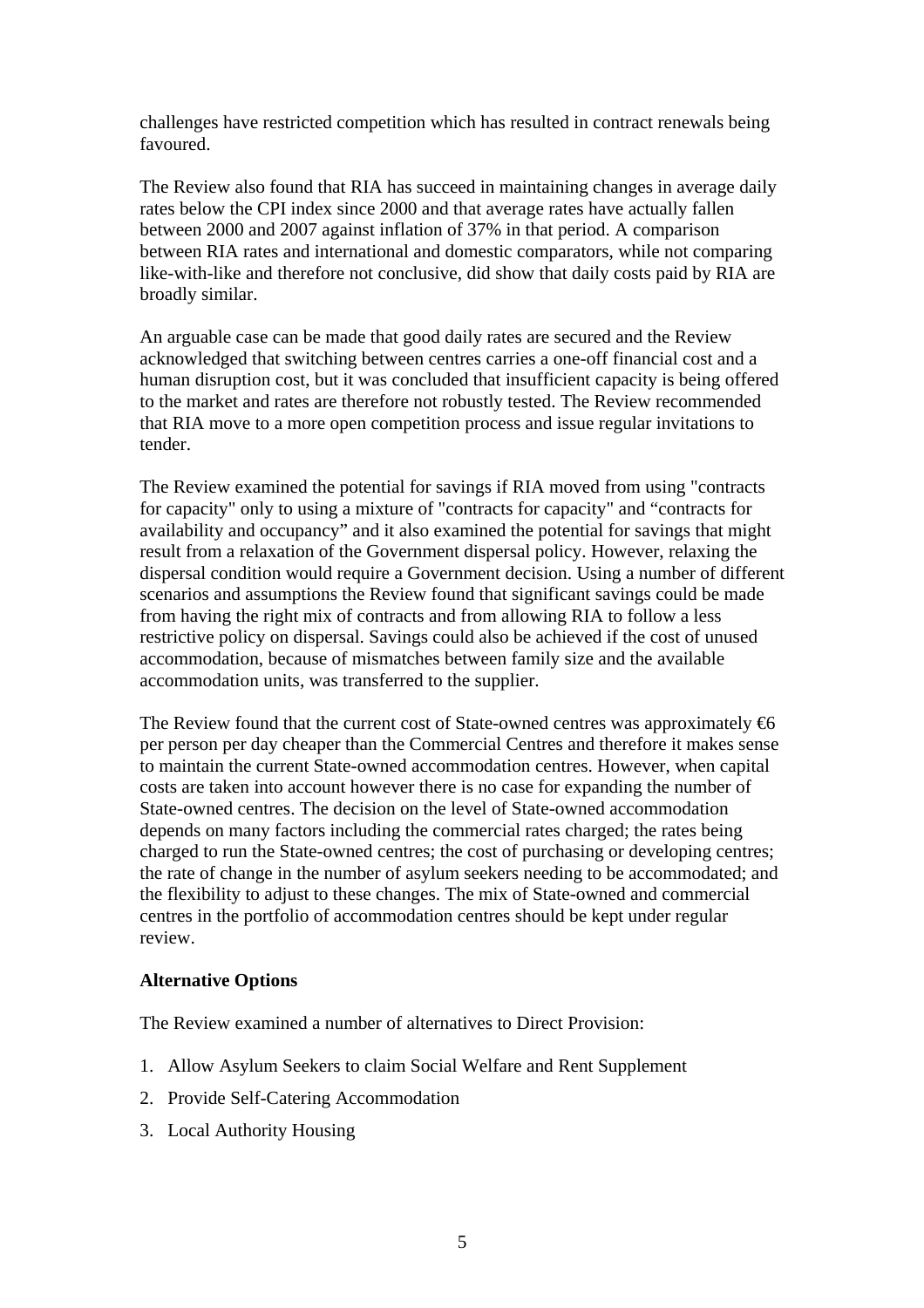challenges have restricted competition which has resulted in contract renewals being favoured.

The Review also found that RIA has succeed in maintaining changes in average daily rates below the CPI index since 2000 and that average rates have actually fallen between 2000 and 2007 against inflation of 37% in that period. A comparison between RIA rates and international and domestic comparators, while not comparing like-with-like and therefore not conclusive, did show that daily costs paid by RIA are broadly similar.

An arguable case can be made that good daily rates are secured and the Review acknowledged that switching between centres carries a one-off financial cost and a human disruption cost, but it was concluded that insufficient capacity is being offered to the market and rates are therefore not robustly tested. The Review recommended that RIA move to a more open competition process and issue regular invitations to tender.

The Review examined the potential for savings if RIA moved from using "contracts for capacity" only to using a mixture of "contracts for capacity" and "contracts for availability and occupancy" and it also examined the potential for savings that might result from a relaxation of the Government dispersal policy. However, relaxing the dispersal condition would require a Government decision. Using a number of different scenarios and assumptions the Review found that significant savings could be made from having the right mix of contracts and from allowing RIA to follow a less restrictive policy on dispersal. Savings could also be achieved if the cost of unused accommodation, because of mismatches between family size and the available accommodation units, was transferred to the supplier.

The Review found that the current cost of State-owned centres was approximately €6 per person per day cheaper than the Commercial Centres and therefore it makes sense to maintain the current State-owned accommodation centres. However, when capital costs are taken into account however there is no case for expanding the number of State-owned centres. The decision on the level of State-owned accommodation depends on many factors including the commercial rates charged; the rates being charged to run the State-owned centres; the cost of purchasing or developing centres; the rate of change in the number of asylum seekers needing to be accommodated; and the flexibility to adjust to these changes. The mix of State-owned and commercial centres in the portfolio of accommodation centres should be kept under regular review.

**Alternative Options**

The Review examined a number of alternatives to Direct Provision:

1. Allow Asylum Seekers to claim Social Welfare and Rent Supplement
2. Provide Self-Catering Accommodation
3. Local Authority Housing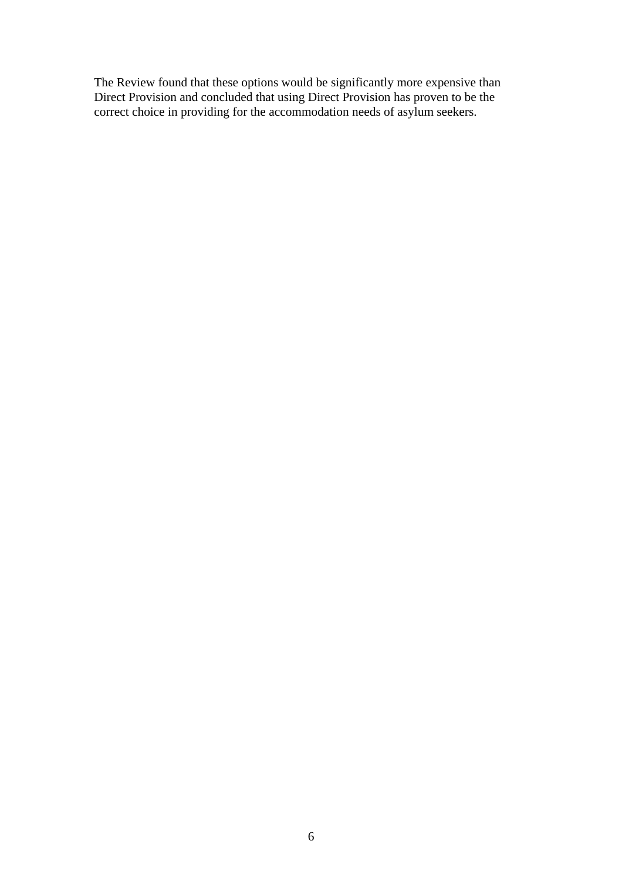The Review found that these options would be significantly more expensive than Direct Provision and concluded that using Direct Provision has proven to be the correct choice in providing for the accommodation needs of asylum seekers.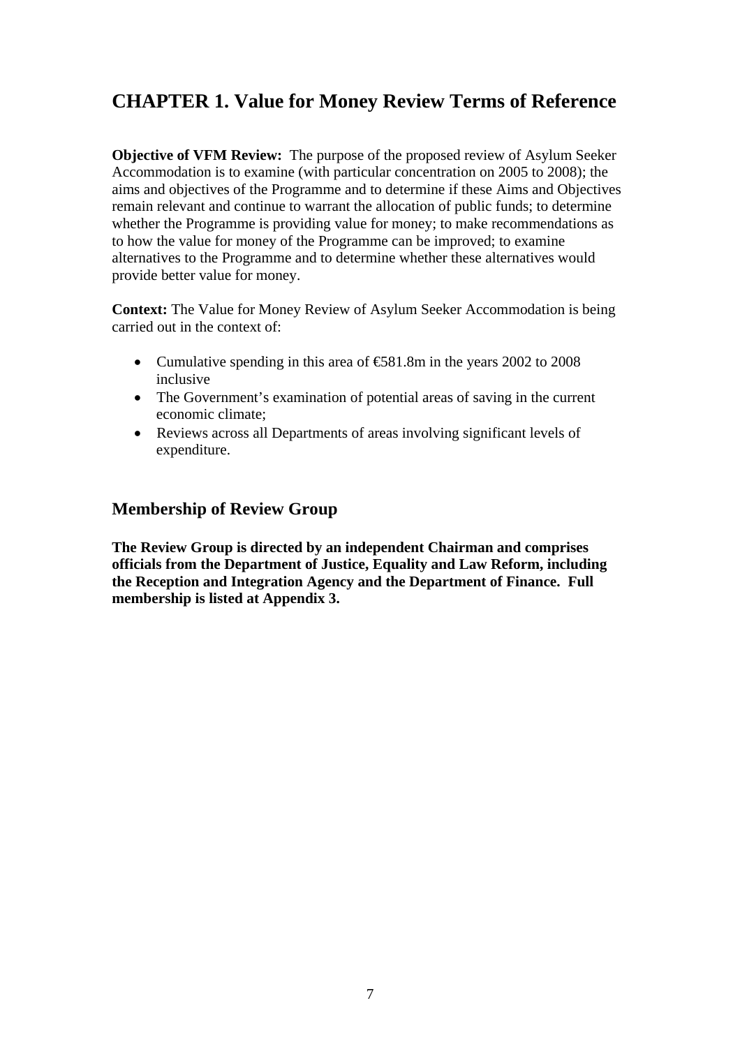# CHAPTER 1. Value for Money Review Terms of Reference

**Objective of VFM Review:** The purpose of the proposed review of Asylum Seeker Accommodation is to examine (with particular concentration on 2005 to 2008); the aims and objectives of the Programme and to determine if these Aims and Objectives remain relevant and continue to warrant the allocation of public funds; to determine whether the Programme is providing value for money; to make recommendations as to how the value for money of the Programme can be improved; to examine alternatives to the Programme and to determine whether these alternatives would provide better value for money.

**Context:** The Value for Money Review of Asylum Seeker Accommodation is being carried out in the context of:

- Cumulative spending in this area of €581.8m in the years 2002 to 2008 inclusive
- The Government's examination of potential areas of saving in the current economic climate;
- Reviews across all Departments of areas involving significant levels of expenditure.

## Membership of Review Group

**The Review Group is directed by an independent Chairman and comprises officials from the Department of Justice, Equality and Law Reform, including the Reception and Integration Agency and the Department of Finance. Full membership is listed at Appendix 3.**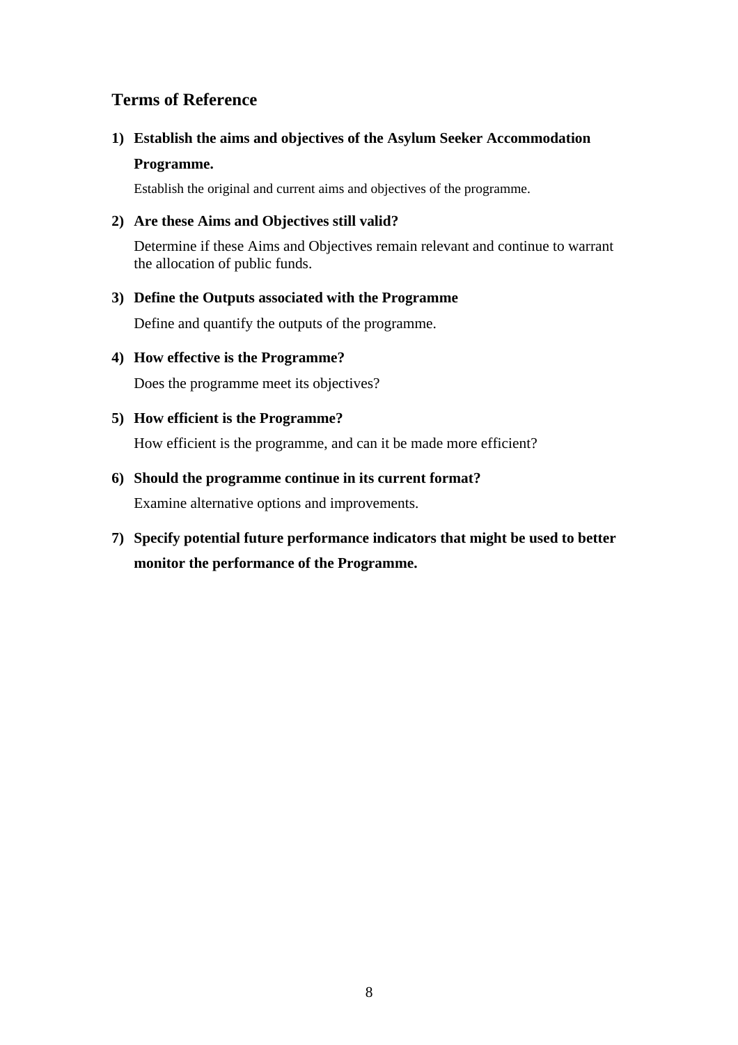## Terms of Reference

1) **Establish the aims and objectives of the Asylum Seeker Accommodation Programme.**

   Establish the original and current aims and objectives of the programme.

2) **Are these Aims and Objectives still valid?**

   Determine if these Aims and Objectives remain relevant and continue to warrant the allocation of public funds.

3) **Define the Outputs associated with the Programme**

   Define and quantify the outputs of the programme.

4) **How effective is the Programme?**

   Does the programme meet its objectives?

5) **How efficient is the Programme?**

   How efficient is the programme, and can it be made more efficient?

6) **Should the programme continue in its current format?**

   Examine alternative options and improvements.

7) **Specify potential future performance indicators that might be used to better monitor the performance of the Programme.**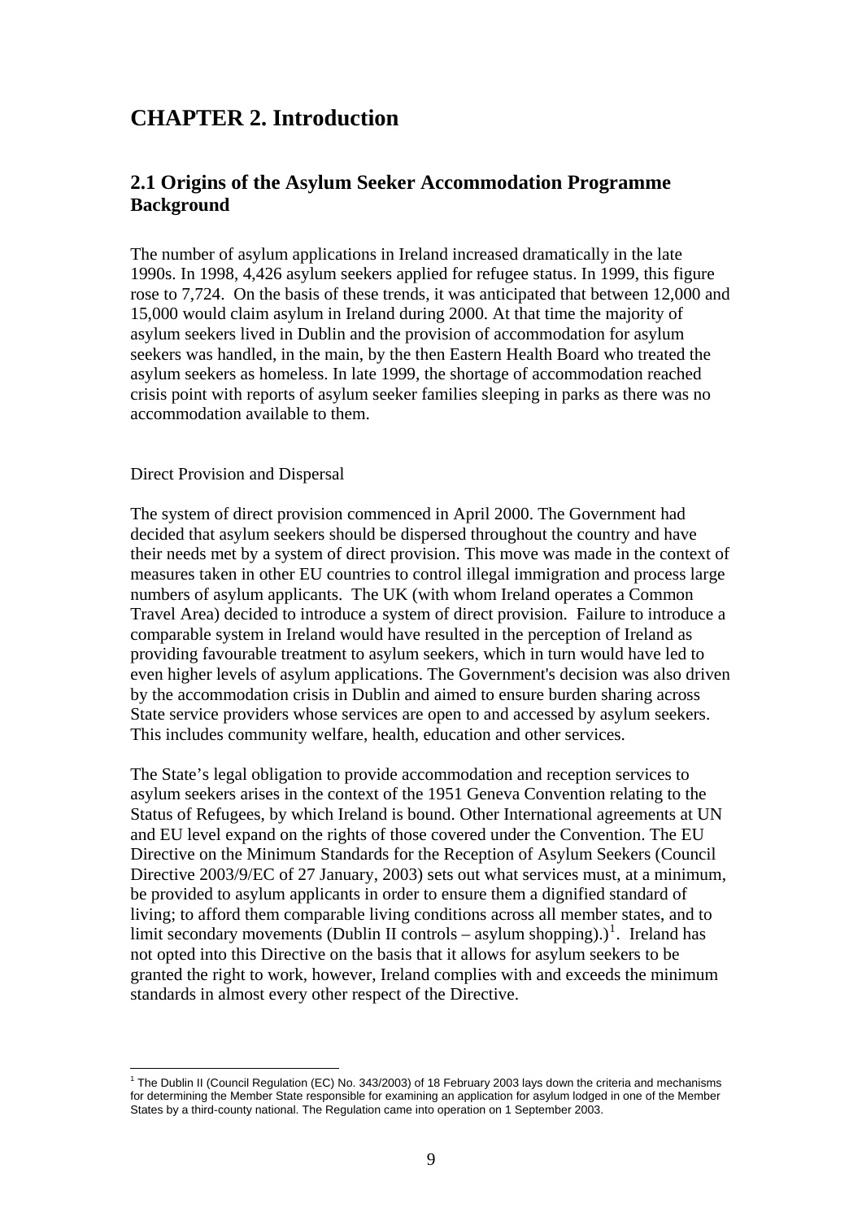# CHAPTER 2. Introduction

## 2.1 Origins of the Asylum Seeker Accommodation Programme Background

The number of asylum applications in Ireland increased dramatically in the late 1990s. In 1998, 4,426 asylum seekers applied for refugee status. In 1999, this figure rose to 7,724. On the basis of these trends, it was anticipated that between 12,000 and 15,000 would claim asylum in Ireland during 2000. At that time the majority of asylum seekers lived in Dublin and the provision of accommodation for asylum seekers was handled, in the main, by the then Eastern Health Board who treated the asylum seekers as homeless. In late 1999, the shortage of accommodation reached crisis point with reports of asylum seeker families sleeping in parks as there was no accommodation available to them.

Direct Provision and Dispersal

The system of direct provision commenced in April 2000. The Government had decided that asylum seekers should be dispersed throughout the country and have their needs met by a system of direct provision. This move was made in the context of measures taken in other EU countries to control illegal immigration and process large numbers of asylum applicants. The UK (with whom Ireland operates a Common Travel Area) decided to introduce a system of direct provision. Failure to introduce a comparable system in Ireland would have resulted in the perception of Ireland as providing favourable treatment to asylum seekers, which in turn would have led to even higher levels of asylum applications. The Government's decision was also driven by the accommodation crisis in Dublin and aimed to ensure burden sharing across State service providers whose services are open to and accessed by asylum seekers. This includes community welfare, health, education and other services.

The State's legal obligation to provide accommodation and reception services to asylum seekers arises in the context of the 1951 Geneva Convention relating to the Status of Refugees, by which Ireland is bound. Other International agreements at UN and EU level expand on the rights of those covered under the Convention. The EU Directive on the Minimum Standards for the Reception of Asylum Seekers (Council Directive 2003/9/EC of 27 January, 2003) sets out what services must, at a minimum, be provided to asylum applicants in order to ensure them a dignified standard of living; to afford them comparable living conditions across all member states, and to limit secondary movements (Dublin II controls – asylum shopping).)[1]. Ireland has not opted into this Directive on the basis that it allows for asylum seekers to be granted the right to work, however, Ireland complies with and exceeds the minimum standards in almost every other respect of the Directive.

[1] The Dublin II (Council Regulation (EC) No. 343/2003) of 18 February 2003 lays down the criteria and mechanisms for determining the Member State responsible for examining an application for asylum lodged in one of the Member States by a third-county national. The Regulation came into operation on 1 September 2003.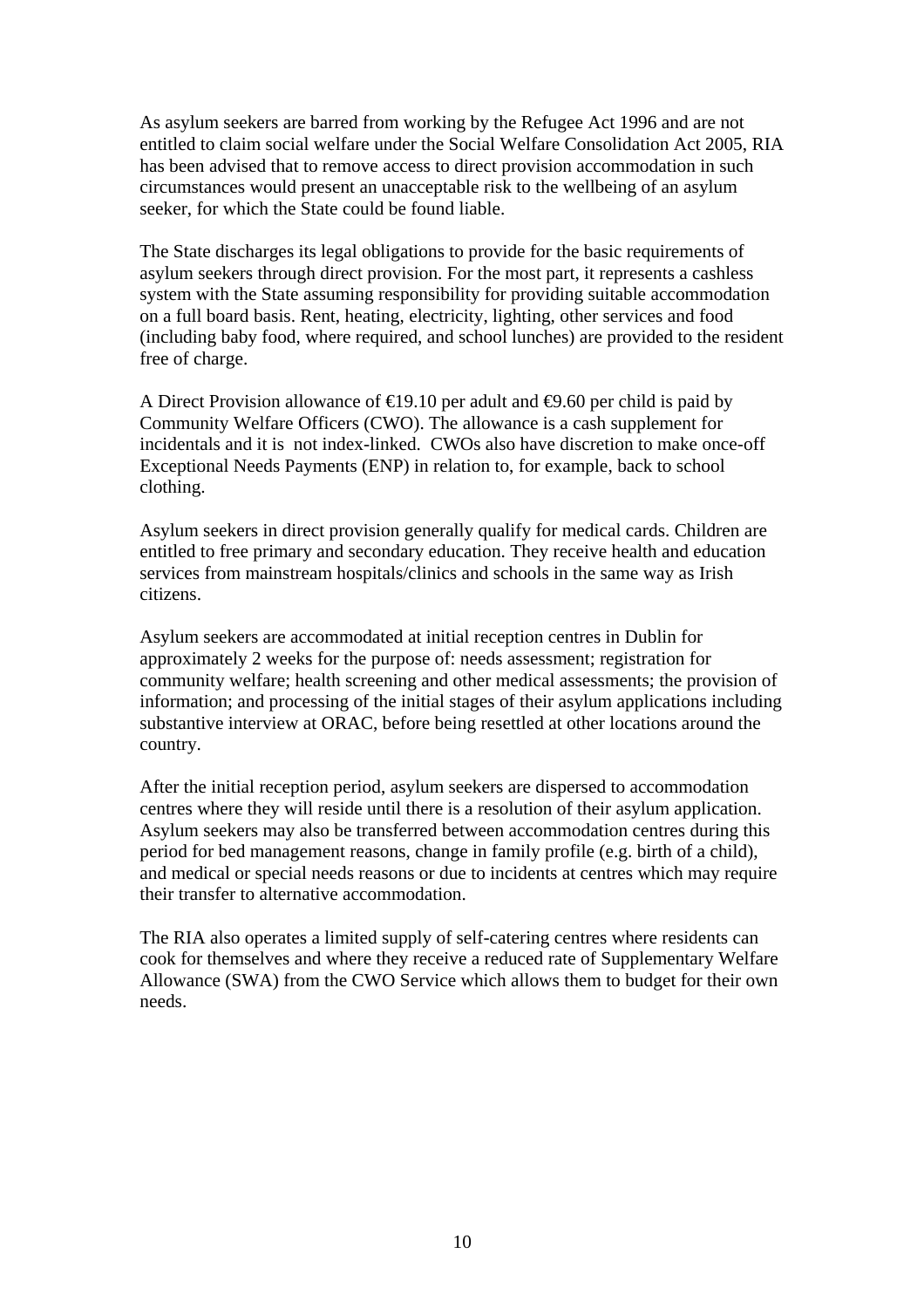As asylum seekers are barred from working by the Refugee Act 1996 and are not entitled to claim social welfare under the Social Welfare Consolidation Act 2005, RIA has been advised that to remove access to direct provision accommodation in such circumstances would present an unacceptable risk to the wellbeing of an asylum seeker, for which the State could be found liable.

The State discharges its legal obligations to provide for the basic requirements of asylum seekers through direct provision. For the most part, it represents a cashless system with the State assuming responsibility for providing suitable accommodation on a full board basis. Rent, heating, electricity, lighting, other services and food (including baby food, where required, and school lunches) are provided to the resident free of charge.

A Direct Provision allowance of €19.10 per adult and €9.60 per child is paid by Community Welfare Officers (CWO). The allowance is a cash supplement for incidentals and it is not index-linked. CWOs also have discretion to make once-off Exceptional Needs Payments (ENP) in relation to, for example, back to school clothing.

Asylum seekers in direct provision generally qualify for medical cards. Children are entitled to free primary and secondary education. They receive health and education services from mainstream hospitals/clinics and schools in the same way as Irish citizens.

Asylum seekers are accommodated at initial reception centres in Dublin for approximately 2 weeks for the purpose of: needs assessment; registration for community welfare; health screening and other medical assessments; the provision of information; and processing of the initial stages of their asylum applications including substantive interview at ORAC, before being resettled at other locations around the country.

After the initial reception period, asylum seekers are dispersed to accommodation centres where they will reside until there is a resolution of their asylum application. Asylum seekers may also be transferred between accommodation centres during this period for bed management reasons, change in family profile (e.g. birth of a child), and medical or special needs reasons or due to incidents at centres which may require their transfer to alternative accommodation.

The RIA also operates a limited supply of self-catering centres where residents can cook for themselves and where they receive a reduced rate of Supplementary Welfare Allowance (SWA) from the CWO Service which allows them to budget for their own needs.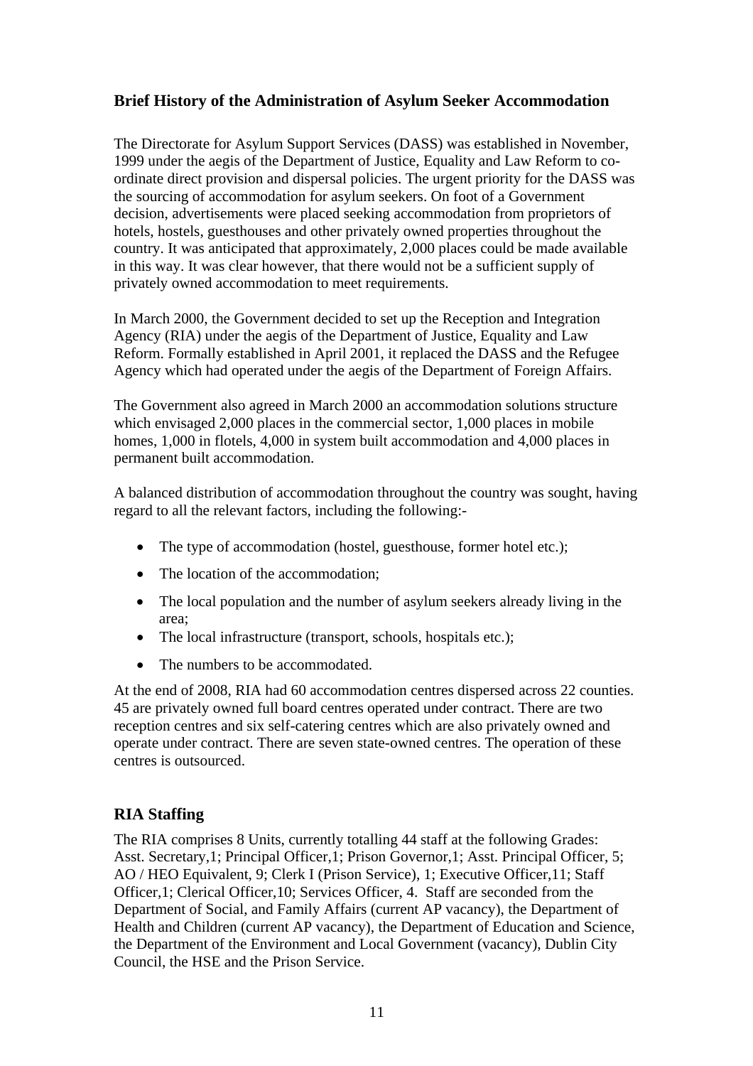## Brief History of the Administration of Asylum Seeker Accommodation

The Directorate for Asylum Support Services (DASS) was established in November, 1999 under the aegis of the Department of Justice, Equality and Law Reform to co-ordinate direct provision and dispersal policies. The urgent priority for the DASS was the sourcing of accommodation for asylum seekers. On foot of a Government decision, advertisements were placed seeking accommodation from proprietors of hotels, hostels, guesthouses and other privately owned properties throughout the country. It was anticipated that approximately, 2,000 places could be made available in this way. It was clear however, that there would not be a sufficient supply of privately owned accommodation to meet requirements.

In March 2000, the Government decided to set up the Reception and Integration Agency (RIA) under the aegis of the Department of Justice, Equality and Law Reform. Formally established in April 2001, it replaced the DASS and the Refugee Agency which had operated under the aegis of the Department of Foreign Affairs.

The Government also agreed in March 2000 an accommodation solutions structure which envisaged 2,000 places in the commercial sector, 1,000 places in mobile homes, 1,000 in flotels, 4,000 in system built accommodation and 4,000 places in permanent built accommodation.

A balanced distribution of accommodation throughout the country was sought, having regard to all the relevant factors, including the following:-

- The type of accommodation (hostel, guesthouse, former hotel etc.);
- The location of the accommodation;
- The local population and the number of asylum seekers already living in the area;
- The local infrastructure (transport, schools, hospitals etc.);
- The numbers to be accommodated.

At the end of 2008, RIA had 60 accommodation centres dispersed across 22 counties. 45 are privately owned full board centres operated under contract. There are two reception centres and six self-catering centres which are also privately owned and operate under contract. There are seven state-owned centres. The operation of these centres is outsourced.

## RIA Staffing

The RIA comprises 8 Units, currently totalling 44 staff at the following Grades: Asst. Secretary,1; Principal Officer,1; Prison Governor,1; Asst. Principal Officer, 5; AO / HEO Equivalent, 9; Clerk I (Prison Service), 1; Executive Officer,11; Staff Officer,1; Clerical Officer,10; Services Officer, 4. Staff are seconded from the Department of Social, and Family Affairs (current AP vacancy), the Department of Health and Children (current AP vacancy), the Department of Education and Science, the Department of the Environment and Local Government (vacancy), Dublin City Council, the HSE and the Prison Service.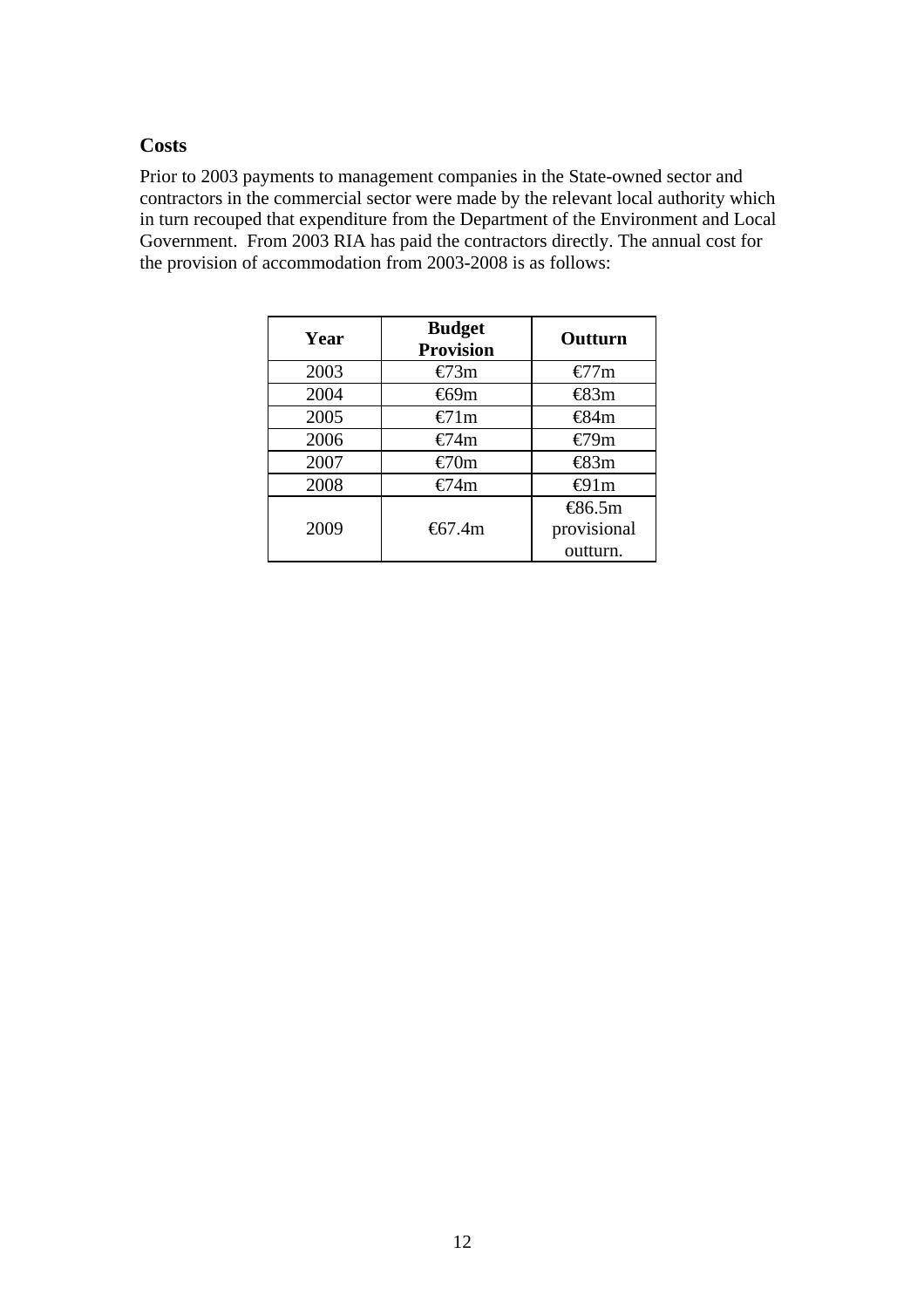## Costs

Prior to 2003 payments to management companies in the State-owned sector and contractors in the commercial sector were made by the relevant local authority which in turn recouped that expenditure from the Department of the Environment and Local Government. From 2003 RIA has paid the contractors directly. The annual cost for the provision of accommodation from 2003-2008 is as follows:

| Year | Budget Provision | Outturn |
|---|---|---|
| 2003 | €73m | €77m |
| 2004 | €69m | €83m |
| 2005 | €71m | €84m |
| 2006 | €74m | €79m |
| 2007 | €70m | €83m |
| 2008 | €74m | €91m |
| 2009 | €67.4m | €86.5m provisional outturn. |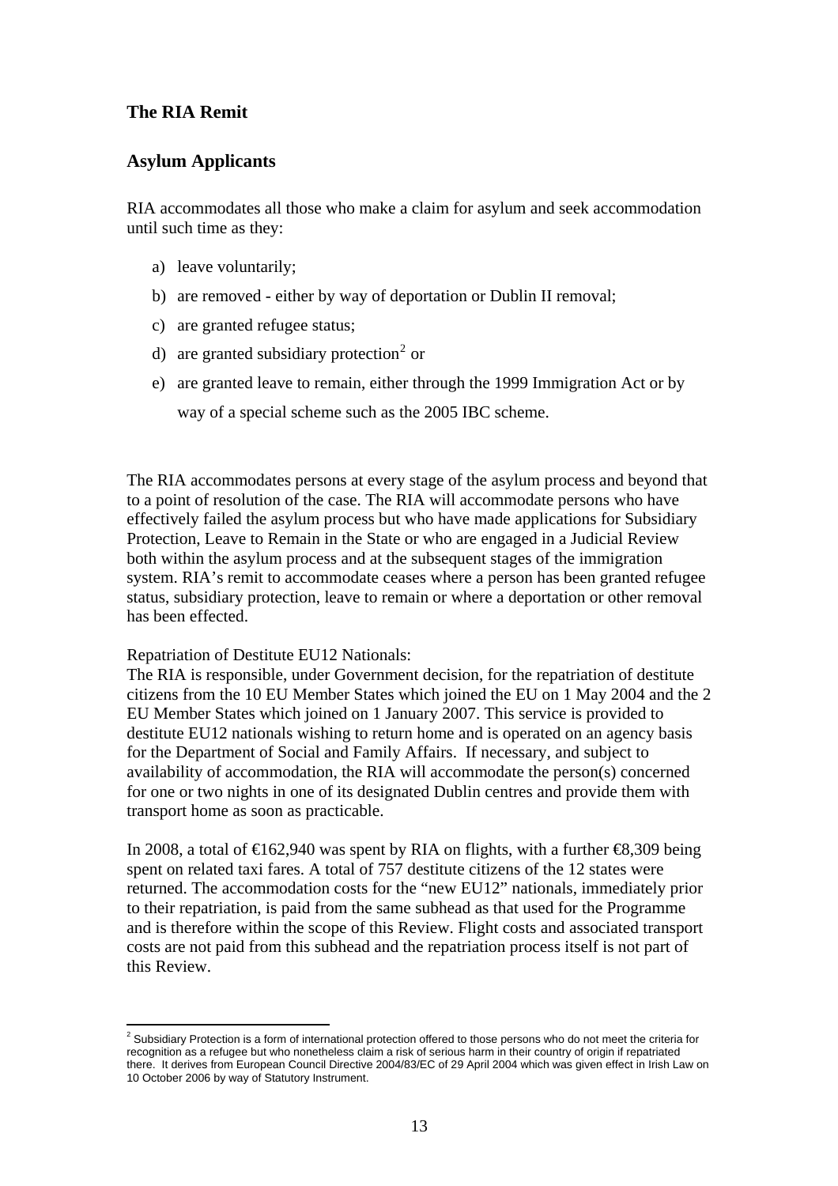## The RIA Remit

## Asylum Applicants

RIA accommodates all those who make a claim for asylum and seek accommodation until such time as they:

a) leave voluntarily;

b) are removed - either by way of deportation or Dublin II removal;

c) are granted refugee status;

d) are granted subsidiary protection[2] or

e) are granted leave to remain, either through the 1999 Immigration Act or by way of a special scheme such as the 2005 IBC scheme.

The RIA accommodates persons at every stage of the asylum process and beyond that to a point of resolution of the case. The RIA will accommodate persons who have effectively failed the asylum process but who have made applications for Subsidiary Protection, Leave to Remain in the State or who are engaged in a Judicial Review both within the asylum process and at the subsequent stages of the immigration system. RIA's remit to accommodate ceases where a person has been granted refugee status, subsidiary protection, leave to remain or where a deportation or other removal has been effected.

Repatriation of Destitute EU12 Nationals:
The RIA is responsible, under Government decision, for the repatriation of destitute citizens from the 10 EU Member States which joined the EU on 1 May 2004 and the 2 EU Member States which joined on 1 January 2007. This service is provided to destitute EU12 nationals wishing to return home and is operated on an agency basis for the Department of Social and Family Affairs. If necessary, and subject to availability of accommodation, the RIA will accommodate the person(s) concerned for one or two nights in one of its designated Dublin centres and provide them with transport home as soon as practicable.

In 2008, a total of €162,940 was spent by RIA on flights, with a further €8,309 being spent on related taxi fares. A total of 757 destitute citizens of the 12 states were returned. The accommodation costs for the "new EU12" nationals, immediately prior to their repatriation, is paid from the same subhead as that used for the Programme and is therefore within the scope of this Review. Flight costs and associated transport costs are not paid from this subhead and the repatriation process itself is not part of this Review.

[2] Subsidiary Protection is a form of international protection offered to those persons who do not meet the criteria for recognition as a refugee but who nonetheless claim a risk of serious harm in their country of origin if repatriated there. It derives from European Council Directive 2004/83/EC of 29 April 2004 which was given effect in Irish Law on 10 October 2006 by way of Statutory Instrument.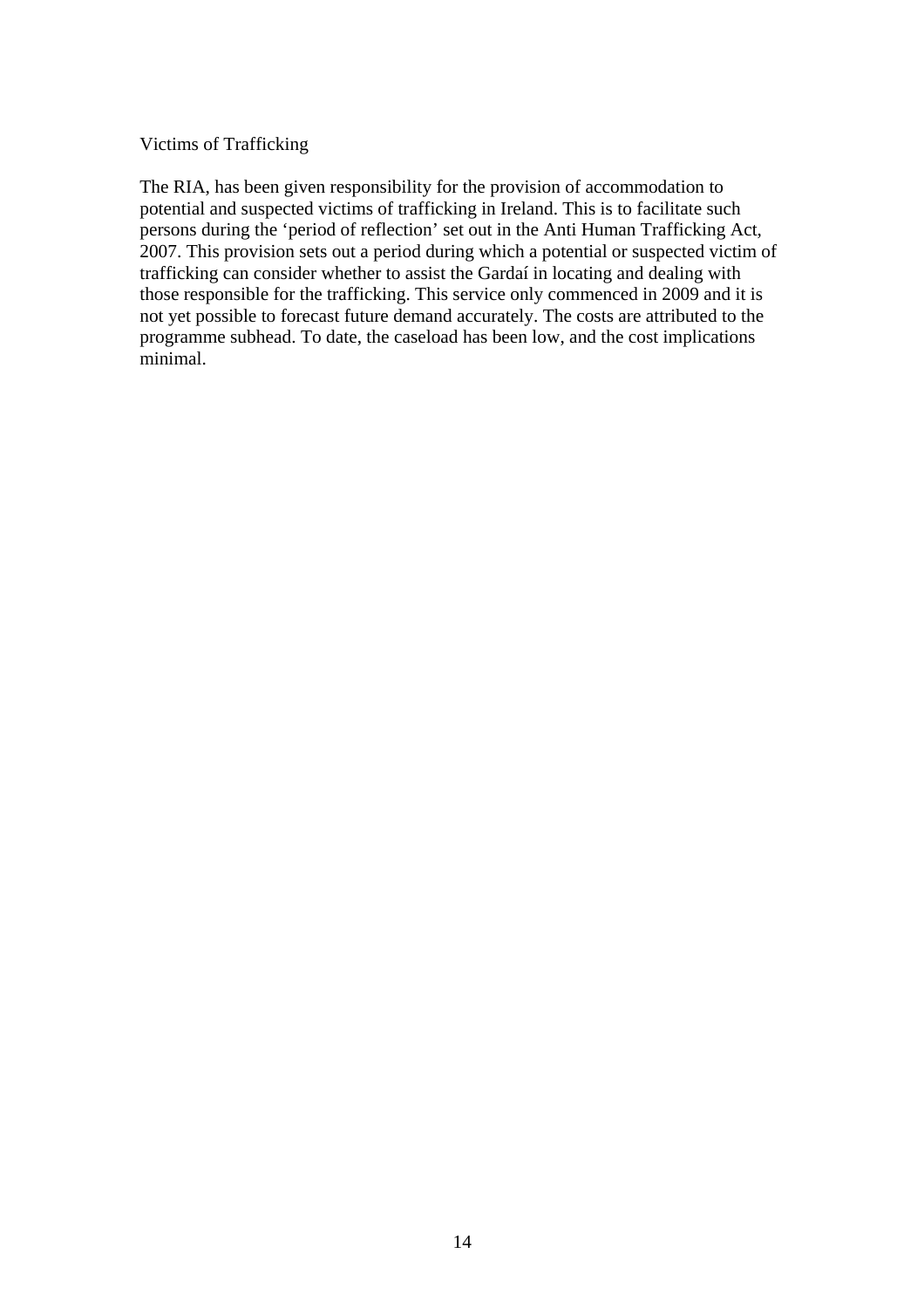Victims of Trafficking

The RIA, has been given responsibility for the provision of accommodation to potential and suspected victims of trafficking in Ireland. This is to facilitate such persons during the 'period of reflection' set out in the Anti Human Trafficking Act, 2007. This provision sets out a period during which a potential or suspected victim of trafficking can consider whether to assist the Gardaí in locating and dealing with those responsible for the trafficking. This service only commenced in 2009 and it is not yet possible to forecast future demand accurately. The costs are attributed to the programme subhead. To date, the caseload has been low, and the cost implications minimal.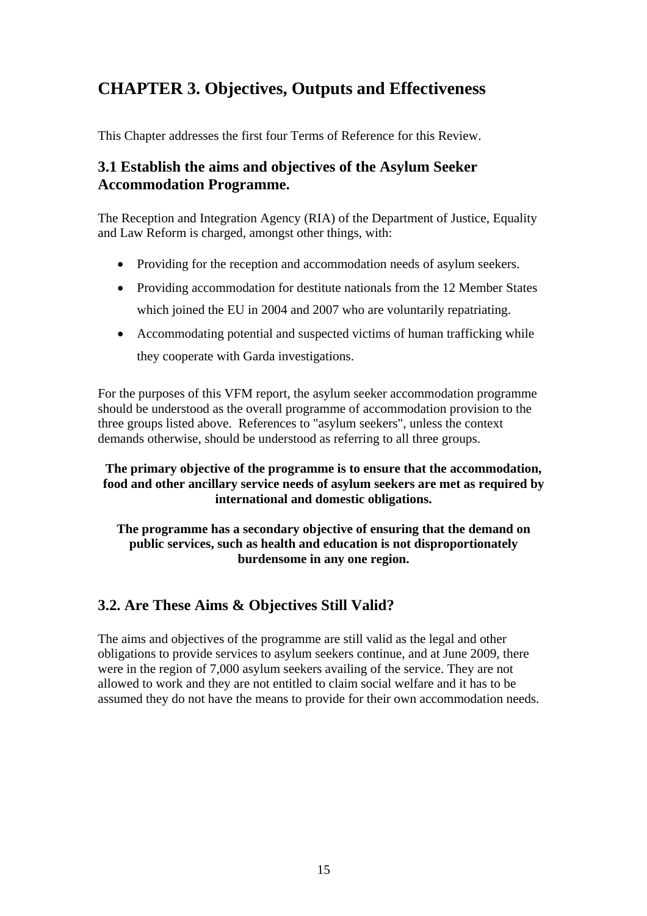# CHAPTER 3. Objectives, Outputs and Effectiveness

This Chapter addresses the first four Terms of Reference for this Review.

## 3.1 Establish the aims and objectives of the Asylum Seeker Accommodation Programme.

The Reception and Integration Agency (RIA) of the Department of Justice, Equality and Law Reform is charged, amongst other things, with:

- Providing for the reception and accommodation needs of asylum seekers.
- Providing accommodation for destitute nationals from the 12 Member States which joined the EU in 2004 and 2007 who are voluntarily repatriating.
- Accommodating potential and suspected victims of human trafficking while they cooperate with Garda investigations.

For the purposes of this VFM report, the asylum seeker accommodation programme should be understood as the overall programme of accommodation provision to the three groups listed above. References to "asylum seekers", unless the context demands otherwise, should be understood as referring to all three groups.

**The primary objective of the programme is to ensure that the accommodation, food and other ancillary service needs of asylum seekers are met as required by international and domestic obligations.**

**The programme has a secondary objective of ensuring that the demand on public services, such as health and education is not disproportionately burdensome in any one region.**

## 3.2. Are These Aims & Objectives Still Valid?

The aims and objectives of the programme are still valid as the legal and other obligations to provide services to asylum seekers continue, and at June 2009, there were in the region of 7,000 asylum seekers availing of the service. They are not allowed to work and they are not entitled to claim social welfare and it has to be assumed they do not have the means to provide for their own accommodation needs.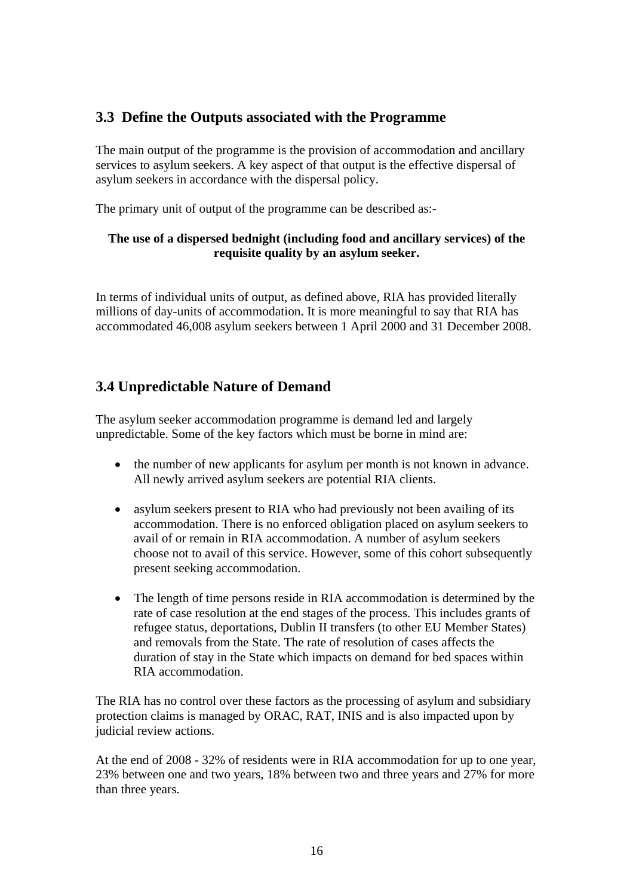## 3.3 Define the Outputs associated with the Programme

The main output of the programme is the provision of accommodation and ancillary services to asylum seekers. A key aspect of that output is the effective dispersal of asylum seekers in accordance with the dispersal policy.

The primary unit of output of the programme can be described as:-

**The use of a dispersed bednight (including food and ancillary services) of the requisite quality by an asylum seeker.**

In terms of individual units of output, as defined above, RIA has provided literally millions of day-units of accommodation. It is more meaningful to say that RIA has accommodated 46,008 asylum seekers between 1 April 2000 and 31 December 2008.

## 3.4 Unpredictable Nature of Demand

The asylum seeker accommodation programme is demand led and largely unpredictable. Some of the key factors which must be borne in mind are:

- the number of new applicants for asylum per month is not known in advance. All newly arrived asylum seekers are potential RIA clients.
- asylum seekers present to RIA who had previously not been availing of its accommodation. There is no enforced obligation placed on asylum seekers to avail of or remain in RIA accommodation. A number of asylum seekers choose not to avail of this service. However, some of this cohort subsequently present seeking accommodation.
- The length of time persons reside in RIA accommodation is determined by the rate of case resolution at the end stages of the process. This includes grants of refugee status, deportations, Dublin II transfers (to other EU Member States) and removals from the State. The rate of resolution of cases affects the duration of stay in the State which impacts on demand for bed spaces within RIA accommodation.

The RIA has no control over these factors as the processing of asylum and subsidiary protection claims is managed by ORAC, RAT, INIS and is also impacted upon by judicial review actions.

At the end of 2008 - 32% of residents were in RIA accommodation for up to one year, 23% between one and two years, 18% between two and three years and 27% for more than three years.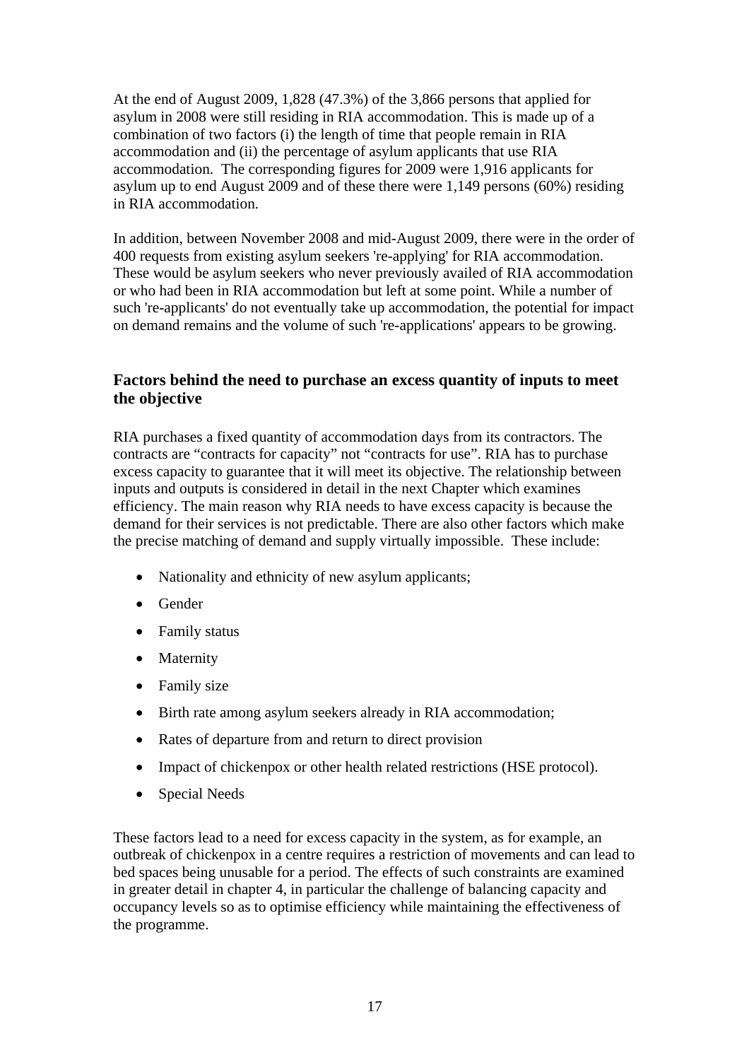At the end of August 2009, 1,828 (47.3%) of the 3,866 persons that applied for asylum in 2008 were still residing in RIA accommodation. This is made up of a combination of two factors (i) the length of time that people remain in RIA accommodation and (ii) the percentage of asylum applicants that use RIA accommodation. The corresponding figures for 2009 were 1,916 applicants for asylum up to end August 2009 and of these there were 1,149 persons (60%) residing in RIA accommodation.

In addition, between November 2008 and mid-August 2009, there were in the order of 400 requests from existing asylum seekers 're-applying' for RIA accommodation. These would be asylum seekers who never previously availed of RIA accommodation or who had been in RIA accommodation but left at some point. While a number of such 're-applicants' do not eventually take up accommodation, the potential for impact on demand remains and the volume of such 're-applications' appears to be growing.

### Factors behind the need to purchase an excess quantity of inputs to meet the objective

RIA purchases a fixed quantity of accommodation days from its contractors. The contracts are "contracts for capacity" not "contracts for use". RIA has to purchase excess capacity to guarantee that it will meet its objective. The relationship between inputs and outputs is considered in detail in the next Chapter which examines efficiency. The main reason why RIA needs to have excess capacity is because the demand for their services is not predictable. There are also other factors which make the precise matching of demand and supply virtually impossible. These include:

- Nationality and ethnicity of new asylum applicants;
- Gender
- Family status
- Maternity
- Family size
- Birth rate among asylum seekers already in RIA accommodation;
- Rates of departure from and return to direct provision
- Impact of chickenpox or other health related restrictions (HSE protocol).
- Special Needs

These factors lead to a need for excess capacity in the system, as for example, an outbreak of chickenpox in a centre requires a restriction of movements and can lead to bed spaces being unusable for a period. The effects of such constraints are examined in greater detail in chapter 4, in particular the challenge of balancing capacity and occupancy levels so as to optimise efficiency while maintaining the effectiveness of the programme.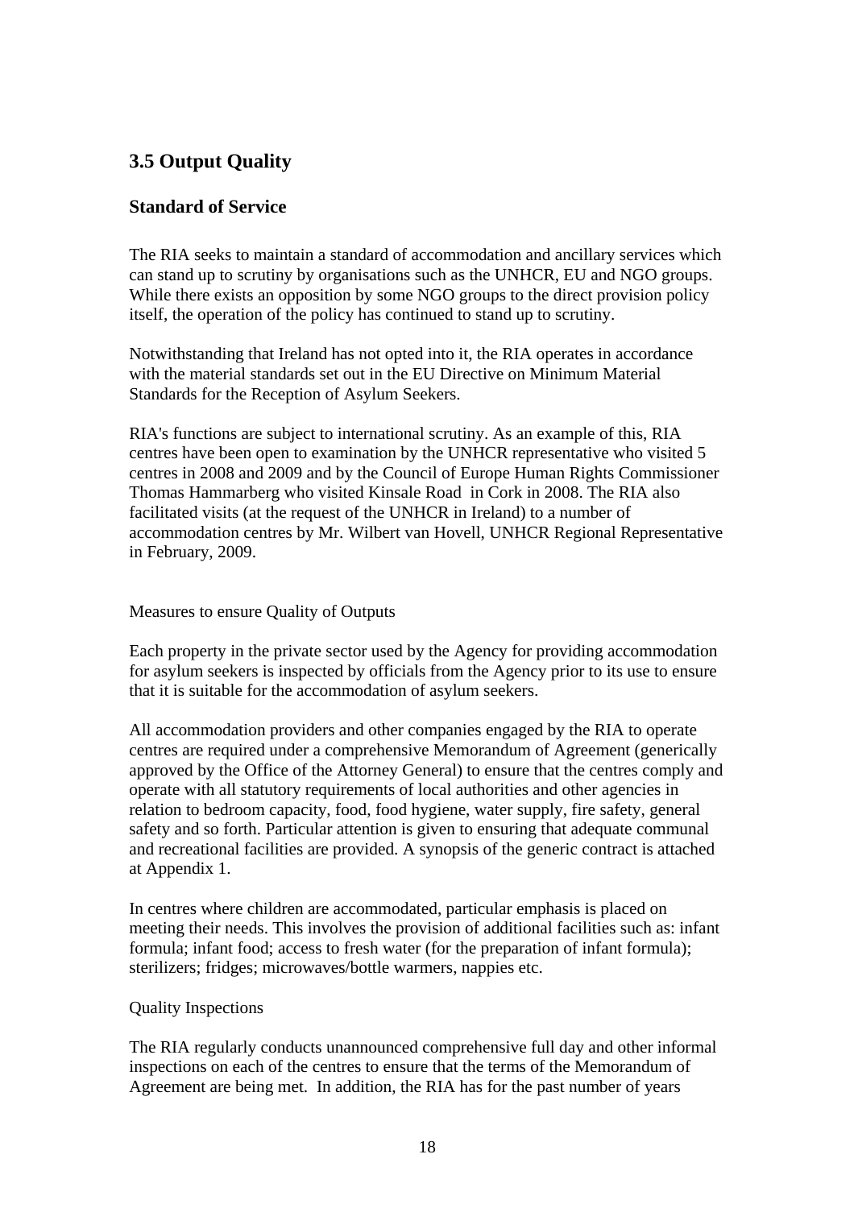## 3.5 Output Quality

### Standard of Service

The RIA seeks to maintain a standard of accommodation and ancillary services which can stand up to scrutiny by organisations such as the UNHCR, EU and NGO groups. While there exists an opposition by some NGO groups to the direct provision policy itself, the operation of the policy has continued to stand up to scrutiny.

Notwithstanding that Ireland has not opted into it, the RIA operates in accordance with the material standards set out in the EU Directive on Minimum Material Standards for the Reception of Asylum Seekers.

RIA's functions are subject to international scrutiny. As an example of this, RIA centres have been open to examination by the UNHCR representative who visited 5 centres in 2008 and 2009 and by the Council of Europe Human Rights Commissioner Thomas Hammarberg who visited Kinsale Road in Cork in 2008. The RIA also facilitated visits (at the request of the UNHCR in Ireland) to a number of accommodation centres by Mr. Wilbert van Hovell, UNHCR Regional Representative in February, 2009.

Measures to ensure Quality of Outputs

Each property in the private sector used by the Agency for providing accommodation for asylum seekers is inspected by officials from the Agency prior to its use to ensure that it is suitable for the accommodation of asylum seekers.

All accommodation providers and other companies engaged by the RIA to operate centres are required under a comprehensive Memorandum of Agreement (generically approved by the Office of the Attorney General) to ensure that the centres comply and operate with all statutory requirements of local authorities and other agencies in relation to bedroom capacity, food, food hygiene, water supply, fire safety, general safety and so forth. Particular attention is given to ensuring that adequate communal and recreational facilities are provided. A synopsis of the generic contract is attached at Appendix 1.

In centres where children are accommodated, particular emphasis is placed on meeting their needs. This involves the provision of additional facilities such as: infant formula; infant food; access to fresh water (for the preparation of infant formula); sterilizers; fridges; microwaves/bottle warmers, nappies etc.

Quality Inspections

The RIA regularly conducts unannounced comprehensive full day and other informal inspections on each of the centres to ensure that the terms of the Memorandum of Agreement are being met. In addition, the RIA has for the past number of years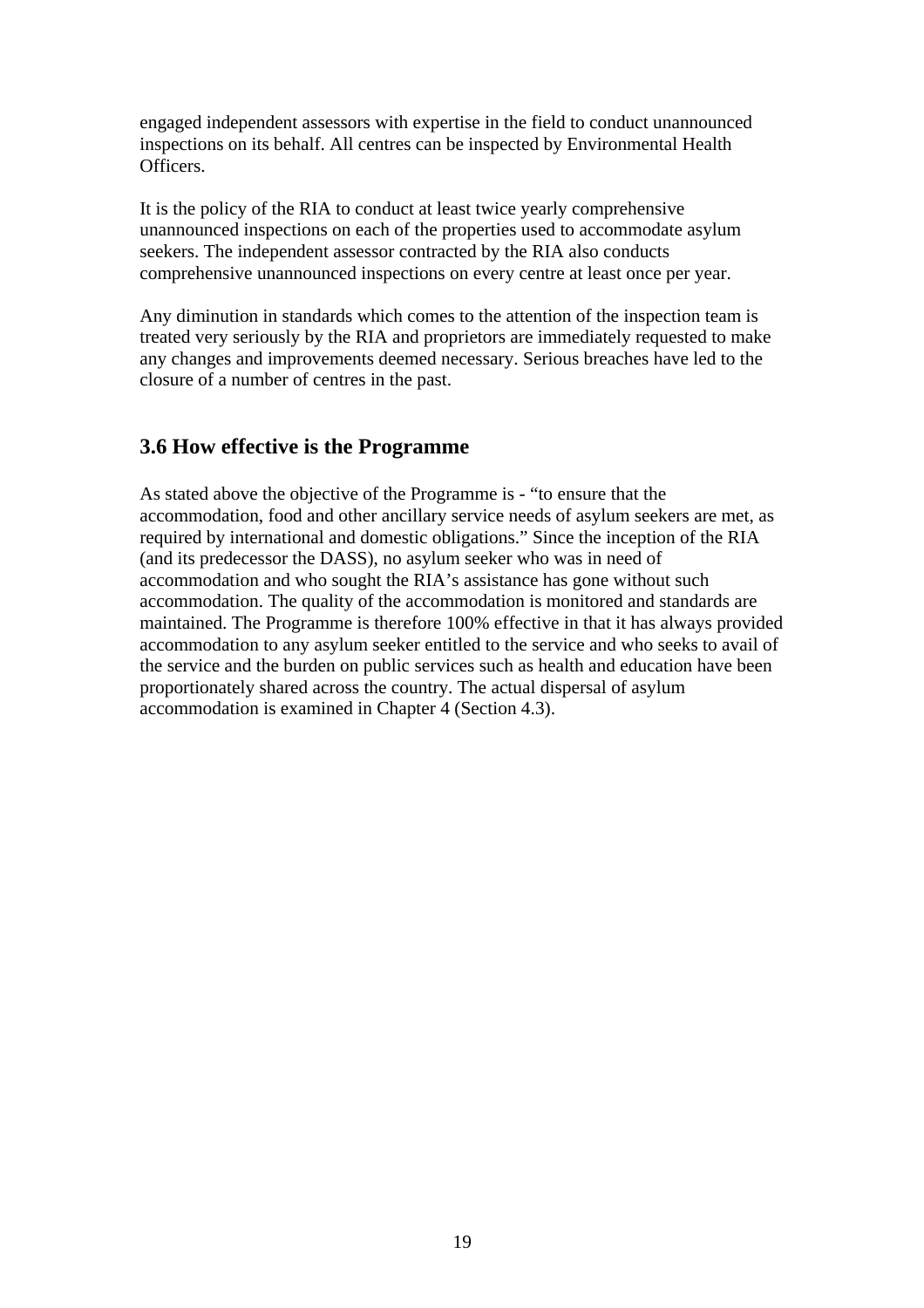engaged independent assessors with expertise in the field to conduct unannounced inspections on its behalf. All centres can be inspected by Environmental Health Officers.

It is the policy of the RIA to conduct at least twice yearly comprehensive unannounced inspections on each of the properties used to accommodate asylum seekers. The independent assessor contracted by the RIA also conducts comprehensive unannounced inspections on every centre at least once per year.

Any diminution in standards which comes to the attention of the inspection team is treated very seriously by the RIA and proprietors are immediately requested to make any changes and improvements deemed necessary. Serious breaches have led to the closure of a number of centres in the past.

## 3.6 How effective is the Programme

As stated above the objective of the Programme is - "to ensure that the accommodation, food and other ancillary service needs of asylum seekers are met, as required by international and domestic obligations." Since the inception of the RIA (and its predecessor the DASS), no asylum seeker who was in need of accommodation and who sought the RIA's assistance has gone without such accommodation. The quality of the accommodation is monitored and standards are maintained. The Programme is therefore 100% effective in that it has always provided accommodation to any asylum seeker entitled to the service and who seeks to avail of the service and the burden on public services such as health and education have been proportionately shared across the country. The actual dispersal of asylum accommodation is examined in Chapter 4 (Section 4.3).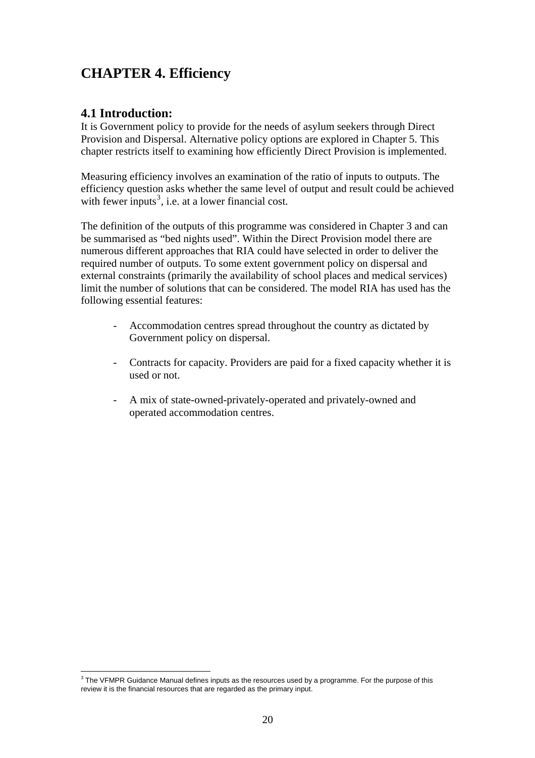# CHAPTER 4. Efficiency

## 4.1 Introduction:

It is Government policy to provide for the needs of asylum seekers through Direct Provision and Dispersal. Alternative policy options are explored in Chapter 5. This chapter restricts itself to examining how efficiently Direct Provision is implemented.

Measuring efficiency involves an examination of the ratio of inputs to outputs. The efficiency question asks whether the same level of output and result could be achieved with fewer inputs[3], i.e. at a lower financial cost.

The definition of the outputs of this programme was considered in Chapter 3 and can be summarised as "bed nights used". Within the Direct Provision model there are numerous different approaches that RIA could have selected in order to deliver the required number of outputs. To some extent government policy on dispersal and external constraints (primarily the availability of school places and medical services) limit the number of solutions that can be considered. The model RIA has used has the following essential features:

- Accommodation centres spread throughout the country as dictated by Government policy on dispersal.
- Contracts for capacity. Providers are paid for a fixed capacity whether it is used or not.
- A mix of state-owned-privately-operated and privately-owned and operated accommodation centres.

[3] The VFMPR Guidance Manual defines inputs as the resources used by a programme. For the purpose of this review it is the financial resources that are regarded as the primary input.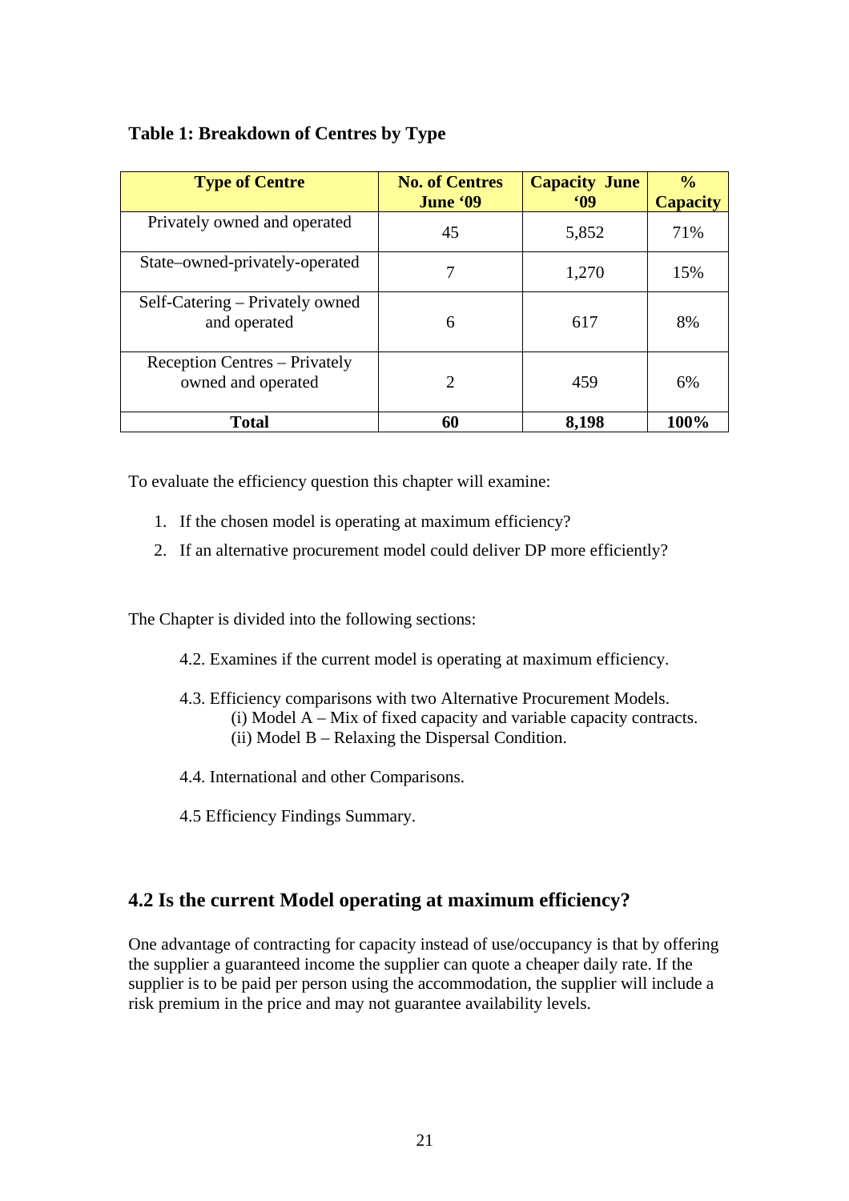**Table 1: Breakdown of Centres by Type**

| Type of Centre | No. of Centres June '09 | Capacity June '09 | % Capacity |
|---|---|---|---|
| Privately owned and operated | 45 | 5,852 | 71% |
| State–owned-privately-operated | 7 | 1,270 | 15% |
| Self-Catering – Privately owned and operated | 6 | 617 | 8% |
| Reception Centres – Privately owned and operated | 2 | 459 | 6% |
| **Total** | **60** | **8,198** | **100%** |

To evaluate the efficiency question this chapter will examine:

1. If the chosen model is operating at maximum efficiency?
2. If an alternative procurement model could deliver DP more efficiently?

The Chapter is divided into the following sections:

4.2. Examines if the current model is operating at maximum efficiency.

4.3. Efficiency comparisons with two Alternative Procurement Models.
  (i) Model A – Mix of fixed capacity and variable capacity contracts.
  (ii) Model B – Relaxing the Dispersal Condition.

4.4. International and other Comparisons.

4.5 Efficiency Findings Summary.

## 4.2 Is the current Model operating at maximum efficiency?

One advantage of contracting for capacity instead of use/occupancy is that by offering the supplier a guaranteed income the supplier can quote a cheaper daily rate. If the supplier is to be paid per person using the accommodation, the supplier will include a risk premium in the price and may not guarantee availability levels.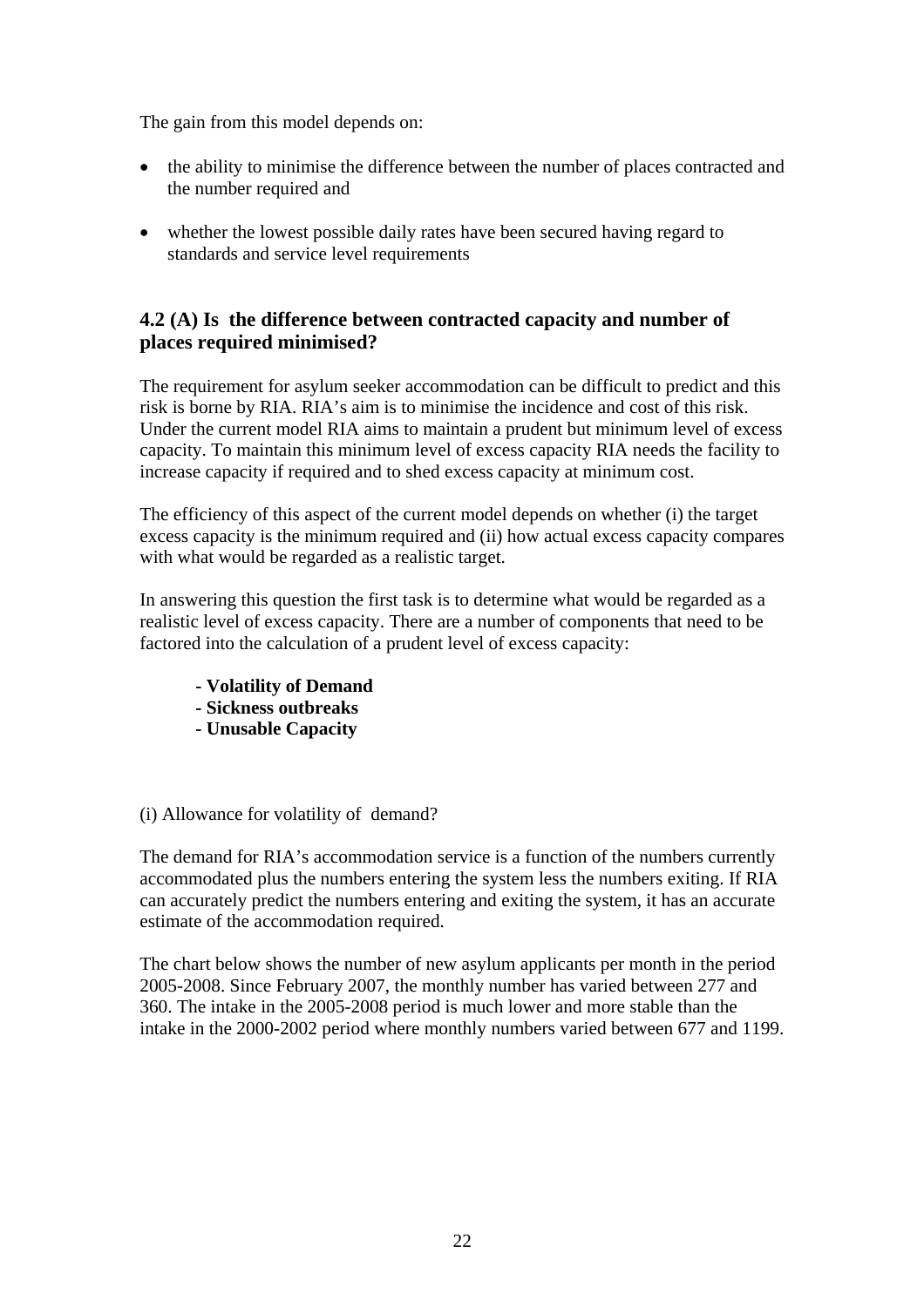The gain from this model depends on:

- the ability to minimise the difference between the number of places contracted and the number required and
- whether the lowest possible daily rates have been secured having regard to standards and service level requirements

## 4.2 (A) Is the difference between contracted capacity and number of places required minimised?

The requirement for asylum seeker accommodation can be difficult to predict and this risk is borne by RIA. RIA's aim is to minimise the incidence and cost of this risk. Under the current model RIA aims to maintain a prudent but minimum level of excess capacity. To maintain this minimum level of excess capacity RIA needs the facility to increase capacity if required and to shed excess capacity at minimum cost.

The efficiency of this aspect of the current model depends on whether (i) the target excess capacity is the minimum required and (ii) how actual excess capacity compares with what would be regarded as a realistic target.

In answering this question the first task is to determine what would be regarded as a realistic level of excess capacity. There are a number of components that need to be factored into the calculation of a prudent level of excess capacity:

**- Volatility of Demand**
**- Sickness outbreaks**
**- Unusable Capacity**

(i) Allowance for volatility of demand?

The demand for RIA's accommodation service is a function of the numbers currently accommodated plus the numbers entering the system less the numbers exiting. If RIA can accurately predict the numbers entering and exiting the system, it has an accurate estimate of the accommodation required.

The chart below shows the number of new asylum applicants per month in the period 2005-2008. Since February 2007, the monthly number has varied between 277 and 360. The intake in the 2005-2008 period is much lower and more stable than the intake in the 2000-2002 period where monthly numbers varied between 677 and 1199.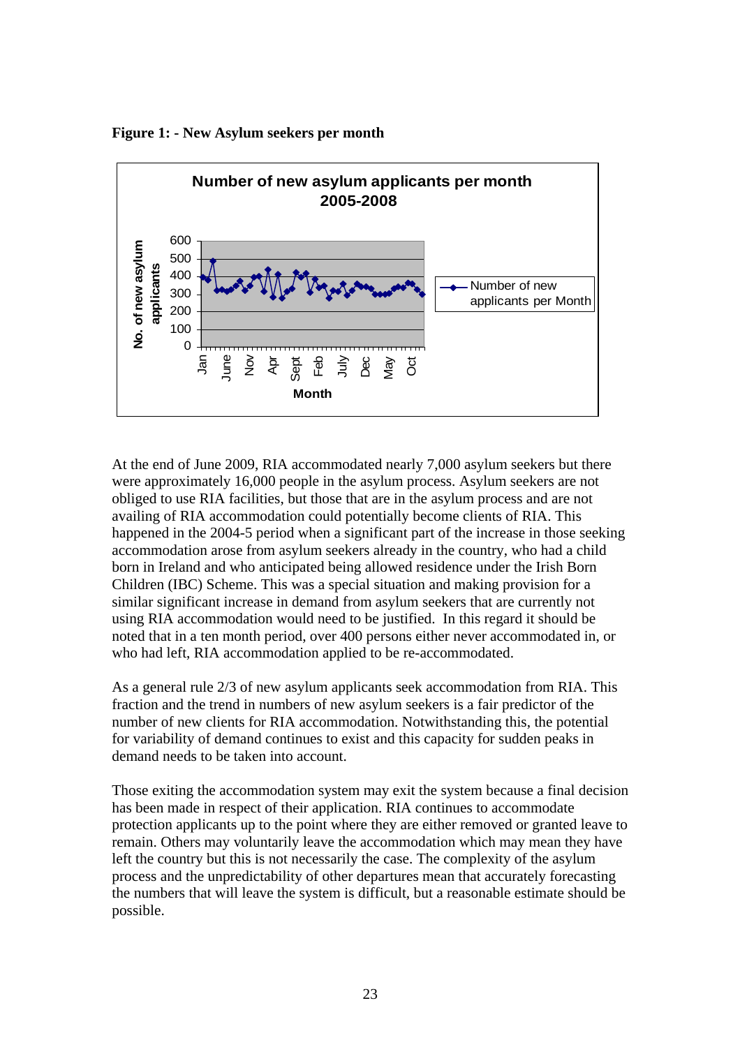**Figure 1: - New Asylum seekers per month**

At the end of June 2009, RIA accommodated nearly 7,000 asylum seekers but there were approximately 16,000 people in the asylum process. Asylum seekers are not obliged to use RIA facilities, but those that are in the asylum process and are not availing of RIA accommodation could potentially become clients of RIA. This happened in the 2004-5 period when a significant part of the increase in those seeking accommodation arose from asylum seekers already in the country, who had a child born in Ireland and who anticipated being allowed residence under the Irish Born Children (IBC) Scheme. This was a special situation and making provision for a similar significant increase in demand from asylum seekers that are currently not using RIA accommodation would need to be justified. In this regard it should be noted that in a ten month period, over 400 persons either never accommodated in, or who had left, RIA accommodation applied to be re-accommodated.

As a general rule 2/3 of new asylum applicants seek accommodation from RIA. This fraction and the trend in numbers of new asylum seekers is a fair predictor of the number of new clients for RIA accommodation. Notwithstanding this, the potential for variability of demand continues to exist and this capacity for sudden peaks in demand needs to be taken into account.

Those exiting the accommodation system may exit the system because a final decision has been made in respect of their application. RIA continues to accommodate protection applicants up to the point where they are either removed or granted leave to remain. Others may voluntarily leave the accommodation which may mean they have left the country but this is not necessarily the case. The complexity of the asylum process and the unpredictability of other departures mean that accurately forecasting the numbers that will leave the system is difficult, but a reasonable estimate should be possible.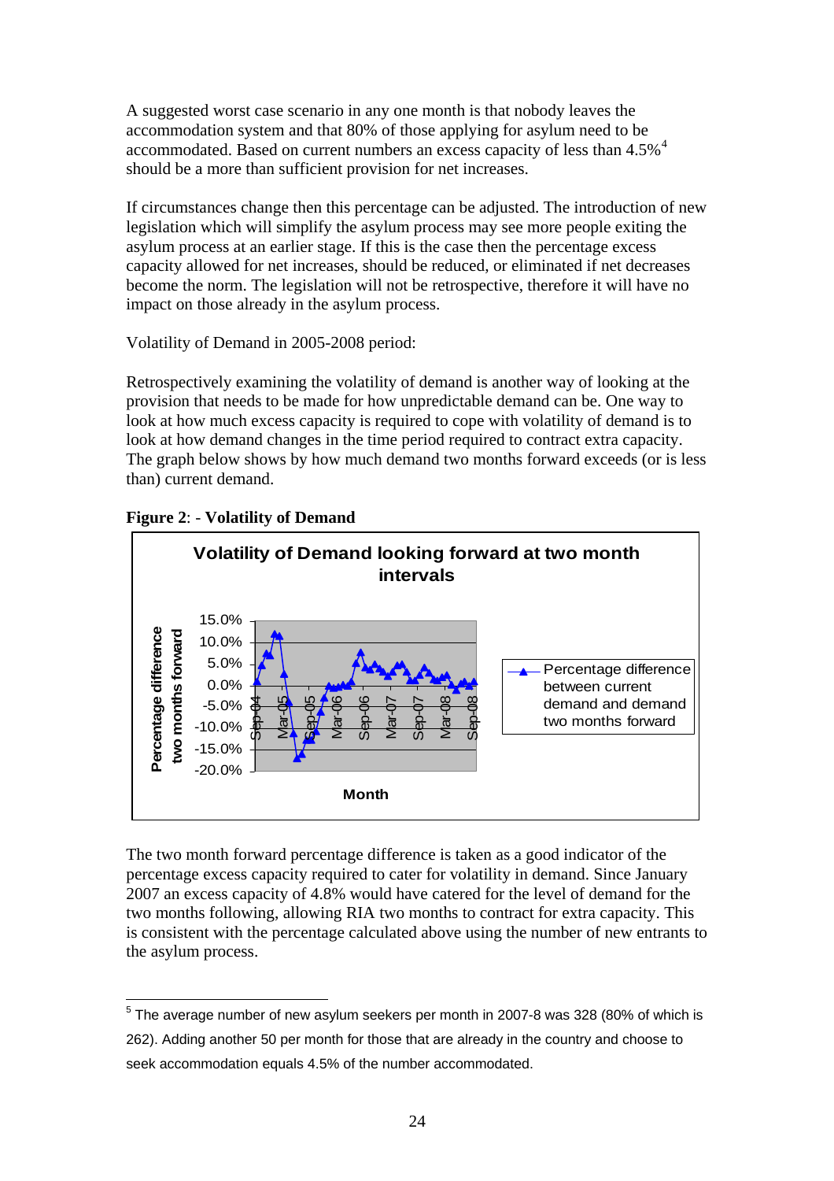A suggested worst case scenario in any one month is that nobody leaves the accommodation system and that 80% of those applying for asylum need to be accommodated. Based on current numbers an excess capacity of less than 4.5%[4] should be a more than sufficient provision for net increases.

If circumstances change then this percentage can be adjusted. The introduction of new legislation which will simplify the asylum process may see more people exiting the asylum process at an earlier stage. If this is the case then the percentage excess capacity allowed for net increases, should be reduced, or eliminated if net decreases become the norm. The legislation will not be retrospective, therefore it will have no impact on those already in the asylum process.

Volatility of Demand in 2005-2008 period:

Retrospectively examining the volatility of demand is another way of looking at the provision that needs to be made for how unpredictable demand can be. One way to look at how much excess capacity is required to cope with volatility of demand is to look at how demand changes in the time period required to contract extra capacity. The graph below shows by how much demand two months forward exceeds (or is less than) current demand.

**Figure 2**: - **Volatility of Demand**

Volatility of Demand looking forward at two month intervals

The two month forward percentage difference is taken as a good indicator of the percentage excess capacity required to cater for volatility in demand. Since January 2007 an excess capacity of 4.8% would have catered for the level of demand for the two months following, allowing RIA two months to contract for extra capacity. This is consistent with the percentage calculated above using the number of new entrants to the asylum process.

---

[5] The average number of new asylum seekers per month in 2007-8 was 328 (80% of which is 262). Adding another 50 per month for those that are already in the country and choose to seek accommodation equals 4.5% of the number accommodated.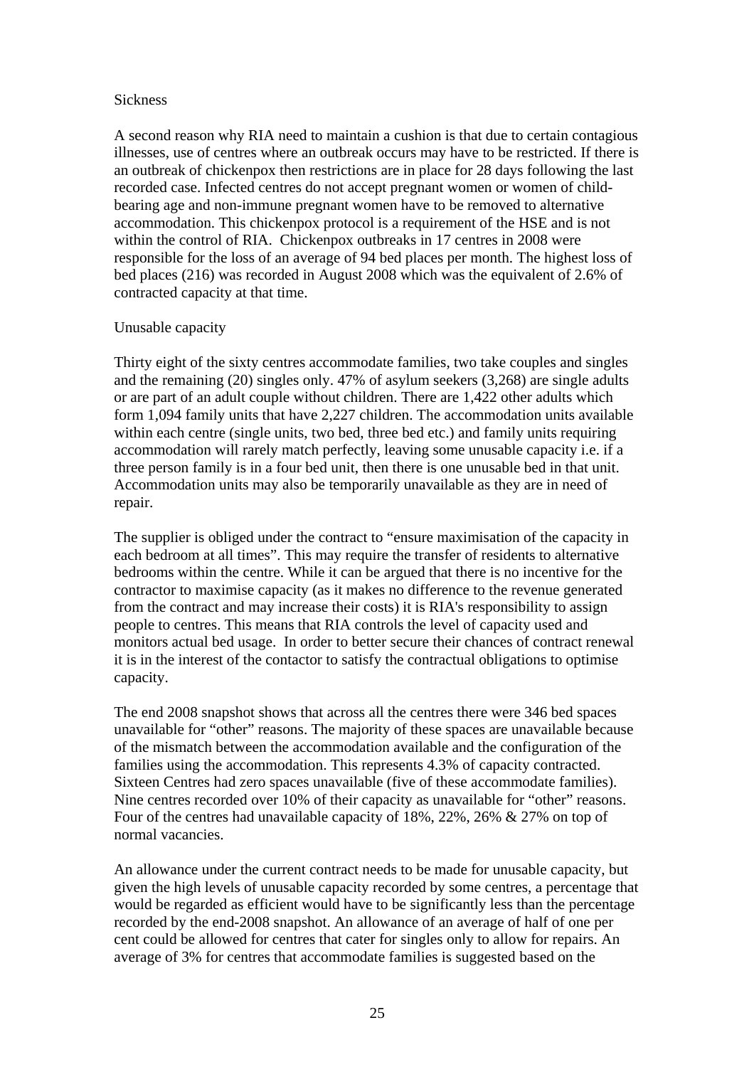### Sickness

A second reason why RIA need to maintain a cushion is that due to certain contagious illnesses, use of centres where an outbreak occurs may have to be restricted. If there is an outbreak of chickenpox then restrictions are in place for 28 days following the last recorded case. Infected centres do not accept pregnant women or women of child-bearing age and non-immune pregnant women have to be removed to alternative accommodation. This chickenpox protocol is a requirement of the HSE and is not within the control of RIA. Chickenpox outbreaks in 17 centres in 2008 were responsible for the loss of an average of 94 bed places per month. The highest loss of bed places (216) was recorded in August 2008 which was the equivalent of 2.6% of contracted capacity at that time.

### Unusable capacity

Thirty eight of the sixty centres accommodate families, two take couples and singles and the remaining (20) singles only. 47% of asylum seekers (3,268) are single adults or are part of an adult couple without children. There are 1,422 other adults which form 1,094 family units that have 2,227 children. The accommodation units available within each centre (single units, two bed, three bed etc.) and family units requiring accommodation will rarely match perfectly, leaving some unusable capacity i.e. if a three person family is in a four bed unit, then there is one unusable bed in that unit. Accommodation units may also be temporarily unavailable as they are in need of repair.

The supplier is obliged under the contract to "ensure maximisation of the capacity in each bedroom at all times". This may require the transfer of residents to alternative bedrooms within the centre. While it can be argued that there is no incentive for the contractor to maximise capacity (as it makes no difference to the revenue generated from the contract and may increase their costs) it is RIA's responsibility to assign people to centres. This means that RIA controls the level of capacity used and monitors actual bed usage. In order to better secure their chances of contract renewal it is in the interest of the contactor to satisfy the contractual obligations to optimise capacity.

The end 2008 snapshot shows that across all the centres there were 346 bed spaces unavailable for "other" reasons. The majority of these spaces are unavailable because of the mismatch between the accommodation available and the configuration of the families using the accommodation. This represents 4.3% of capacity contracted. Sixteen Centres had zero spaces unavailable (five of these accommodate families). Nine centres recorded over 10% of their capacity as unavailable for "other" reasons. Four of the centres had unavailable capacity of 18%, 22%, 26% & 27% on top of normal vacancies.

An allowance under the current contract needs to be made for unusable capacity, but given the high levels of unusable capacity recorded by some centres, a percentage that would be regarded as efficient would have to be significantly less than the percentage recorded by the end-2008 snapshot. An allowance of an average of half of one per cent could be allowed for centres that cater for singles only to allow for repairs. An average of 3% for centres that accommodate families is suggested based on the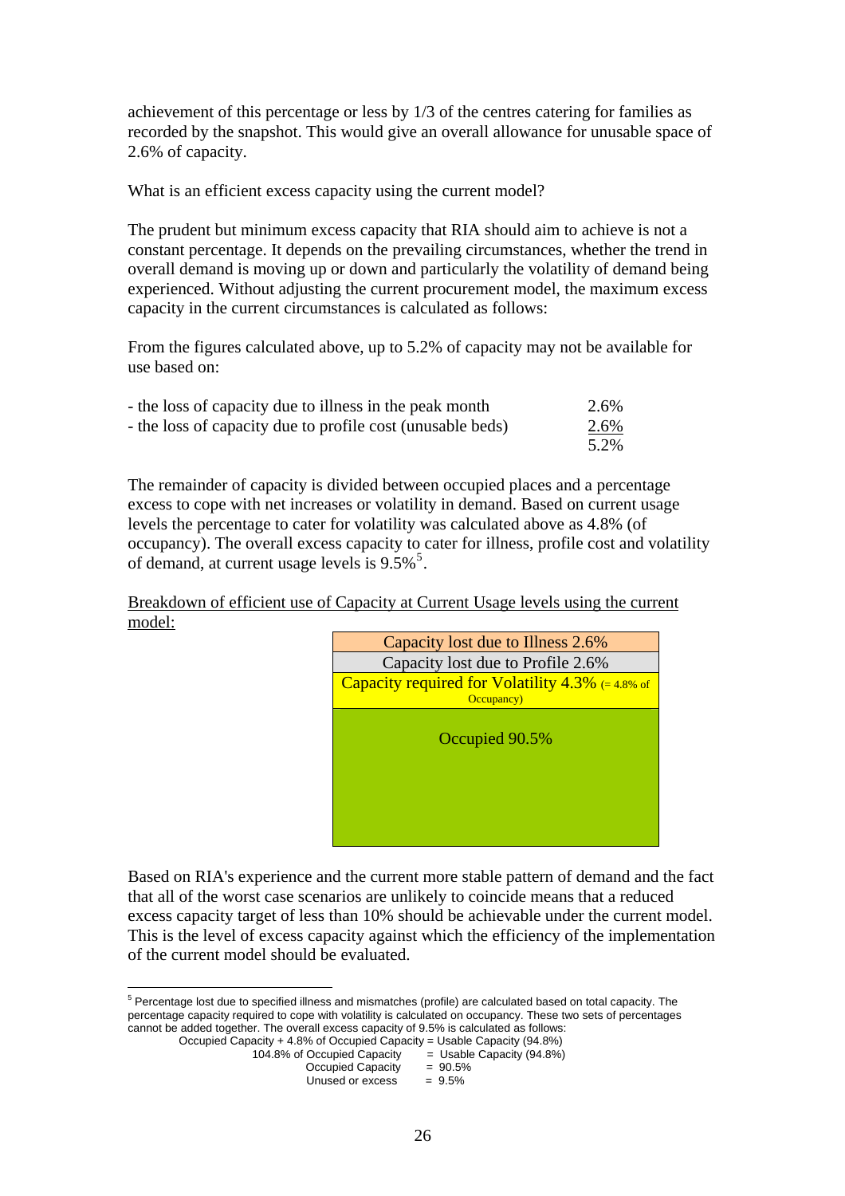achievement of this percentage or less by 1/3 of the centres catering for families as recorded by the snapshot. This would give an overall allowance for unusable space of 2.6% of capacity.

What is an efficient excess capacity using the current model?

The prudent but minimum excess capacity that RIA should aim to achieve is not a constant percentage. It depends on the prevailing circumstances, whether the trend in overall demand is moving up or down and particularly the volatility of demand being experienced. Without adjusting the current procurement model, the maximum excess capacity in the current circumstances is calculated as follows:

From the figures calculated above, up to 5.2% of capacity may not be available for use based on:

| | |
|---|---|
| - the loss of capacity due to illness in the peak month | 2.6% |
| - the loss of capacity due to profile cost (unusable beds) | 2.6% |
| | 5.2% |

The remainder of capacity is divided between occupied places and a percentage excess to cope with net increases or volatility in demand. Based on current usage levels the percentage to cater for volatility was calculated above as 4.8% (of occupancy). The overall excess capacity to cater for illness, profile cost and volatility of demand, at current usage levels is 9.5%[5].

Breakdown of efficient use of Capacity at Current Usage levels using the current model:

| Breakdown |
|---|
| Capacity lost due to Illness 2.6% |
| Capacity lost due to Profile 2.6% |
| Capacity required for Volatility 4.3% (= 4.8% of Occupancy) |
| Occupied 90.5% |

Based on RIA's experience and the current more stable pattern of demand and the fact that all of the worst case scenarios are unlikely to coincide means that a reduced excess capacity target of less than 10% should be achievable under the current model. This is the level of excess capacity against which the efficiency of the implementation of the current model should be evaluated.

---

[5] Percentage lost due to specified illness and mismatches (profile) are calculated based on total capacity. The percentage capacity required to cope with volatility is calculated on occupancy. These two sets of percentages cannot be added together. The overall excess capacity of 9.5% is calculated as follows:

Occupied Capacity + 4.8% of Occupied Capacity = Usable Capacity (94.8%)
104.8% of Occupied Capacity = Usable Capacity (94.8%)
Occupied Capacity = 90.5%
Unused or excess = 9.5%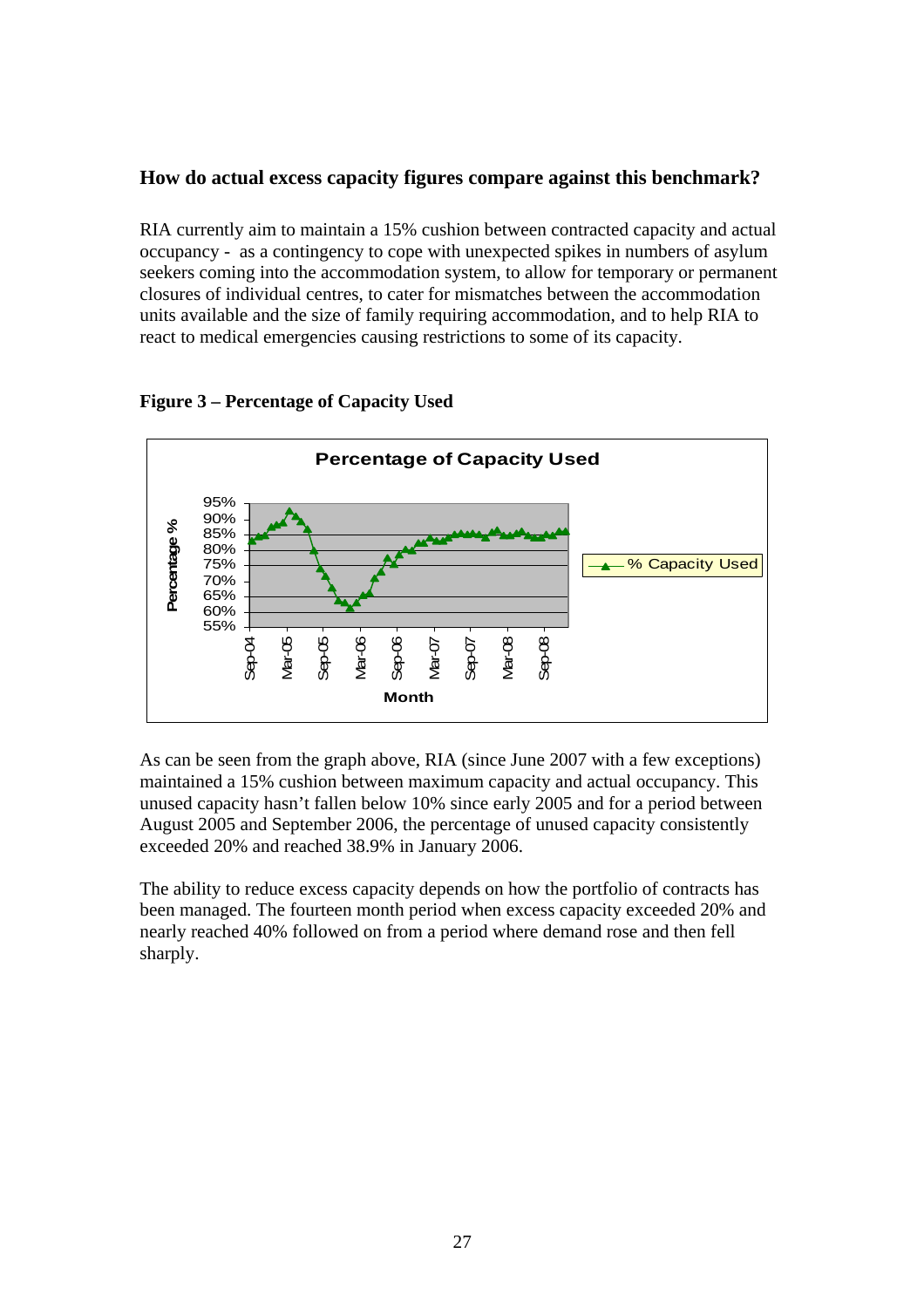### How do actual excess capacity figures compare against this benchmark?

RIA currently aim to maintain a 15% cushion between contracted capacity and actual occupancy - as a contingency to cope with unexpected spikes in numbers of asylum seekers coming into the accommodation system, to allow for temporary or permanent closures of individual centres, to cater for mismatches between the accommodation units available and the size of family requiring accommodation, and to help RIA to react to medical emergencies causing restrictions to some of its capacity.

**Figure 3 – Percentage of Capacity Used**

As can be seen from the graph above, RIA (since June 2007 with a few exceptions) maintained a 15% cushion between maximum capacity and actual occupancy. This unused capacity hasn't fallen below 10% since early 2005 and for a period between August 2005 and September 2006, the percentage of unused capacity consistently exceeded 20% and reached 38.9% in January 2006.

The ability to reduce excess capacity depends on how the portfolio of contracts has been managed. The fourteen month period when excess capacity exceeded 20% and nearly reached 40% followed on from a period where demand rose and then fell sharply.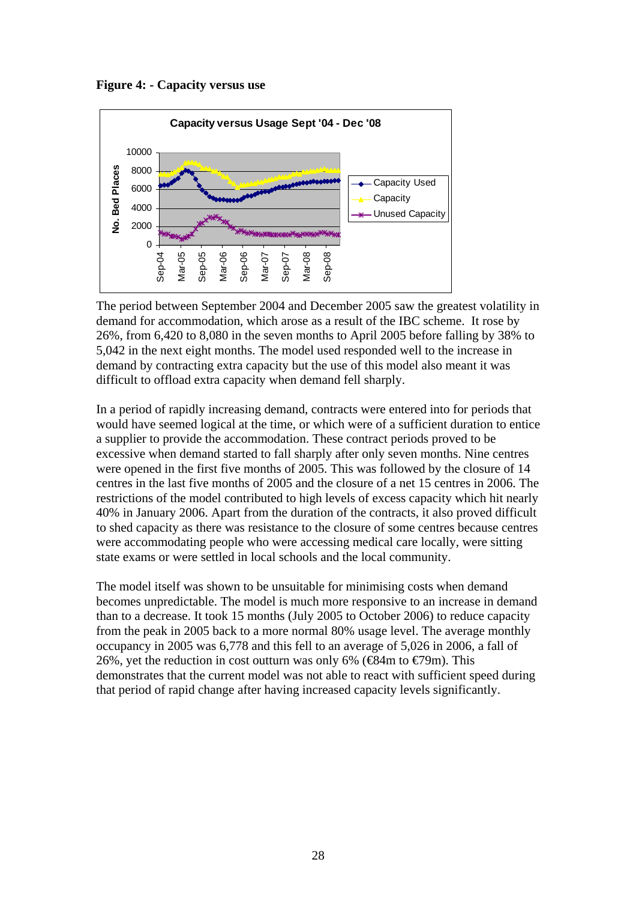**Figure 4: - Capacity versus use**

The period between September 2004 and December 2005 saw the greatest volatility in demand for accommodation, which arose as a result of the IBC scheme. It rose by 26%, from 6,420 to 8,080 in the seven months to April 2005 before falling by 38% to 5,042 in the next eight months. The model used responded well to the increase in demand by contracting extra capacity but the use of this model also meant it was difficult to offload extra capacity when demand fell sharply.

In a period of rapidly increasing demand, contracts were entered into for periods that would have seemed logical at the time, or which were of a sufficient duration to entice a supplier to provide the accommodation. These contract periods proved to be excessive when demand started to fall sharply after only seven months. Nine centres were opened in the first five months of 2005. This was followed by the closure of 14 centres in the last five months of 2005 and the closure of a net 15 centres in 2006. The restrictions of the model contributed to high levels of excess capacity which hit nearly 40% in January 2006. Apart from the duration of the contracts, it also proved difficult to shed capacity as there was resistance to the closure of some centres because centres were accommodating people who were accessing medical care locally, were sitting state exams or were settled in local schools and the local community.

The model itself was shown to be unsuitable for minimising costs when demand becomes unpredictable. The model is much more responsive to an increase in demand than to a decrease. It took 15 months (July 2005 to October 2006) to reduce capacity from the peak in 2005 back to a more normal 80% usage level. The average monthly occupancy in 2005 was 6,778 and this fell to an average of 5,026 in 2006, a fall of 26%, yet the reduction in cost outturn was only 6% (€84m to €79m). This demonstrates that the current model was not able to react with sufficient speed during that period of rapid change after having increased capacity levels significantly.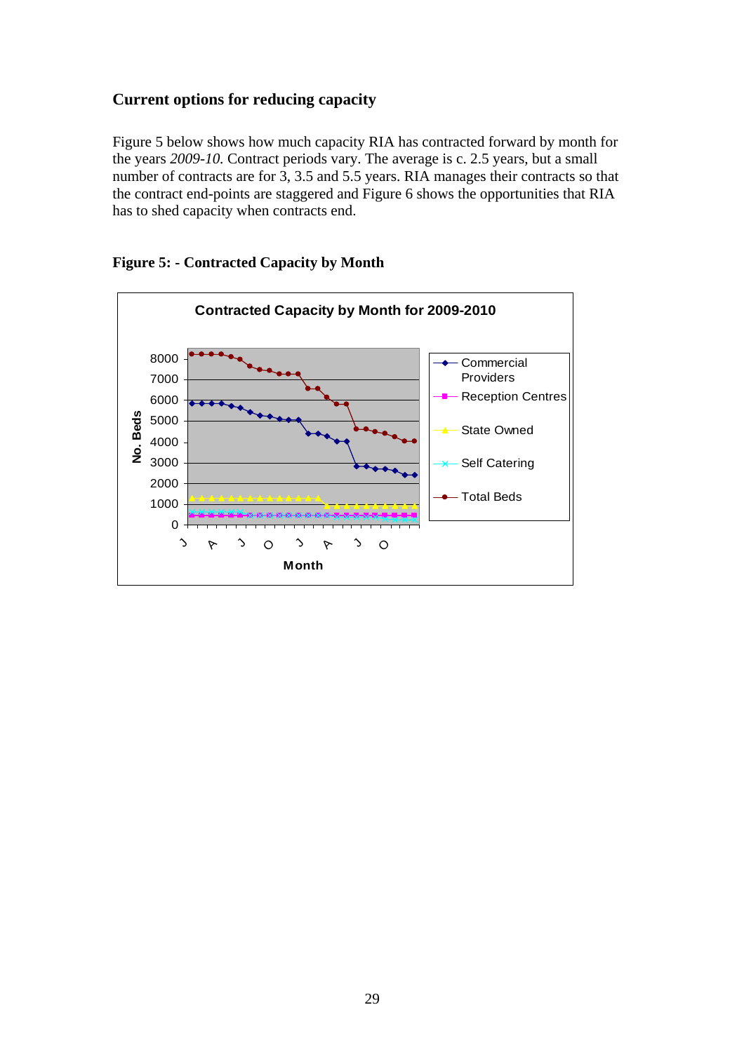### Current options for reducing capacity

Figure 5 below shows how much capacity RIA has contracted forward by month for the years *2009-10.* Contract periods vary. The average is c. 2.5 years, but a small number of contracts are for 3, 3.5 and 5.5 years. RIA manages their contracts so that the contract end-points are staggered and Figure 6 shows the opportunities that RIA has to shed capacity when contracts end.

**Figure 5: - Contracted Capacity by Month**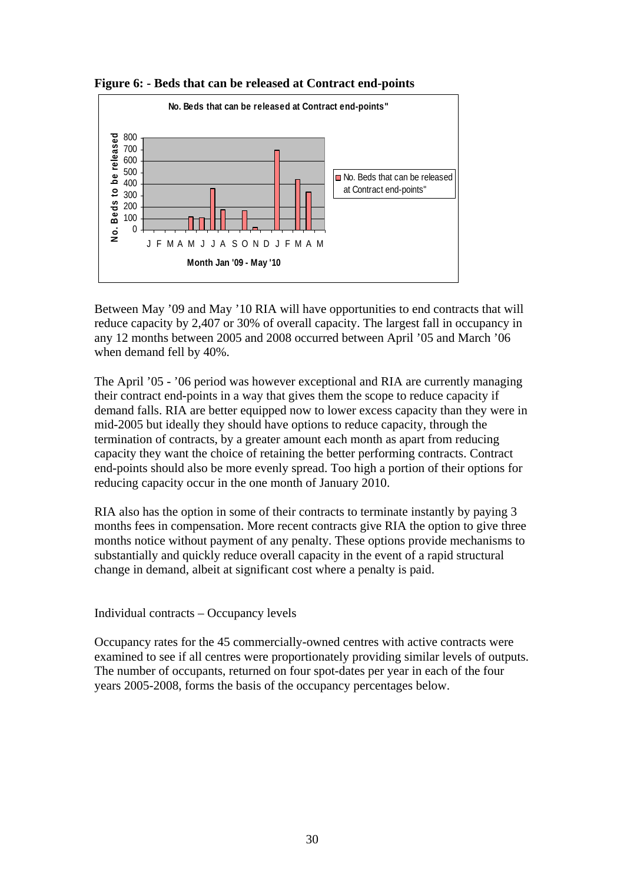**Figure 6: - Beds that can be released at Contract end-points**

Between May '09 and May '10 RIA will have opportunities to end contracts that will reduce capacity by 2,407 or 30% of overall capacity. The largest fall in occupancy in any 12 months between 2005 and 2008 occurred between April '05 and March '06 when demand fell by 40%.

The April '05 - '06 period was however exceptional and RIA are currently managing their contract end-points in a way that gives them the scope to reduce capacity if demand falls. RIA are better equipped now to lower excess capacity than they were in mid-2005 but ideally they should have options to reduce capacity, through the termination of contracts, by a greater amount each month as apart from reducing capacity they want the choice of retaining the better performing contracts. Contract end-points should also be more evenly spread. Too high a portion of their options for reducing capacity occur in the one month of January 2010.

RIA also has the option in some of their contracts to terminate instantly by paying 3 months fees in compensation. More recent contracts give RIA the option to give three months notice without payment of any penalty. These options provide mechanisms to substantially and quickly reduce overall capacity in the event of a rapid structural change in demand, albeit at significant cost where a penalty is paid.

Individual contracts – Occupancy levels

Occupancy rates for the 45 commercially-owned centres with active contracts were examined to see if all centres were proportionately providing similar levels of outputs. The number of occupants, returned on four spot-dates per year in each of the four years 2005-2008, forms the basis of the occupancy percentages below.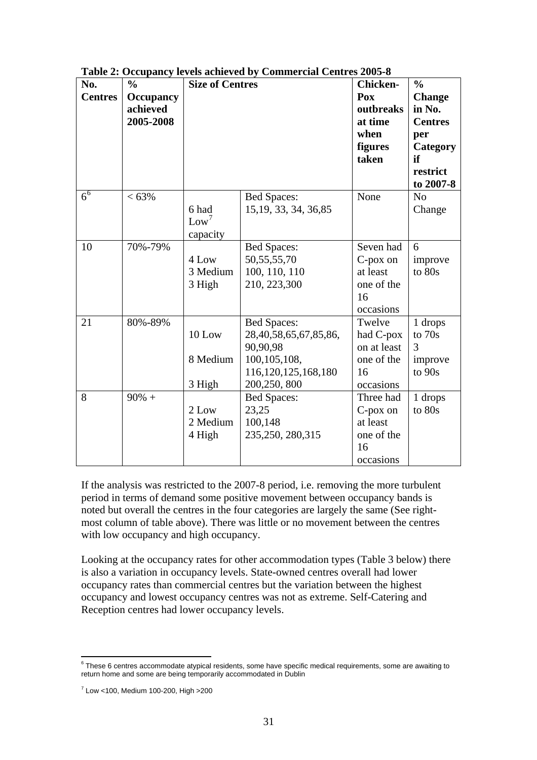**Table 2: Occupancy levels achieved by Commercial Centres 2005-8**

| No. Centres | % Occupancy achieved 2005-2008 | Size of Centres | | Chicken-Pox outbreaks at time when figures taken | % Change in No. Centres per Category if restrict to 2007-8 |
|---|---|---|---|---|---|
| 6[6] | < 63% | 6 had Low[7] capacity | Bed Spaces: 15,19, 33, 34, 36,85 | None | No Change |
| 10 | 70%-79% | 4 Low<br>3 Medium<br>3 High | Bed Spaces:<br>50,55,55,70<br>100, 110, 110<br>210, 223,300 | Seven had C-pox on at least one of the 16 occasions | 6 improve to 80s |
| 21 | 80%-89% | 10 Low<br>8 Medium<br>3 High | Bed Spaces:<br>28,40,58,65,67,85,86, 90,90,98<br>100,105,108, 116,120,125,168,180<br>200,250, 800 | Twelve had C-pox on at least one of the 16 occasions | 1 drops to 70s<br>3 improve to 90s |
| 8 | 90% + | 2 Low<br>2 Medium<br>4 High | Bed Spaces:<br>23,25<br>100,148<br>235,250, 280,315 | Three had C-pox on at least one of the 16 occasions | 1 drops to 80s |

If the analysis was restricted to the 2007-8 period, i.e. removing the more turbulent period in terms of demand some positive movement between occupancy bands is noted but overall the centres in the four categories are largely the same (See right-most column of table above). There was little or no movement between the centres with low occupancy and high occupancy.

Looking at the occupancy rates for other accommodation types (Table 3 below) there is also a variation in occupancy levels. State-owned centres overall had lower occupancy rates than commercial centres but the variation between the highest occupancy and lowest occupancy centres was not as extreme. Self-Catering and Reception centres had lower occupancy levels.

---

[6] These 6 centres accommodate atypical residents, some have specific medical requirements, some are awaiting to return home and some are being temporarily accommodated in Dublin

[7] Low <100, Medium 100-200, High >200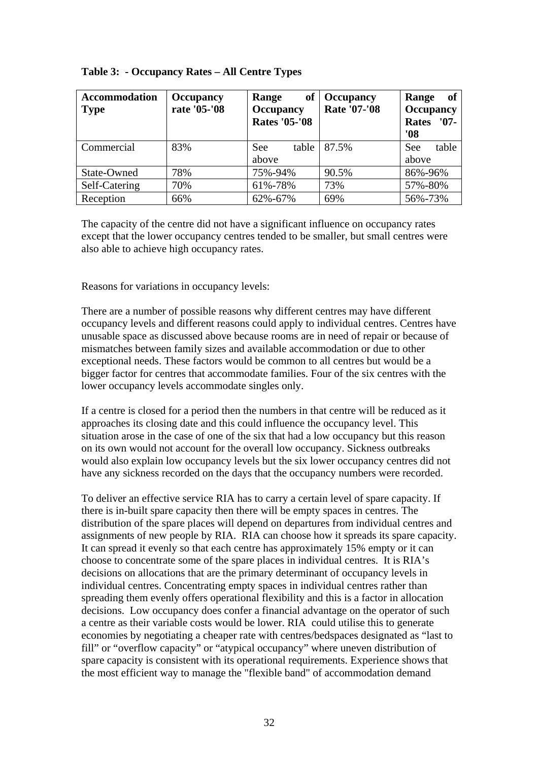**Table 3: - Occupancy Rates – All Centre Types**

| Accommodation Type | Occupancy rate '05-'08 | Range of Occupancy Rates '05-'08 | Occupancy Rate '07-'08 | Range of Occupancy Rates '07-'08 |
|---|---|---|---|---|
| Commercial | 83% | See table above | 87.5% | See table above |
| State-Owned | 78% | 75%-94% | 90.5% | 86%-96% |
| Self-Catering | 70% | 61%-78% | 73% | 57%-80% |
| Reception | 66% | 62%-67% | 69% | 56%-73% |

The capacity of the centre did not have a significant influence on occupancy rates except that the lower occupancy centres tended to be smaller, but small centres were also able to achieve high occupancy rates.

Reasons for variations in occupancy levels:

There are a number of possible reasons why different centres may have different occupancy levels and different reasons could apply to individual centres. Centres have unusable space as discussed above because rooms are in need of repair or because of mismatches between family sizes and available accommodation or due to other exceptional needs. These factors would be common to all centres but would be a bigger factor for centres that accommodate families. Four of the six centres with the lower occupancy levels accommodate singles only.

If a centre is closed for a period then the numbers in that centre will be reduced as it approaches its closing date and this could influence the occupancy level. This situation arose in the case of one of the six that had a low occupancy but this reason on its own would not account for the overall low occupancy. Sickness outbreaks would also explain low occupancy levels but the six lower occupancy centres did not have any sickness recorded on the days that the occupancy numbers were recorded.

To deliver an effective service RIA has to carry a certain level of spare capacity. If there is in-built spare capacity then there will be empty spaces in centres. The distribution of the spare places will depend on departures from individual centres and assignments of new people by RIA. RIA can choose how it spreads its spare capacity. It can spread it evenly so that each centre has approximately 15% empty or it can choose to concentrate some of the spare places in individual centres. It is RIA's decisions on allocations that are the primary determinant of occupancy levels in individual centres. Concentrating empty spaces in individual centres rather than spreading them evenly offers operational flexibility and this is a factor in allocation decisions. Low occupancy does confer a financial advantage on the operator of such a centre as their variable costs would be lower. RIA could utilise this to generate economies by negotiating a cheaper rate with centres/bedspaces designated as "last to fill" or "overflow capacity" or "atypical occupancy" where uneven distribution of spare capacity is consistent with its operational requirements. Experience shows that the most efficient way to manage the "flexible band" of accommodation demand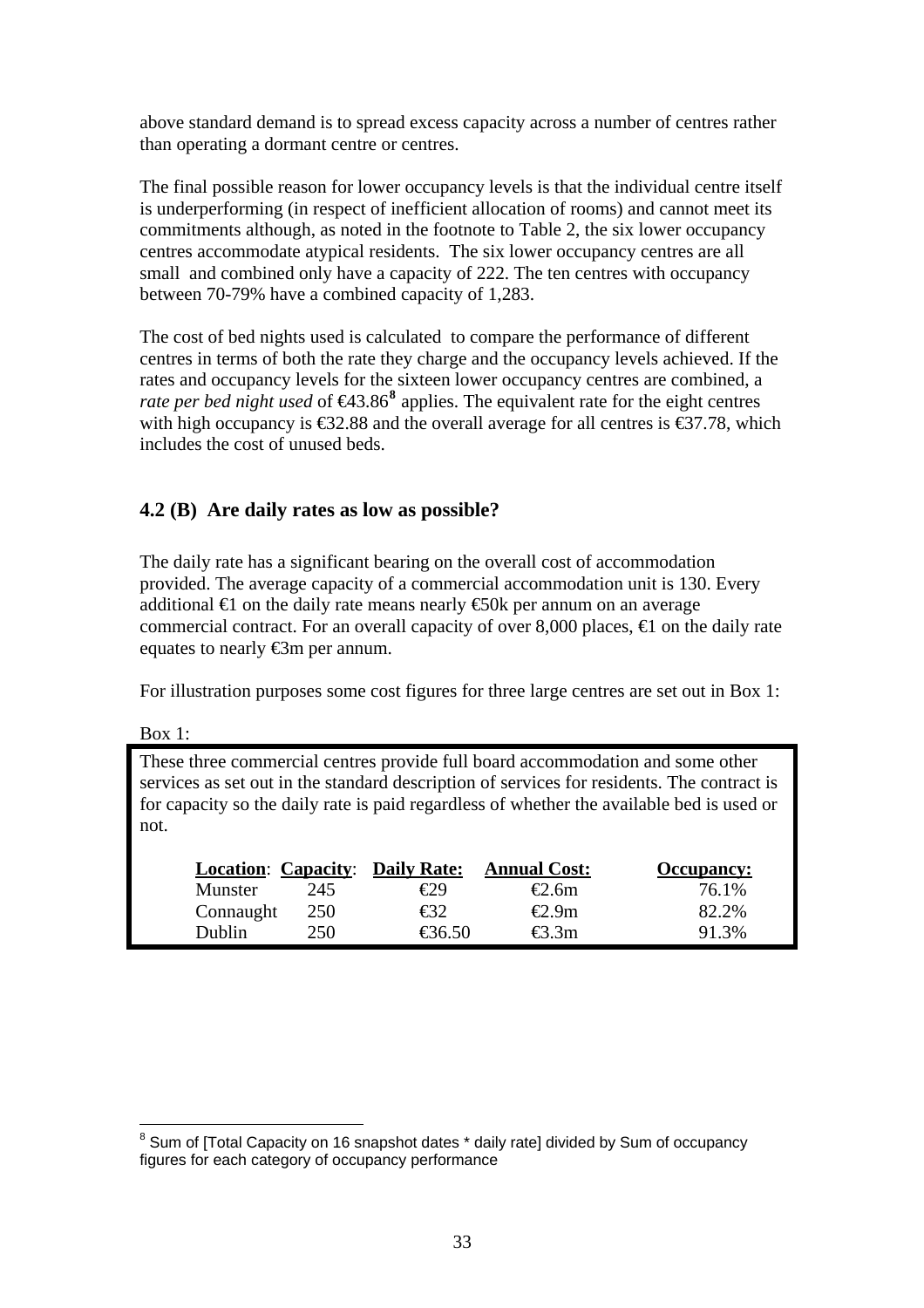above standard demand is to spread excess capacity across a number of centres rather than operating a dormant centre or centres.

The final possible reason for lower occupancy levels is that the individual centre itself is underperforming (in respect of inefficient allocation of rooms) and cannot meet its commitments although, as noted in the footnote to Table 2, the six lower occupancy centres accommodate atypical residents. The six lower occupancy centres are all small and combined only have a capacity of 222. The ten centres with occupancy between 70-79% have a combined capacity of 1,283.

The cost of bed nights used is calculated to compare the performance of different centres in terms of both the rate they charge and the occupancy levels achieved. If the rates and occupancy levels for the sixteen lower occupancy centres are combined, a *rate per bed night used* of €43.86[8] applies. The equivalent rate for the eight centres with high occupancy is €32.88 and the overall average for all centres is €37.78, which includes the cost of unused beds.

### 4.2 (B) Are daily rates as low as possible?

The daily rate has a significant bearing on the overall cost of accommodation provided. The average capacity of a commercial accommodation unit is 130. Every additional €1 on the daily rate means nearly €50k per annum on an average commercial contract. For an overall capacity of over 8,000 places, €1 on the daily rate equates to nearly €3m per annum.

For illustration purposes some cost figures for three large centres are set out in Box 1:

Box 1:

These three commercial centres provide full board accommodation and some other services as set out in the standard description of services for residents. The contract is for capacity so the daily rate is paid regardless of whether the available bed is used or not.

| Location: | Capacity: | Daily Rate: | Annual Cost: | Occupancy: |
|---|---|---|---|---|
| Munster | 245 | €29 | €2.6m | 76.1% |
| Connaught | 250 | €32 | €2.9m | 82.2% |
| Dublin | 250 | €36.50 | €3.3m | 91.3% |

[8] Sum of [Total Capacity on 16 snapshot dates * daily rate] divided by Sum of occupancy figures for each category of occupancy performance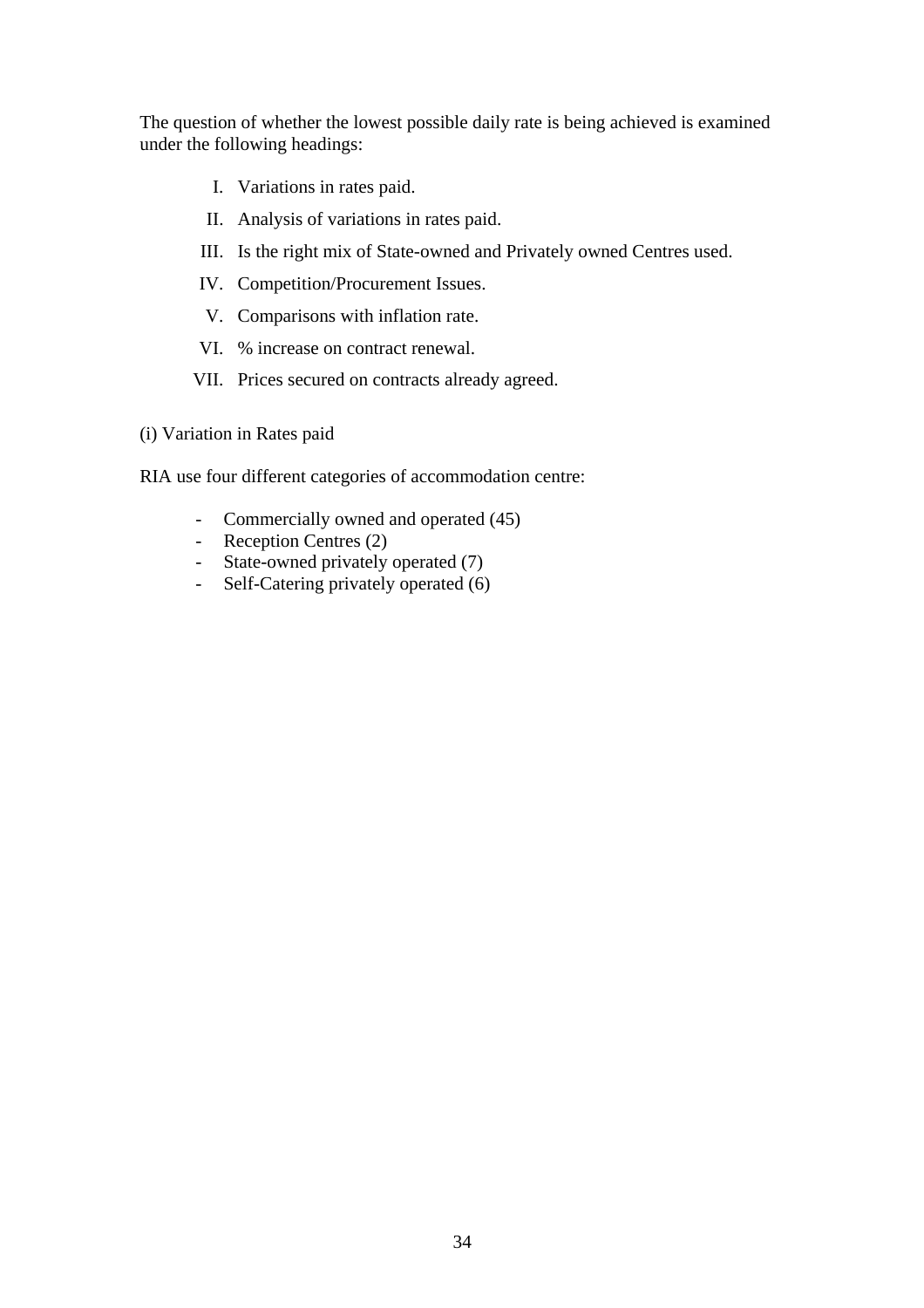The question of whether the lowest possible daily rate is being achieved is examined under the following headings:

I. Variations in rates paid.
II. Analysis of variations in rates paid.
III. Is the right mix of State-owned and Privately owned Centres used.
IV. Competition/Procurement Issues.
V. Comparisons with inflation rate.
VI. % increase on contract renewal.
VII. Prices secured on contracts already agreed.

(i) Variation in Rates paid

RIA use four different categories of accommodation centre:

- Commercially owned and operated (45)
- Reception Centres (2)
- State-owned privately operated (7)
- Self-Catering privately operated (6)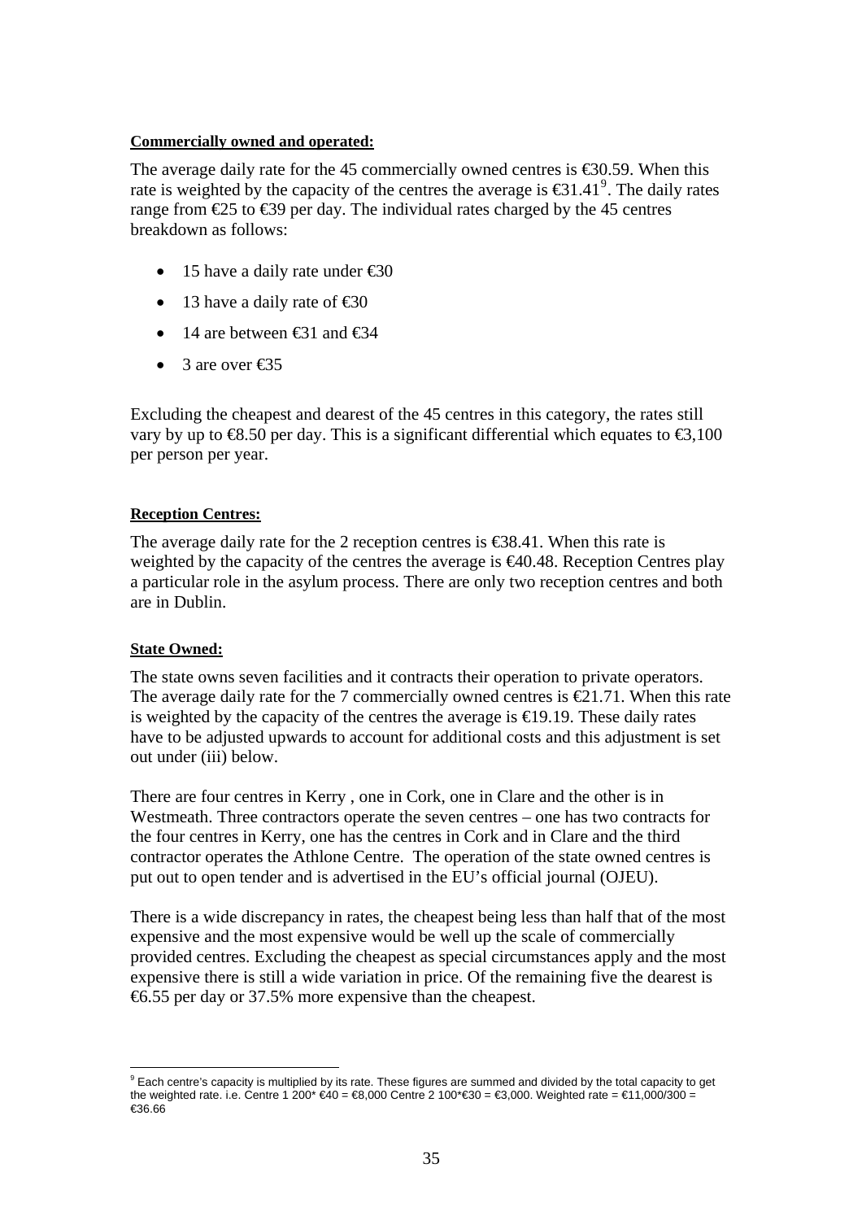**Commercially owned and operated:**

The average daily rate for the 45 commercially owned centres is €30.59. When this rate is weighted by the capacity of the centres the average is €31.41[9]. The daily rates range from €25 to €39 per day. The individual rates charged by the 45 centres breakdown as follows:

- 15 have a daily rate under €30
- 13 have a daily rate of €30
- 14 are between €31 and €34
- 3 are over €35

Excluding the cheapest and dearest of the 45 centres in this category, the rates still vary by up to €8.50 per day. This is a significant differential which equates to €3,100 per person per year.

**Reception Centres:**

The average daily rate for the 2 reception centres is €38.41. When this rate is weighted by the capacity of the centres the average is €40.48. Reception Centres play a particular role in the asylum process. There are only two reception centres and both are in Dublin.

**State Owned:**

The state owns seven facilities and it contracts their operation to private operators. The average daily rate for the 7 commercially owned centres is €21.71. When this rate is weighted by the capacity of the centres the average is €19.19. These daily rates have to be adjusted upwards to account for additional costs and this adjustment is set out under (iii) below.

There are four centres in Kerry , one in Cork, one in Clare and the other is in Westmeath. Three contractors operate the seven centres – one has two contracts for the four centres in Kerry, one has the centres in Cork and in Clare and the third contractor operates the Athlone Centre. The operation of the state owned centres is put out to open tender and is advertised in the EU's official journal (OJEU).

There is a wide discrepancy in rates, the cheapest being less than half that of the most expensive and the most expensive would be well up the scale of commercially provided centres. Excluding the cheapest as special circumstances apply and the most expensive there is still a wide variation in price. Of the remaining five the dearest is €6.55 per day or 37.5% more expensive than the cheapest.

---

[9] Each centre's capacity is multiplied by its rate. These figures are summed and divided by the total capacity to get the weighted rate. i.e. Centre 1 200* €40 = €8,000 Centre 2 100*€30 = €3,000. Weighted rate = €11,000/300 = €36.66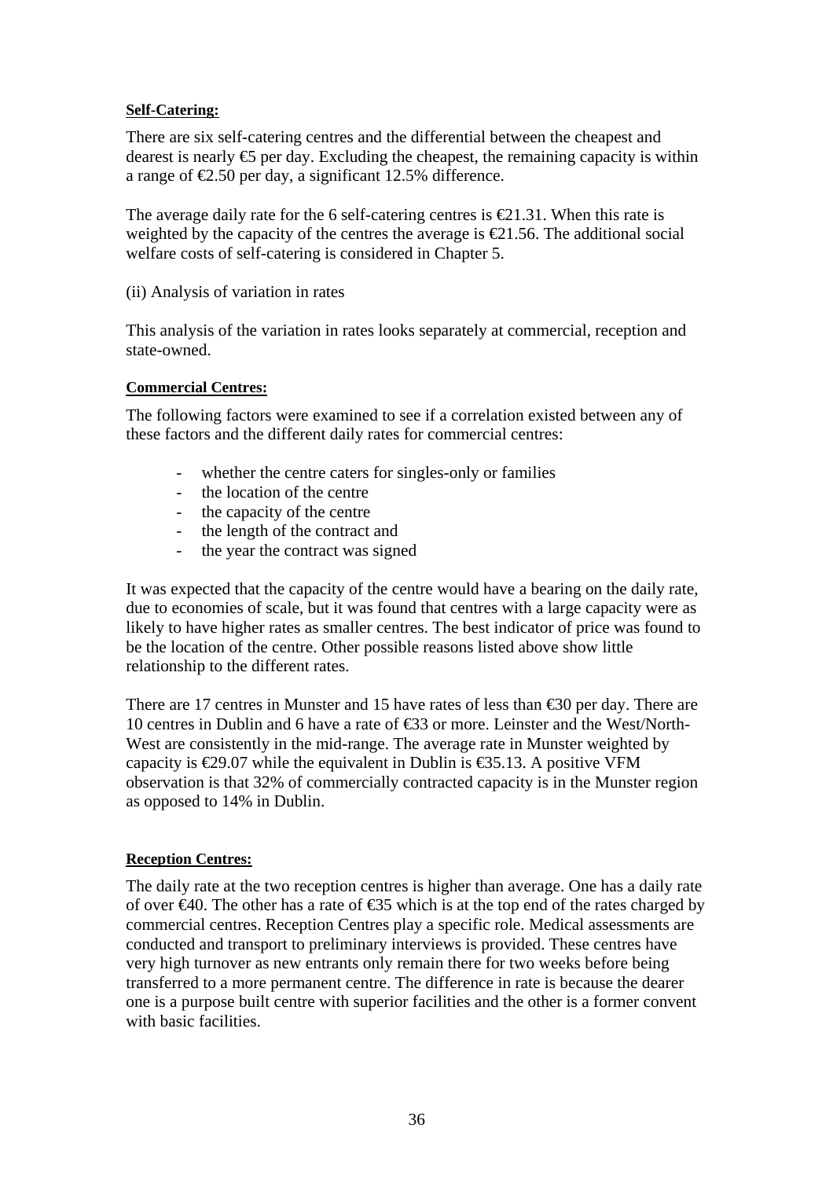**Self-Catering:**

There are six self-catering centres and the differential between the cheapest and dearest is nearly €5 per day. Excluding the cheapest, the remaining capacity is within a range of €2.50 per day, a significant 12.5% difference.

The average daily rate for the 6 self-catering centres is €21.31. When this rate is weighted by the capacity of the centres the average is €21.56. The additional social welfare costs of self-catering is considered in Chapter 5.

(ii) Analysis of variation in rates

This analysis of the variation in rates looks separately at commercial, reception and state-owned.

**Commercial Centres:**

The following factors were examined to see if a correlation existed between any of these factors and the different daily rates for commercial centres:

- whether the centre caters for singles-only or families
- the location of the centre
- the capacity of the centre
- the length of the contract and
- the year the contract was signed

It was expected that the capacity of the centre would have a bearing on the daily rate, due to economies of scale, but it was found that centres with a large capacity were as likely to have higher rates as smaller centres. The best indicator of price was found to be the location of the centre. Other possible reasons listed above show little relationship to the different rates.

There are 17 centres in Munster and 15 have rates of less than €30 per day. There are 10 centres in Dublin and 6 have a rate of €33 or more. Leinster and the West/North-West are consistently in the mid-range. The average rate in Munster weighted by capacity is €29.07 while the equivalent in Dublin is €35.13. A positive VFM observation is that 32% of commercially contracted capacity is in the Munster region as opposed to 14% in Dublin.

**Reception Centres:**

The daily rate at the two reception centres is higher than average. One has a daily rate of over €40. The other has a rate of €35 which is at the top end of the rates charged by commercial centres. Reception Centres play a specific role. Medical assessments are conducted and transport to preliminary interviews is provided. These centres have very high turnover as new entrants only remain there for two weeks before being transferred to a more permanent centre. The difference in rate is because the dearer one is a purpose built centre with superior facilities and the other is a former convent with basic facilities.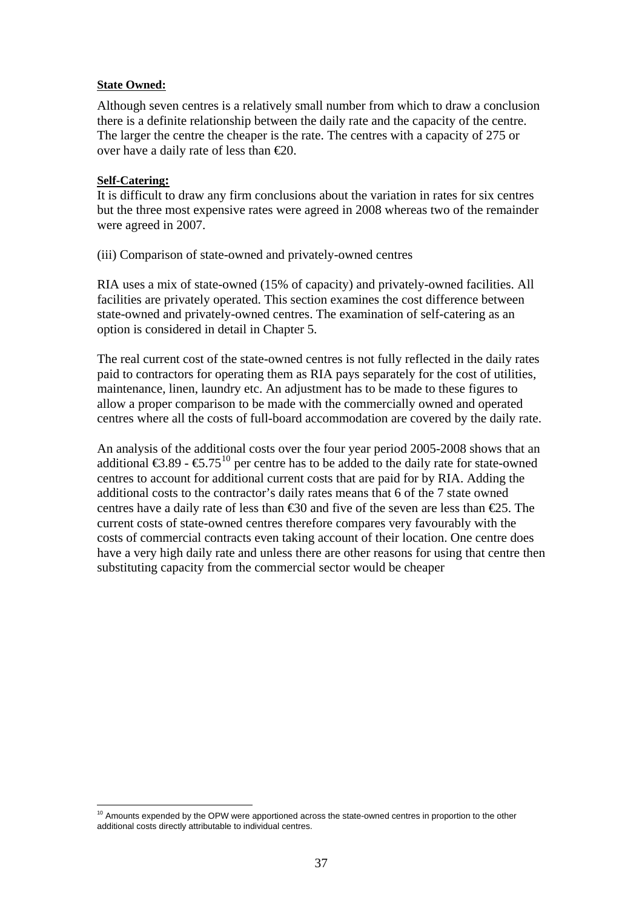**State Owned:**

Although seven centres is a relatively small number from which to draw a conclusion there is a definite relationship between the daily rate and the capacity of the centre. The larger the centre the cheaper is the rate. The centres with a capacity of 275 or over have a daily rate of less than €20.

**Self-Catering:**

It is difficult to draw any firm conclusions about the variation in rates for six centres but the three most expensive rates were agreed in 2008 whereas two of the remainder were agreed in 2007.

(iii) Comparison of state-owned and privately-owned centres

RIA uses a mix of state-owned (15% of capacity) and privately-owned facilities. All facilities are privately operated. This section examines the cost difference between state-owned and privately-owned centres. The examination of self-catering as an option is considered in detail in Chapter 5.

The real current cost of the state-owned centres is not fully reflected in the daily rates paid to contractors for operating them as RIA pays separately for the cost of utilities, maintenance, linen, laundry etc. An adjustment has to be made to these figures to allow a proper comparison to be made with the commercially owned and operated centres where all the costs of full-board accommodation are covered by the daily rate.

An analysis of the additional costs over the four year period 2005-2008 shows that an additional €3.89 - €5.75[10] per centre has to be added to the daily rate for state-owned centres to account for additional current costs that are paid for by RIA. Adding the additional costs to the contractor's daily rates means that 6 of the 7 state owned centres have a daily rate of less than €30 and five of the seven are less than €25. The current costs of state-owned centres therefore compares very favourably with the costs of commercial contracts even taking account of their location. One centre does have a very high daily rate and unless there are other reasons for using that centre then substituting capacity from the commercial sector would be cheaper

[10] Amounts expended by the OPW were apportioned across the state-owned centres in proportion to the other additional costs directly attributable to individual centres.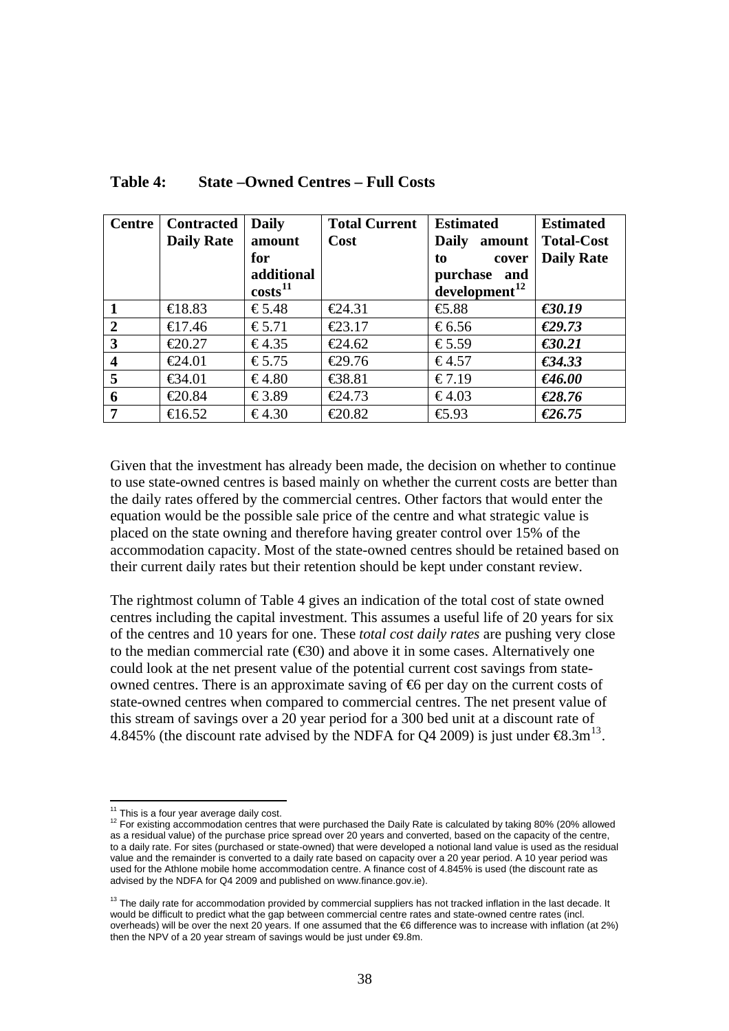**Table 4: State –Owned Centres – Full Costs**

| Centre | Contracted Daily Rate | Daily amount for additional costs[11] | Total Current Cost | Estimated Daily amount to cover purchase and development[12] | Estimated Total-Cost Daily Rate |
|---|---|---|---|---|---|
| **1** | €18.83 | € 5.48 | €24.31 | €5.88 | ***€30.19*** |
| **2** | €17.46 | € 5.71 | €23.17 | € 6.56 | ***€29.73*** |
| **3** | €20.27 | € 4.35 | €24.62 | € 5.59 | ***€30.21*** |
| **4** | €24.01 | € 5.75 | €29.76 | € 4.57 | ***€34.33*** |
| **5** | €34.01 | € 4.80 | €38.81 | € 7.19 | ***€46.00*** |
| **6** | €20.84 | € 3.89 | €24.73 | € 4.03 | ***€28.76*** |
| **7** | €16.52 | € 4.30 | €20.82 | €5.93 | ***€26.75*** |

Given that the investment has already been made, the decision on whether to continue to use state-owned centres is based mainly on whether the current costs are better than the daily rates offered by the commercial centres. Other factors that would enter the equation would be the possible sale price of the centre and what strategic value is placed on the state owning and therefore having greater control over 15% of the accommodation capacity. Most of the state-owned centres should be retained based on their current daily rates but their retention should be kept under constant review.

The rightmost column of Table 4 gives an indication of the total cost of state owned centres including the capital investment. This assumes a useful life of 20 years for six of the centres and 10 years for one. These *total cost daily rates* are pushing very close to the median commercial rate (€30) and above it in some cases. Alternatively one could look at the net present value of the potential current cost savings from state-owned centres. There is an approximate saving of €6 per day on the current costs of state-owned centres when compared to commercial centres. The net present value of this stream of savings over a 20 year period for a 300 bed unit at a discount rate of 4.845% (the discount rate advised by the NDFA for Q4 2009) is just under €8.3m[13].

---

[11] This is a four year average daily cost.

[12] For existing accommodation centres that were purchased the Daily Rate is calculated by taking 80% (20% allowed as a residual value) of the purchase price spread over 20 years and converted, based on the capacity of the centre, to a daily rate. For sites (purchased or state-owned) that were developed a notional land value is used as the residual value and the remainder is converted to a daily rate based on capacity over a 20 year period. A 10 year period was used for the Athlone mobile home accommodation centre. A finance cost of 4.845% is used (the discount rate as advised by the NDFA for Q4 2009 and published on www.finance.gov.ie).

[13] The daily rate for accommodation provided by commercial suppliers has not tracked inflation in the last decade. It would be difficult to predict what the gap between commercial centre rates and state-owned centre rates (incl. overheads) will be over the next 20 years. If one assumed that the €6 difference was to increase with inflation (at 2%) then the NPV of a 20 year stream of savings would be just under €9.8m.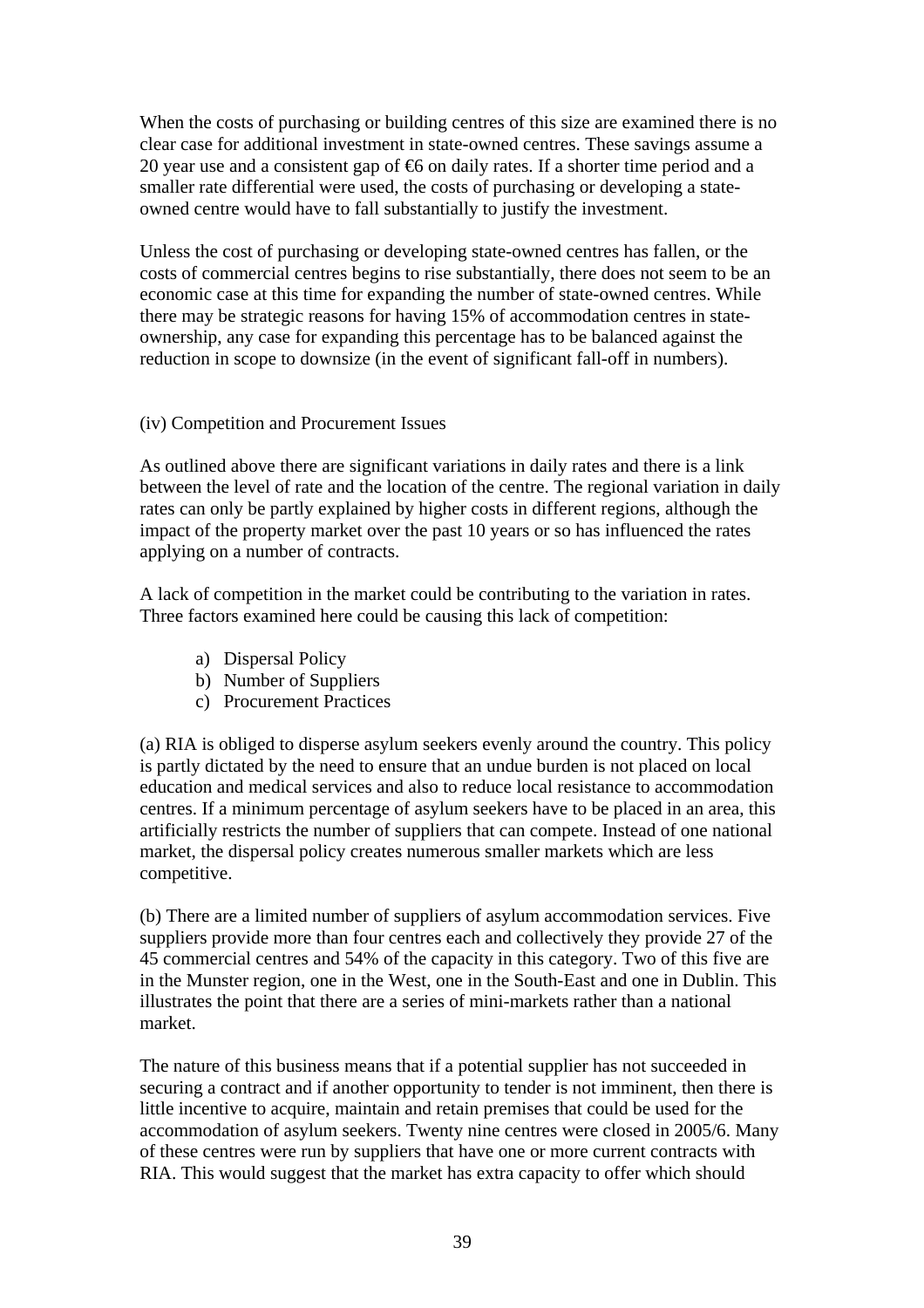When the costs of purchasing or building centres of this size are examined there is no clear case for additional investment in state-owned centres. These savings assume a 20 year use and a consistent gap of €6 on daily rates. If a shorter time period and a smaller rate differential were used, the costs of purchasing or developing a state-owned centre would have to fall substantially to justify the investment.

Unless the cost of purchasing or developing state-owned centres has fallen, or the costs of commercial centres begins to rise substantially, there does not seem to be an economic case at this time for expanding the number of state-owned centres. While there may be strategic reasons for having 15% of accommodation centres in state-ownership, any case for expanding this percentage has to be balanced against the reduction in scope to downsize (in the event of significant fall-off in numbers).

(iv) Competition and Procurement Issues

As outlined above there are significant variations in daily rates and there is a link between the level of rate and the location of the centre. The regional variation in daily rates can only be partly explained by higher costs in different regions, although the impact of the property market over the past 10 years or so has influenced the rates applying on a number of contracts.

A lack of competition in the market could be contributing to the variation in rates. Three factors examined here could be causing this lack of competition:

a) Dispersal Policy
b) Number of Suppliers
c) Procurement Practices

(a) RIA is obliged to disperse asylum seekers evenly around the country. This policy is partly dictated by the need to ensure that an undue burden is not placed on local education and medical services and also to reduce local resistance to accommodation centres. If a minimum percentage of asylum seekers have to be placed in an area, this artificially restricts the number of suppliers that can compete. Instead of one national market, the dispersal policy creates numerous smaller markets which are less competitive.

(b) There are a limited number of suppliers of asylum accommodation services. Five suppliers provide more than four centres each and collectively they provide 27 of the 45 commercial centres and 54% of the capacity in this category. Two of this five are in the Munster region, one in the West, one in the South-East and one in Dublin. This illustrates the point that there are a series of mini-markets rather than a national market.

The nature of this business means that if a potential supplier has not succeeded in securing a contract and if another opportunity to tender is not imminent, then there is little incentive to acquire, maintain and retain premises that could be used for the accommodation of asylum seekers. Twenty nine centres were closed in 2005/6. Many of these centres were run by suppliers that have one or more current contracts with RIA. This would suggest that the market has extra capacity to offer which should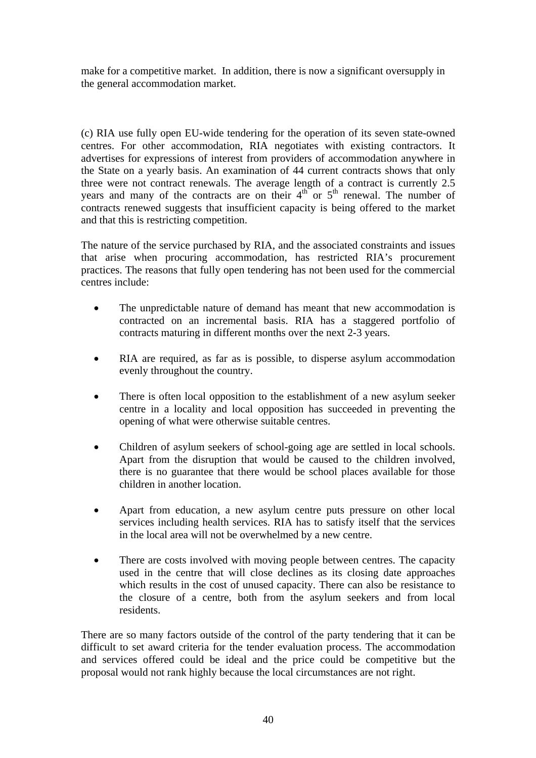make for a competitive market. In addition, there is now a significant oversupply in the general accommodation market.

(c) RIA use fully open EU-wide tendering for the operation of its seven state-owned centres. For other accommodation, RIA negotiates with existing contractors. It advertises for expressions of interest from providers of accommodation anywhere in the State on a yearly basis. An examination of 44 current contracts shows that only three were not contract renewals. The average length of a contract is currently 2.5 years and many of the contracts are on their 4th or 5th renewal. The number of contracts renewed suggests that insufficient capacity is being offered to the market and that this is restricting competition.

The nature of the service purchased by RIA, and the associated constraints and issues that arise when procuring accommodation, has restricted RIA's procurement practices. The reasons that fully open tendering has not been used for the commercial centres include:

- The unpredictable nature of demand has meant that new accommodation is contracted on an incremental basis. RIA has a staggered portfolio of contracts maturing in different months over the next 2-3 years.
- RIA are required, as far as is possible, to disperse asylum accommodation evenly throughout the country.
- There is often local opposition to the establishment of a new asylum seeker centre in a locality and local opposition has succeeded in preventing the opening of what were otherwise suitable centres.
- Children of asylum seekers of school-going age are settled in local schools. Apart from the disruption that would be caused to the children involved, there is no guarantee that there would be school places available for those children in another location.
- Apart from education, a new asylum centre puts pressure on other local services including health services. RIA has to satisfy itself that the services in the local area will not be overwhelmed by a new centre.
- There are costs involved with moving people between centres. The capacity used in the centre that will close declines as its closing date approaches which results in the cost of unused capacity. There can also be resistance to the closure of a centre, both from the asylum seekers and from local residents.

There are so many factors outside of the control of the party tendering that it can be difficult to set award criteria for the tender evaluation process. The accommodation and services offered could be ideal and the price could be competitive but the proposal would not rank highly because the local circumstances are not right.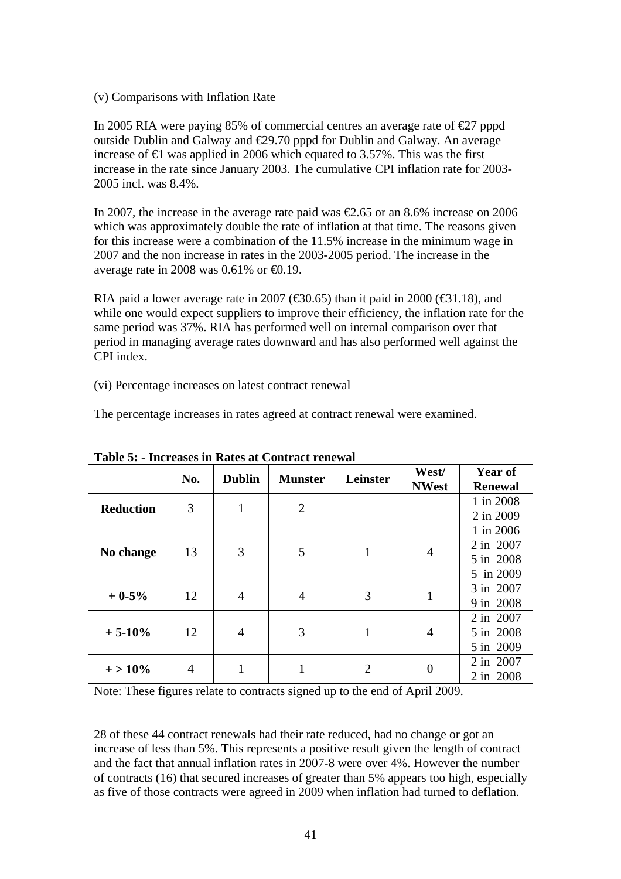(v) Comparisons with Inflation Rate

In 2005 RIA were paying 85% of commercial centres an average rate of €27 pppd outside Dublin and Galway and €29.70 pppd for Dublin and Galway. An average increase of €1 was applied in 2006 which equated to 3.57%. This was the first increase in the rate since January 2003. The cumulative CPI inflation rate for 2003-2005 incl. was 8.4%.

In 2007, the increase in the average rate paid was €2.65 or an 8.6% increase on 2006 which was approximately double the rate of inflation at that time. The reasons given for this increase were a combination of the 11.5% increase in the minimum wage in 2007 and the non increase in rates in the 2003-2005 period. The increase in the average rate in 2008 was 0.61% or €0.19.

RIA paid a lower average rate in 2007 (€30.65) than it paid in 2000 (€31.18), and while one would expect suppliers to improve their efficiency, the inflation rate for the same period was 37%. RIA has performed well on internal comparison over that period in managing average rates downward and has also performed well against the CPI index.

(vi) Percentage increases on latest contract renewal

The percentage increases in rates agreed at contract renewal were examined.

**Table 5: - Increases in Rates at Contract renewal**

| | No. | Dublin | Munster | Leinster | West/ NWest | Year of Renewal |
|---|---|---|---|---|---|---|
| **Reduction** | 3 | 1 | 2 | | | 1 in 2008<br>2 in 2009 |
| **No change** | 13 | 3 | 5 | 1 | 4 | 1 in 2006<br>2 in 2007<br>5 in 2008<br>5 in 2009 |
| **+ 0-5%** | 12 | 4 | 4 | 3 | 1 | 3 in 2007<br>9 in 2008 |
| **+ 5-10%** | 12 | 4 | 3 | 1 | 4 | 2 in 2007<br>5 in 2008<br>5 in 2009 |
| **+ > 10%** | 4 | 1 | 1 | 2 | 0 | 2 in 2007<br>2 in 2008 |

Note: These figures relate to contracts signed up to the end of April 2009.

28 of these 44 contract renewals had their rate reduced, had no change or got an increase of less than 5%. This represents a positive result given the length of contract and the fact that annual inflation rates in 2007-8 were over 4%. However the number of contracts (16) that secured increases of greater than 5% appears too high, especially as five of those contracts were agreed in 2009 when inflation had turned to deflation.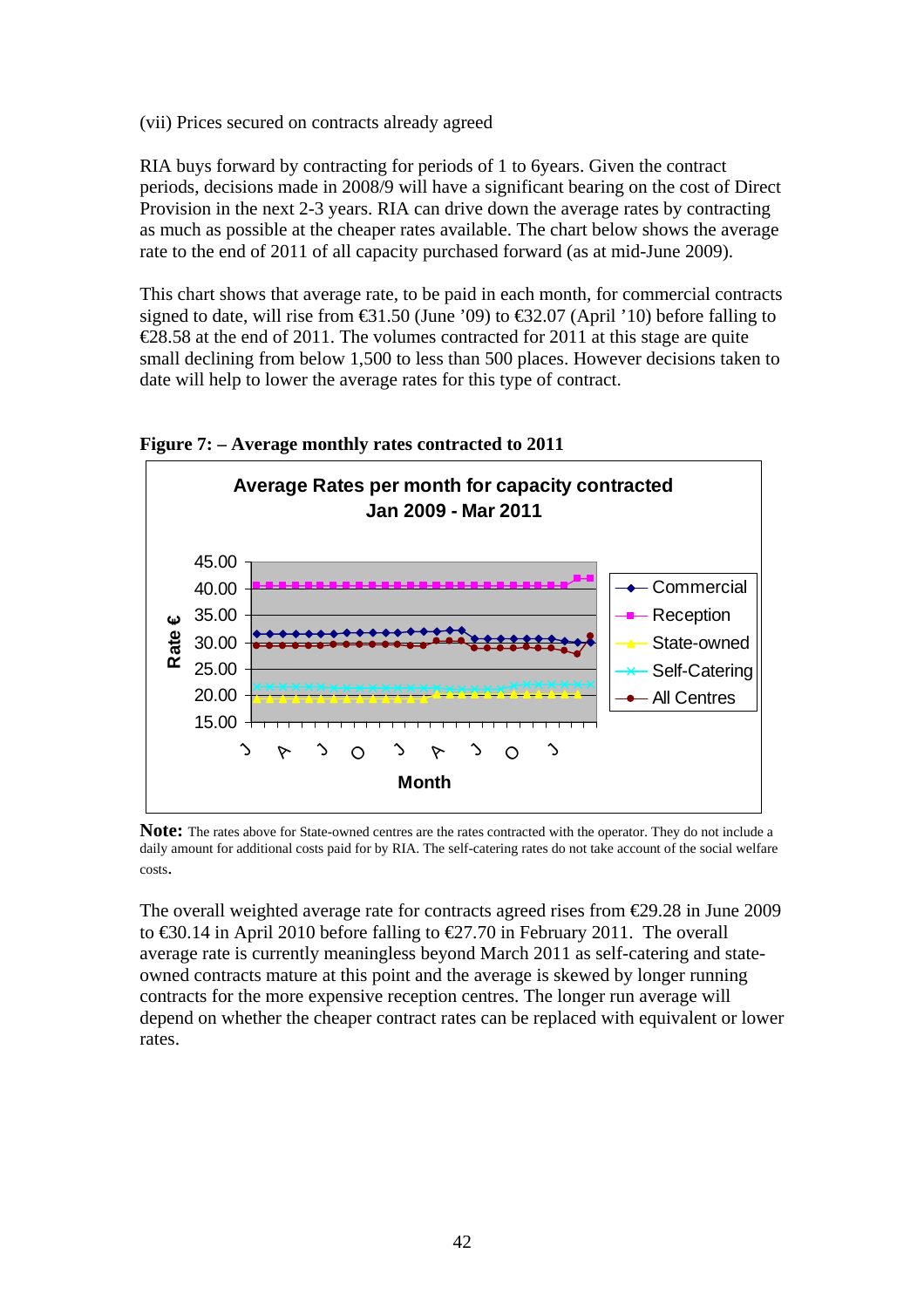(vii) Prices secured on contracts already agreed

RIA buys forward by contracting for periods of 1 to 6years. Given the contract periods, decisions made in 2008/9 will have a significant bearing on the cost of Direct Provision in the next 2-3 years. RIA can drive down the average rates by contracting as much as possible at the cheaper rates available. The chart below shows the average rate to the end of 2011 of all capacity purchased forward (as at mid-June 2009).

This chart shows that average rate, to be paid in each month, for commercial contracts signed to date, will rise from €31.50 (June '09) to €32.07 (April '10) before falling to €28.58 at the end of 2011. The volumes contracted for 2011 at this stage are quite small declining from below 1,500 to less than 500 places. However decisions taken to date will help to lower the average rates for this type of contract.

**Figure 7: – Average monthly rates contracted to 2011**

Average Rates per month for capacity contracted
Jan 2009 - Mar 2011

Rate €: 45.00, 40.00, 35.00, 30.00, 25.00, 20.00, 15.00

Month: J A J O J A J O J

Legend: Commercial, Reception, State-owned, Self-Catering, All Centres

**Note:** The rates above for State-owned centres are the rates contracted with the operator. They do not include a daily amount for additional costs paid for by RIA. The self-catering rates do not take account of the social welfare costs.

The overall weighted average rate for contracts agreed rises from €29.28 in June 2009 to €30.14 in April 2010 before falling to €27.70 in February 2011. The overall average rate is currently meaningless beyond March 2011 as self-catering and state-owned contracts mature at this point and the average is skewed by longer running contracts for the more expensive reception centres. The longer run average will depend on whether the cheaper contract rates can be replaced with equivalent or lower rates.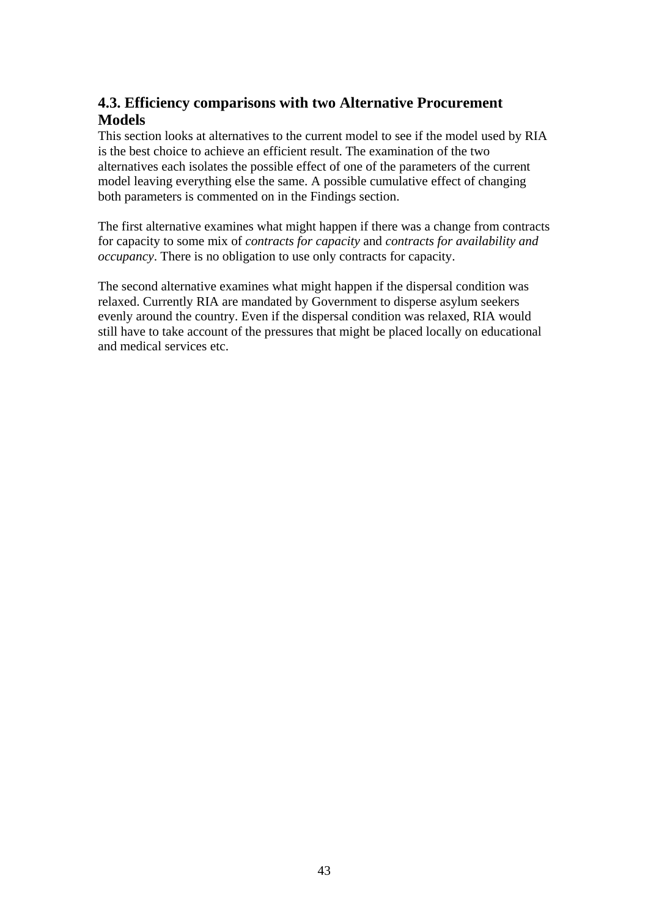## 4.3. Efficiency comparisons with two Alternative Procurement Models

This section looks at alternatives to the current model to see if the model used by RIA is the best choice to achieve an efficient result. The examination of the two alternatives each isolates the possible effect of one of the parameters of the current model leaving everything else the same. A possible cumulative effect of changing both parameters is commented on in the Findings section.

The first alternative examines what might happen if there was a change from contracts for capacity to some mix of *contracts for capacity* and *contracts for availability and occupancy*. There is no obligation to use only contracts for capacity.

The second alternative examines what might happen if the dispersal condition was relaxed. Currently RIA are mandated by Government to disperse asylum seekers evenly around the country. Even if the dispersal condition was relaxed, RIA would still have to take account of the pressures that might be placed locally on educational and medical services etc.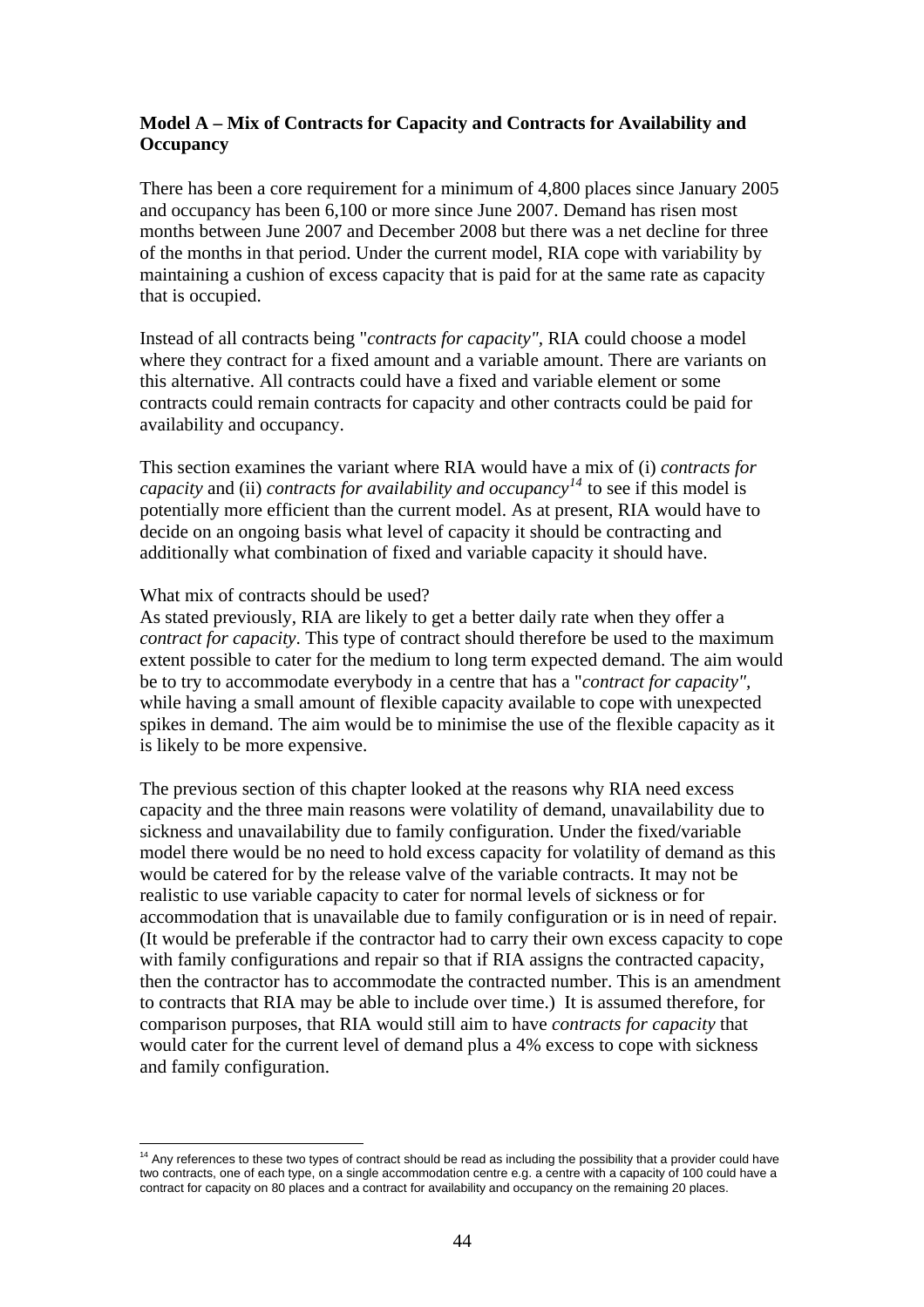**Model A – Mix of Contracts for Capacity and Contracts for Availability and Occupancy**

There has been a core requirement for a minimum of 4,800 places since January 2005 and occupancy has been 6,100 or more since June 2007. Demand has risen most months between June 2007 and December 2008 but there was a net decline for three of the months in that period. Under the current model, RIA cope with variability by maintaining a cushion of excess capacity that is paid for at the same rate as capacity that is occupied.

Instead of all contracts being "*contracts for capacity"*, RIA could choose a model where they contract for a fixed amount and a variable amount. There are variants on this alternative. All contracts could have a fixed and variable element or some contracts could remain contracts for capacity and other contracts could be paid for availability and occupancy.

This section examines the variant where RIA would have a mix of (i) *contracts for capacity* and (ii) *contracts for availability and occupancy*[14] to see if this model is potentially more efficient than the current model. As at present, RIA would have to decide on an ongoing basis what level of capacity it should be contracting and additionally what combination of fixed and variable capacity it should have.

What mix of contracts should be used?
As stated previously, RIA are likely to get a better daily rate when they offer a *contract for capacity*. This type of contract should therefore be used to the maximum extent possible to cater for the medium to long term expected demand. The aim would be to try to accommodate everybody in a centre that has a "*contract for capacity"*, while having a small amount of flexible capacity available to cope with unexpected spikes in demand. The aim would be to minimise the use of the flexible capacity as it is likely to be more expensive.

The previous section of this chapter looked at the reasons why RIA need excess capacity and the three main reasons were volatility of demand, unavailability due to sickness and unavailability due to family configuration. Under the fixed/variable model there would be no need to hold excess capacity for volatility of demand as this would be catered for by the release valve of the variable contracts. It may not be realistic to use variable capacity to cater for normal levels of sickness or for accommodation that is unavailable due to family configuration or is in need of repair. (It would be preferable if the contractor had to carry their own excess capacity to cope with family configurations and repair so that if RIA assigns the contracted capacity, then the contractor has to accommodate the contracted number. This is an amendment to contracts that RIA may be able to include over time.) It is assumed therefore, for comparison purposes, that RIA would still aim to have *contracts for capacity* that would cater for the current level of demand plus a 4% excess to cope with sickness and family configuration.

---

[14] Any references to these two types of contract should be read as including the possibility that a provider could have two contracts, one of each type, on a single accommodation centre e.g. a centre with a capacity of 100 could have a contract for capacity on 80 places and a contract for availability and occupancy on the remaining 20 places.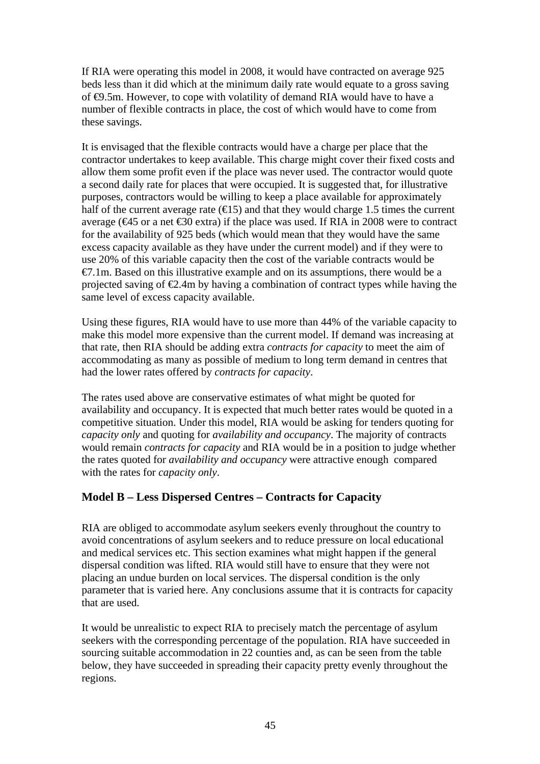If RIA were operating this model in 2008, it would have contracted on average 925 beds less than it did which at the minimum daily rate would equate to a gross saving of €9.5m. However, to cope with volatility of demand RIA would have to have a number of flexible contracts in place, the cost of which would have to come from these savings.

It is envisaged that the flexible contracts would have a charge per place that the contractor undertakes to keep available. This charge might cover their fixed costs and allow them some profit even if the place was never used. The contractor would quote a second daily rate for places that were occupied. It is suggested that, for illustrative purposes, contractors would be willing to keep a place available for approximately half of the current average rate (€15) and that they would charge 1.5 times the current average (€45 or a net €30 extra) if the place was used. If RIA in 2008 were to contract for the availability of 925 beds (which would mean that they would have the same excess capacity available as they have under the current model) and if they were to use 20% of this variable capacity then the cost of the variable contracts would be €7.1m. Based on this illustrative example and on its assumptions, there would be a projected saving of €2.4m by having a combination of contract types while having the same level of excess capacity available.

Using these figures, RIA would have to use more than 44% of the variable capacity to make this model more expensive than the current model. If demand was increasing at that rate, then RIA should be adding extra *contracts for capacity* to meet the aim of accommodating as many as possible of medium to long term demand in centres that had the lower rates offered by *contracts for capacity*.

The rates used above are conservative estimates of what might be quoted for availability and occupancy. It is expected that much better rates would be quoted in a competitive situation. Under this model, RIA would be asking for tenders quoting for *capacity only* and quoting for *availability and occupancy*. The majority of contracts would remain *contracts for capacity* and RIA would be in a position to judge whether the rates quoted for *availability and occupancy* were attractive enough compared with the rates for *capacity only*.

### Model B – Less Dispersed Centres – Contracts for Capacity

RIA are obliged to accommodate asylum seekers evenly throughout the country to avoid concentrations of asylum seekers and to reduce pressure on local educational and medical services etc. This section examines what might happen if the general dispersal condition was lifted. RIA would still have to ensure that they were not placing an undue burden on local services. The dispersal condition is the only parameter that is varied here. Any conclusions assume that it is contracts for capacity that are used.

It would be unrealistic to expect RIA to precisely match the percentage of asylum seekers with the corresponding percentage of the population. RIA have succeeded in sourcing suitable accommodation in 22 counties and, as can be seen from the table below, they have succeeded in spreading their capacity pretty evenly throughout the regions.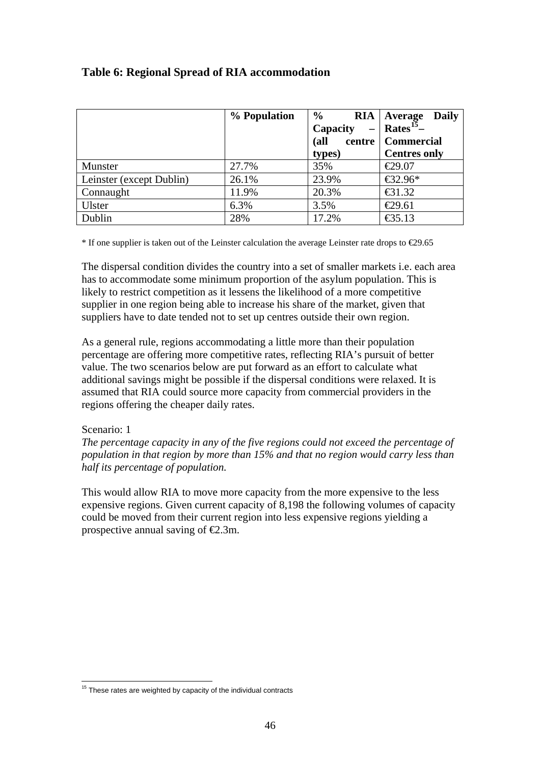**Table 6: Regional Spread of RIA accommodation**

| | % Population | % RIA Capacity – (all centre types) | Average Daily Rates[15] – Commercial Centres only |
|---|---|---|---|
| Munster | 27.7% | 35% | €29.07 |
| Leinster (except Dublin) | 26.1% | 23.9% | €32.96* |
| Connaught | 11.9% | 20.3% | €31.32 |
| Ulster | 6.3% | 3.5% | €29.61 |
| Dublin | 28% | 17.2% | €35.13 |

* If one supplier is taken out of the Leinster calculation the average Leinster rate drops to €29.65

The dispersal condition divides the country into a set of smaller markets i.e. each area has to accommodate some minimum proportion of the asylum population. This is likely to restrict competition as it lessens the likelihood of a more competitive supplier in one region being able to increase his share of the market, given that suppliers have to date tended not to set up centres outside their own region.

As a general rule, regions accommodating a little more than their population percentage are offering more competitive rates, reflecting RIA's pursuit of better value. The two scenarios below are put forward as an effort to calculate what additional savings might be possible if the dispersal conditions were relaxed. It is assumed that RIA could source more capacity from commercial providers in the regions offering the cheaper daily rates.

Scenario: 1

*The percentage capacity in any of the five regions could not exceed the percentage of population in that region by more than 15% and that no region would carry less than half its percentage of population.*

This would allow RIA to move more capacity from the more expensive to the less expensive regions. Given current capacity of 8,198 the following volumes of capacity could be moved from their current region into less expensive regions yielding a prospective annual saving of €2.3m.

[15] These rates are weighted by capacity of the individual contracts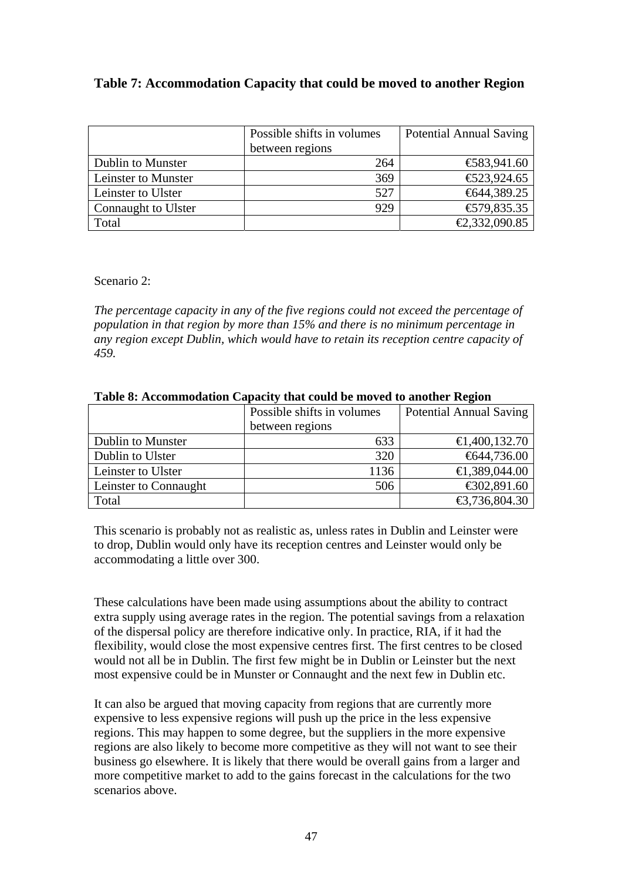**Table 7: Accommodation Capacity that could be moved to another Region**

| | Possible shifts in volumes between regions | Potential Annual Saving |
|---|---|---|
| Dublin to Munster | 264 | €583,941.60 |
| Leinster to Munster | 369 | €523,924.65 |
| Leinster to Ulster | 527 | €644,389.25 |
| Connaught to Ulster | 929 | €579,835.35 |
| Total | | €2,332,090.85 |

Scenario 2:

*The percentage capacity in any of the five regions could not exceed the percentage of population in that region by more than 15% and there is no minimum percentage in any region except Dublin, which would have to retain its reception centre capacity of 459.*

**Table 8: Accommodation Capacity that could be moved to another Region**

| | Possible shifts in volumes between regions | Potential Annual Saving |
|---|---|---|
| Dublin to Munster | 633 | €1,400,132.70 |
| Dublin to Ulster | 320 | €644,736.00 |
| Leinster to Ulster | 1136 | €1,389,044.00 |
| Leinster to Connaught | 506 | €302,891.60 |
| Total | | €3,736,804.30 |

This scenario is probably not as realistic as, unless rates in Dublin and Leinster were to drop, Dublin would only have its reception centres and Leinster would only be accommodating a little over 300.

These calculations have been made using assumptions about the ability to contract extra supply using average rates in the region. The potential savings from a relaxation of the dispersal policy are therefore indicative only. In practice, RIA, if it had the flexibility, would close the most expensive centres first. The first centres to be closed would not all be in Dublin. The first few might be in Dublin or Leinster but the next most expensive could be in Munster or Connaught and the next few in Dublin etc.

It can also be argued that moving capacity from regions that are currently more expensive to less expensive regions will push up the price in the less expensive regions. This may happen to some degree, but the suppliers in the more expensive regions are also likely to become more competitive as they will not want to see their business go elsewhere. It is likely that there would be overall gains from a larger and more competitive market to add to the gains forecast in the calculations for the two scenarios above.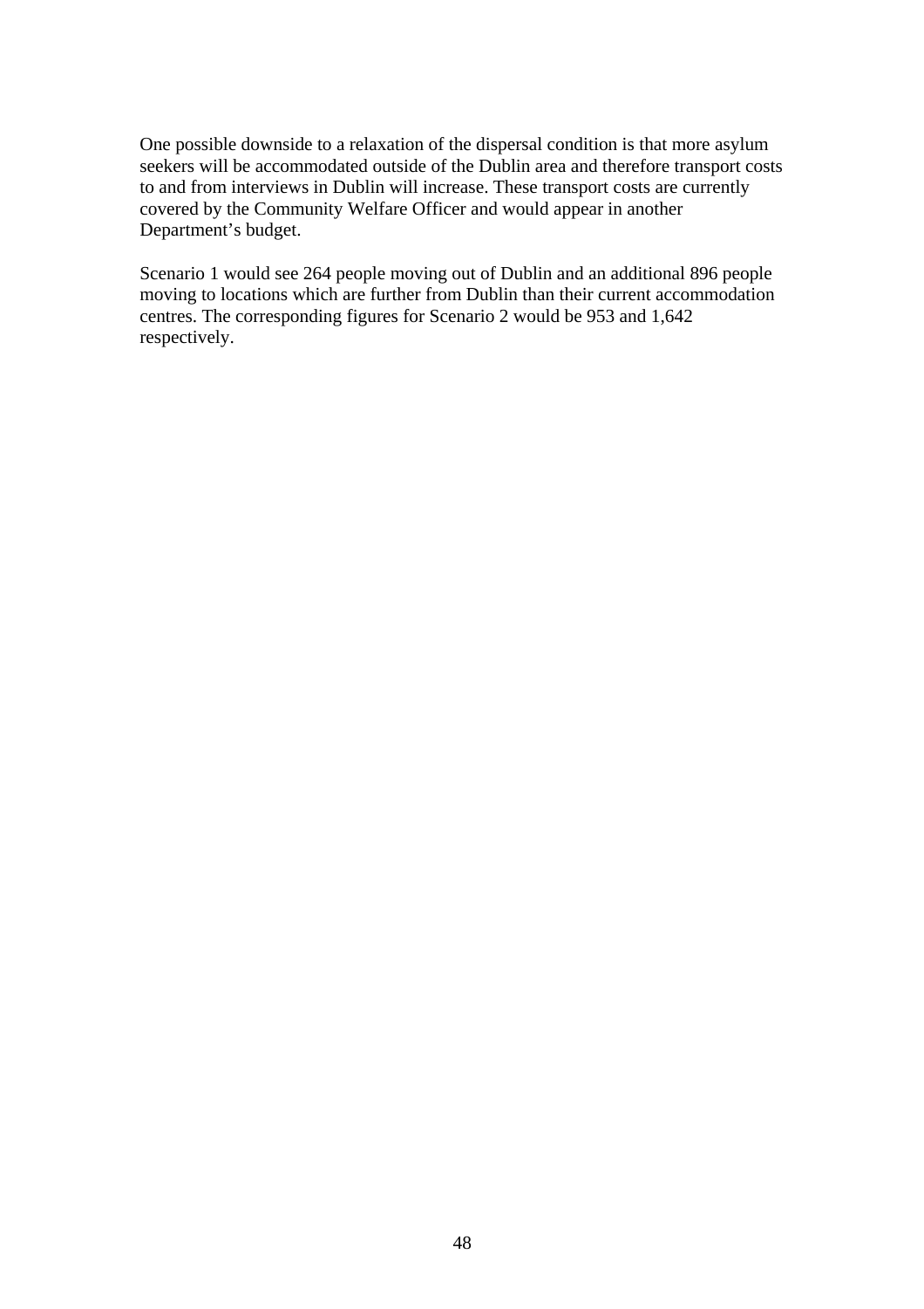One possible downside to a relaxation of the dispersal condition is that more asylum seekers will be accommodated outside of the Dublin area and therefore transport costs to and from interviews in Dublin will increase. These transport costs are currently covered by the Community Welfare Officer and would appear in another Department's budget.

Scenario 1 would see 264 people moving out of Dublin and an additional 896 people moving to locations which are further from Dublin than their current accommodation centres. The corresponding figures for Scenario 2 would be 953 and 1,642 respectively.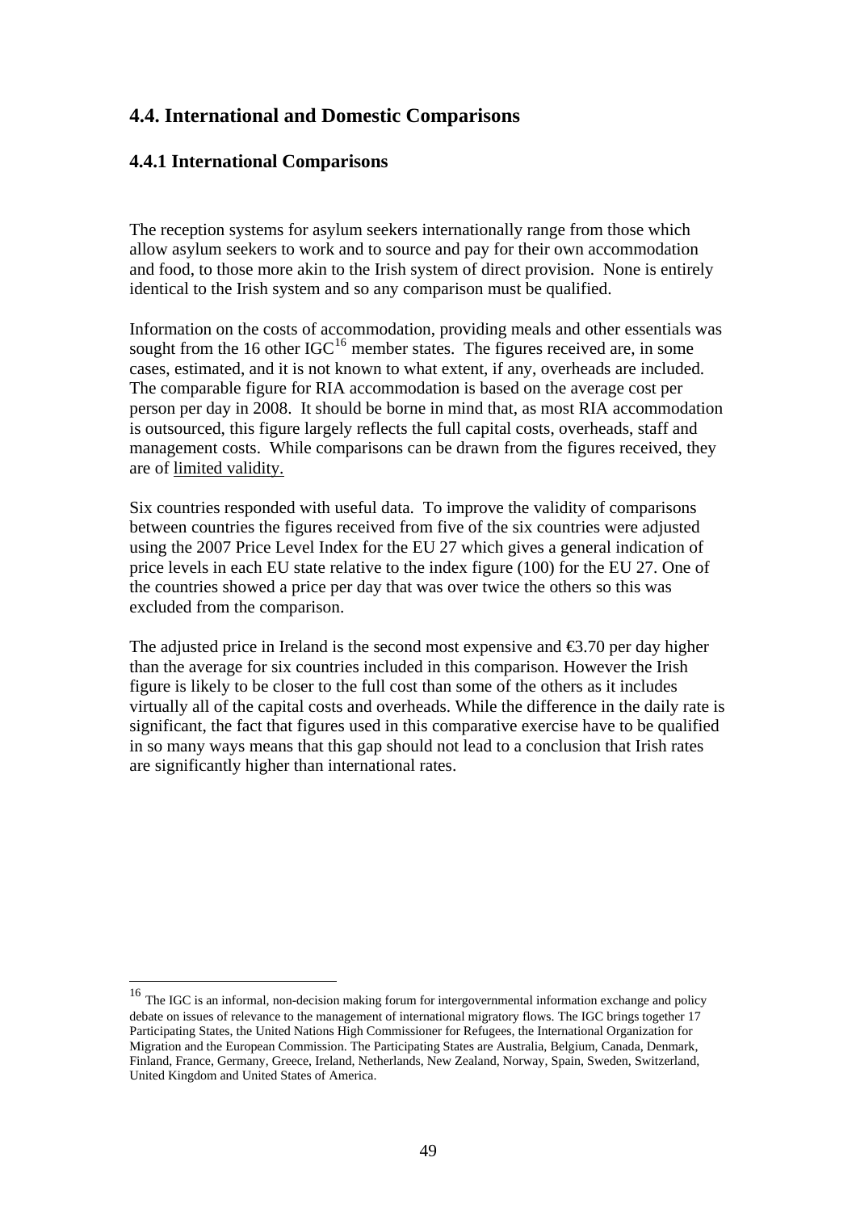## 4.4. International and Domestic Comparisons

### 4.4.1 International Comparisons

The reception systems for asylum seekers internationally range from those which allow asylum seekers to work and to source and pay for their own accommodation and food, to those more akin to the Irish system of direct provision. None is entirely identical to the Irish system and so any comparison must be qualified.

Information on the costs of accommodation, providing meals and other essentials was sought from the 16 other IGC[16] member states. The figures received are, in some cases, estimated, and it is not known to what extent, if any, overheads are included. The comparable figure for RIA accommodation is based on the average cost per person per day in 2008. It should be borne in mind that, as most RIA accommodation is outsourced, this figure largely reflects the full capital costs, overheads, staff and management costs. While comparisons can be drawn from the figures received, they are of limited validity.

Six countries responded with useful data. To improve the validity of comparisons between countries the figures received from five of the six countries were adjusted using the 2007 Price Level Index for the EU 27 which gives a general indication of price levels in each EU state relative to the index figure (100) for the EU 27. One of the countries showed a price per day that was over twice the others so this was excluded from the comparison.

The adjusted price in Ireland is the second most expensive and €3.70 per day higher than the average for six countries included in this comparison. However the Irish figure is likely to be closer to the full cost than some of the others as it includes virtually all of the capital costs and overheads. While the difference in the daily rate is significant, the fact that figures used in this comparative exercise have to be qualified in so many ways means that this gap should not lead to a conclusion that Irish rates are significantly higher than international rates.

---

[16] The IGC is an informal, non-decision making forum for intergovernmental information exchange and policy debate on issues of relevance to the management of international migratory flows. The IGC brings together 17 Participating States, the United Nations High Commissioner for Refugees, the International Organization for Migration and the European Commission. The Participating States are Australia, Belgium, Canada, Denmark, Finland, France, Germany, Greece, Ireland, Netherlands, New Zealand, Norway, Spain, Sweden, Switzerland, United Kingdom and United States of America.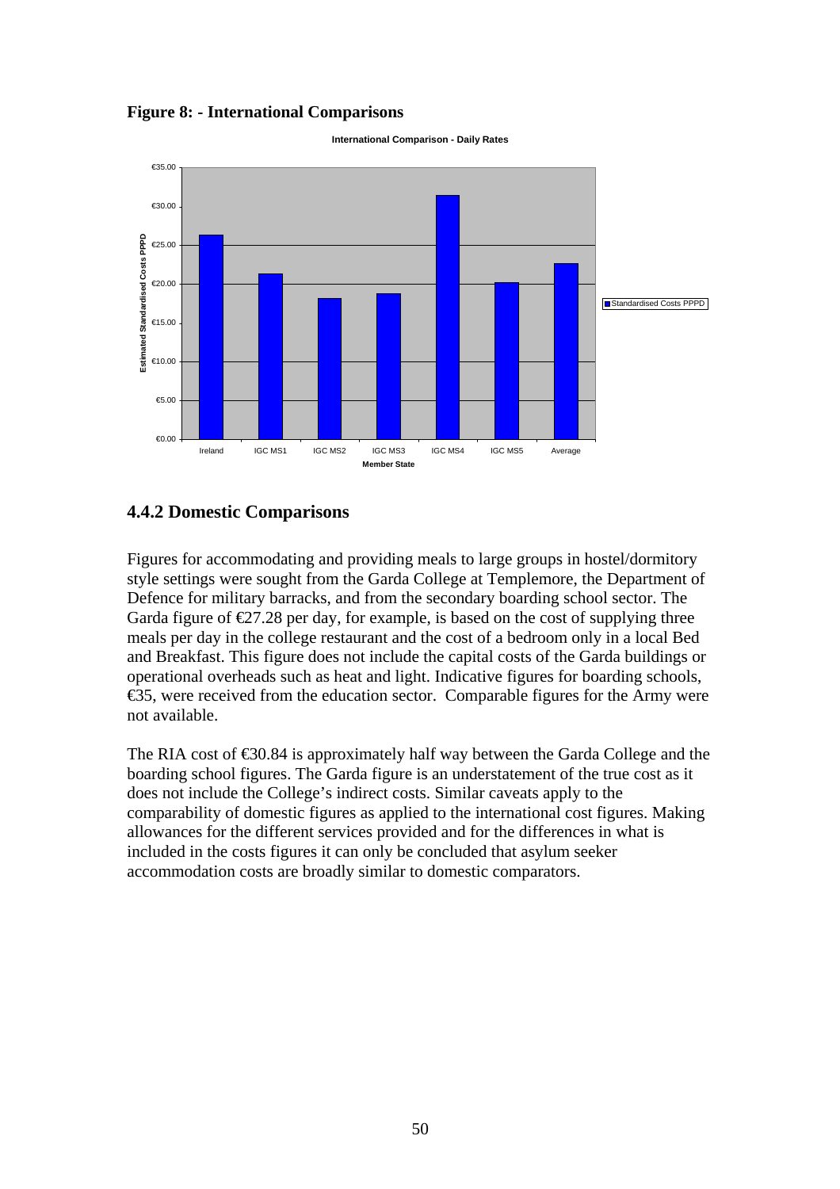**Figure 8: - International Comparisons**

## 4.4.2 Domestic Comparisons

Figures for accommodating and providing meals to large groups in hostel/dormitory style settings were sought from the Garda College at Templemore, the Department of Defence for military barracks, and from the secondary boarding school sector. The Garda figure of €27.28 per day, for example, is based on the cost of supplying three meals per day in the college restaurant and the cost of a bedroom only in a local Bed and Breakfast. This figure does not include the capital costs of the Garda buildings or operational overheads such as heat and light. Indicative figures for boarding schools, €35, were received from the education sector. Comparable figures for the Army were not available.

The RIA cost of €30.84 is approximately half way between the Garda College and the boarding school figures. The Garda figure is an understatement of the true cost as it does not include the College's indirect costs. Similar caveats apply to the comparability of domestic figures as applied to the international cost figures. Making allowances for the different services provided and for the differences in what is included in the costs figures it can only be concluded that asylum seeker accommodation costs are broadly similar to domestic comparators.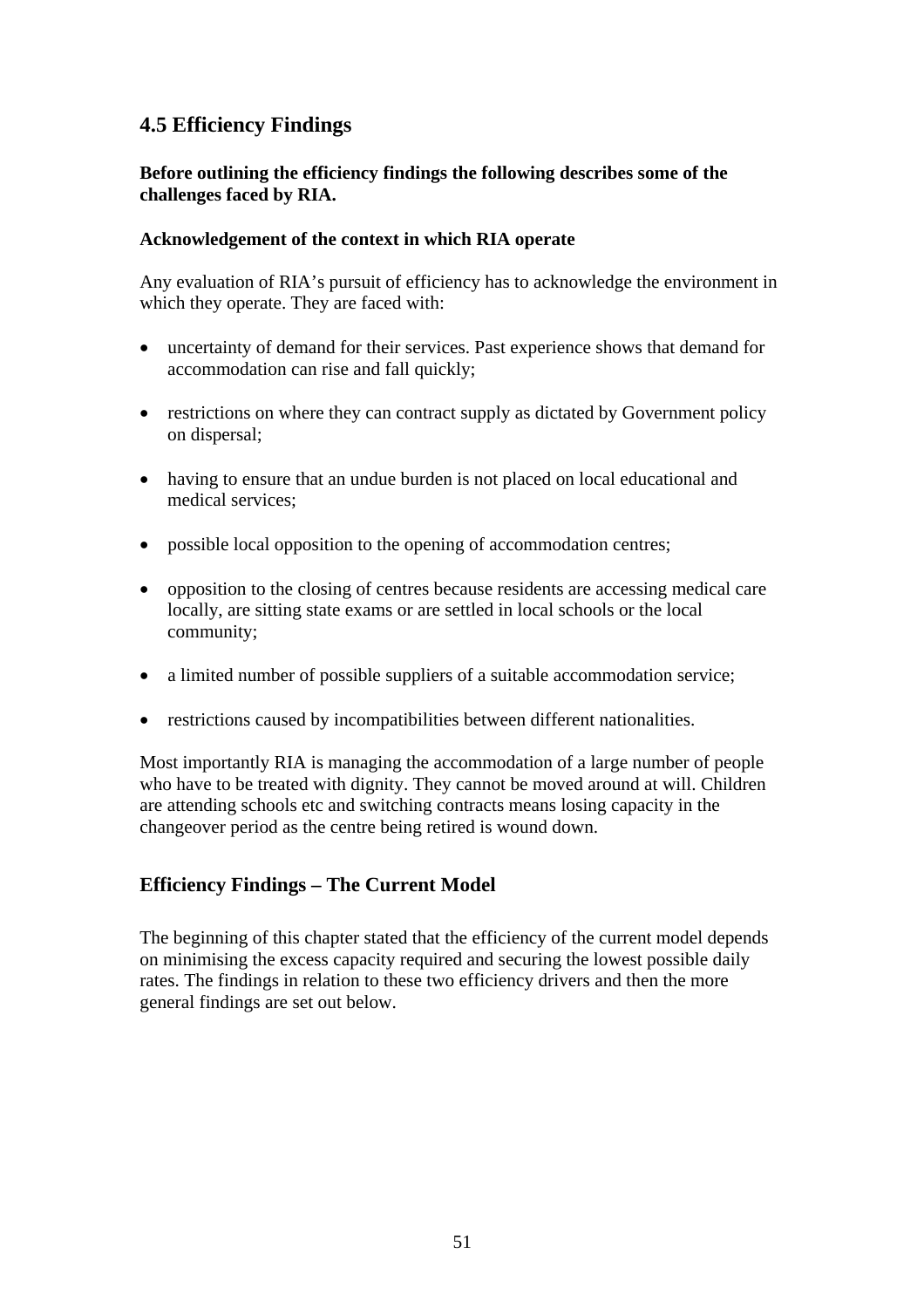## 4.5 Efficiency Findings

**Before outlining the efficiency findings the following describes some of the challenges faced by RIA.**

**Acknowledgement of the context in which RIA operate**

Any evaluation of RIA's pursuit of efficiency has to acknowledge the environment in which they operate. They are faced with:

- uncertainty of demand for their services. Past experience shows that demand for accommodation can rise and fall quickly;
- restrictions on where they can contract supply as dictated by Government policy on dispersal;
- having to ensure that an undue burden is not placed on local educational and medical services;
- possible local opposition to the opening of accommodation centres;
- opposition to the closing of centres because residents are accessing medical care locally, are sitting state exams or are settled in local schools or the local community;
- a limited number of possible suppliers of a suitable accommodation service;
- restrictions caused by incompatibilities between different nationalities.

Most importantly RIA is managing the accommodation of a large number of people who have to be treated with dignity. They cannot be moved around at will. Children are attending schools etc and switching contracts means losing capacity in the changeover period as the centre being retired is wound down.

## Efficiency Findings – The Current Model

The beginning of this chapter stated that the efficiency of the current model depends on minimising the excess capacity required and securing the lowest possible daily rates. The findings in relation to these two efficiency drivers and then the more general findings are set out below.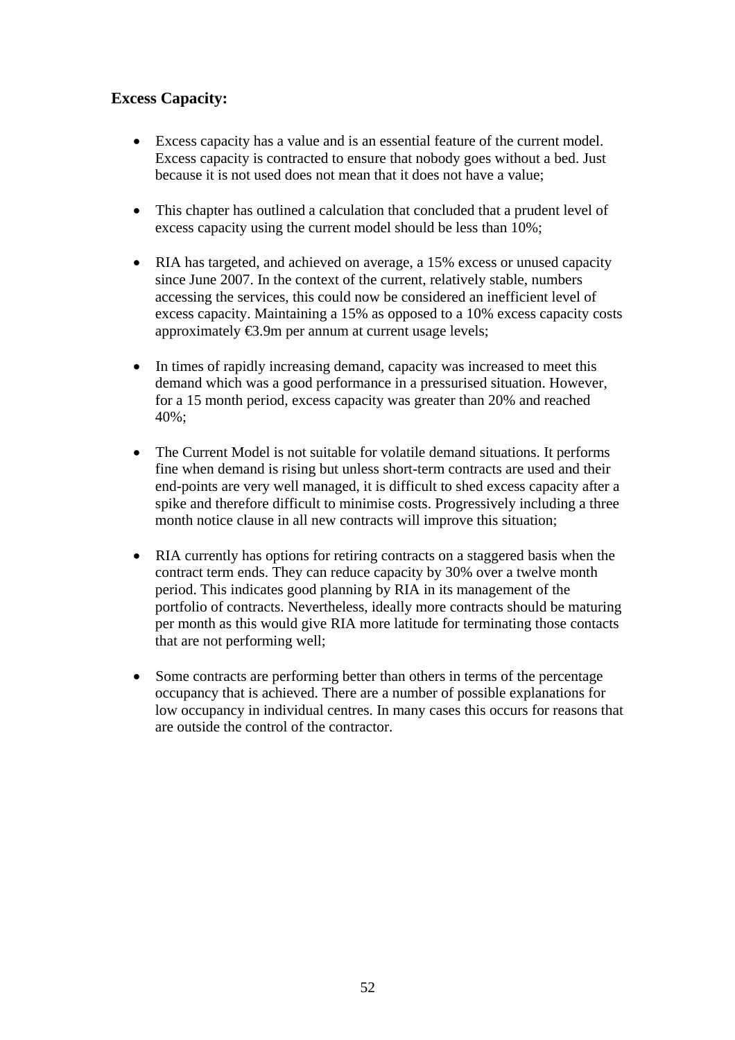### Excess Capacity:

- Excess capacity has a value and is an essential feature of the current model. Excess capacity is contracted to ensure that nobody goes without a bed. Just because it is not used does not mean that it does not have a value;

- This chapter has outlined a calculation that concluded that a prudent level of excess capacity using the current model should be less than 10%;

- RIA has targeted, and achieved on average, a 15% excess or unused capacity since June 2007. In the context of the current, relatively stable, numbers accessing the services, this could now be considered an inefficient level of excess capacity. Maintaining a 15% as opposed to a 10% excess capacity costs approximately €3.9m per annum at current usage levels;

- In times of rapidly increasing demand, capacity was increased to meet this demand which was a good performance in a pressurised situation. However, for a 15 month period, excess capacity was greater than 20% and reached 40%;

- The Current Model is not suitable for volatile demand situations. It performs fine when demand is rising but unless short-term contracts are used and their end-points are very well managed, it is difficult to shed excess capacity after a spike and therefore difficult to minimise costs. Progressively including a three month notice clause in all new contracts will improve this situation;

- RIA currently has options for retiring contracts on a staggered basis when the contract term ends. They can reduce capacity by 30% over a twelve month period. This indicates good planning by RIA in its management of the portfolio of contracts. Nevertheless, ideally more contracts should be maturing per month as this would give RIA more latitude for terminating those contacts that are not performing well;

- Some contracts are performing better than others in terms of the percentage occupancy that is achieved. There are a number of possible explanations for low occupancy in individual centres. In many cases this occurs for reasons that are outside the control of the contractor.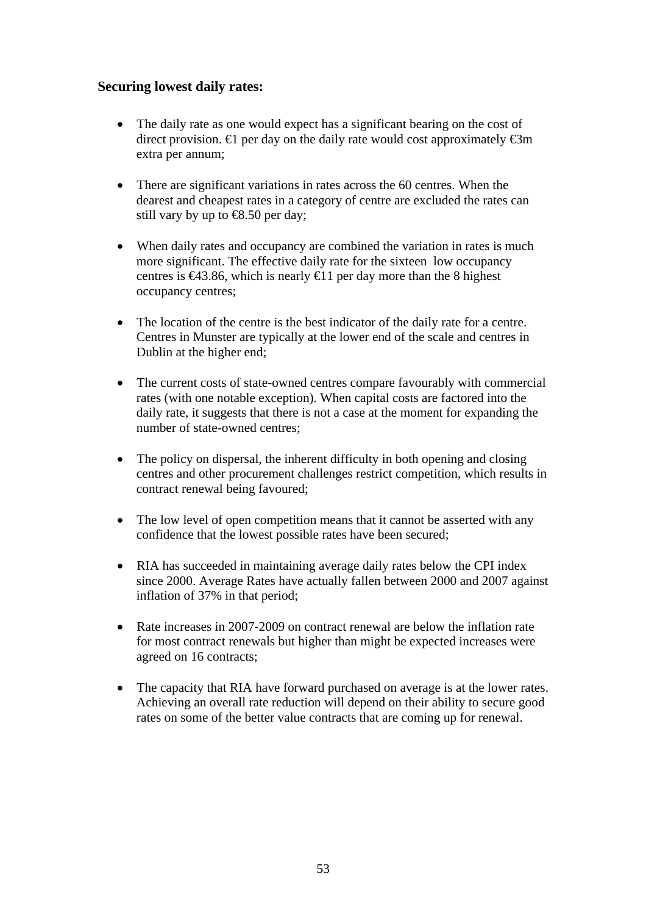### Securing lowest daily rates:

- The daily rate as one would expect has a significant bearing on the cost of direct provision. €1 per day on the daily rate would cost approximately €3m extra per annum;

- There are significant variations in rates across the 60 centres. When the dearest and cheapest rates in a category of centre are excluded the rates can still vary by up to €8.50 per day;

- When daily rates and occupancy are combined the variation in rates is much more significant. The effective daily rate for the sixteen low occupancy centres is €43.86, which is nearly €11 per day more than the 8 highest occupancy centres;

- The location of the centre is the best indicator of the daily rate for a centre. Centres in Munster are typically at the lower end of the scale and centres in Dublin at the higher end;

- The current costs of state-owned centres compare favourably with commercial rates (with one notable exception). When capital costs are factored into the daily rate, it suggests that there is not a case at the moment for expanding the number of state-owned centres;

- The policy on dispersal, the inherent difficulty in both opening and closing centres and other procurement challenges restrict competition, which results in contract renewal being favoured;

- The low level of open competition means that it cannot be asserted with any confidence that the lowest possible rates have been secured;

- RIA has succeeded in maintaining average daily rates below the CPI index since 2000. Average Rates have actually fallen between 2000 and 2007 against inflation of 37% in that period;

- Rate increases in 2007-2009 on contract renewal are below the inflation rate for most contract renewals but higher than might be expected increases were agreed on 16 contracts;

- The capacity that RIA have forward purchased on average is at the lower rates. Achieving an overall rate reduction will depend on their ability to secure good rates on some of the better value contracts that are coming up for renewal.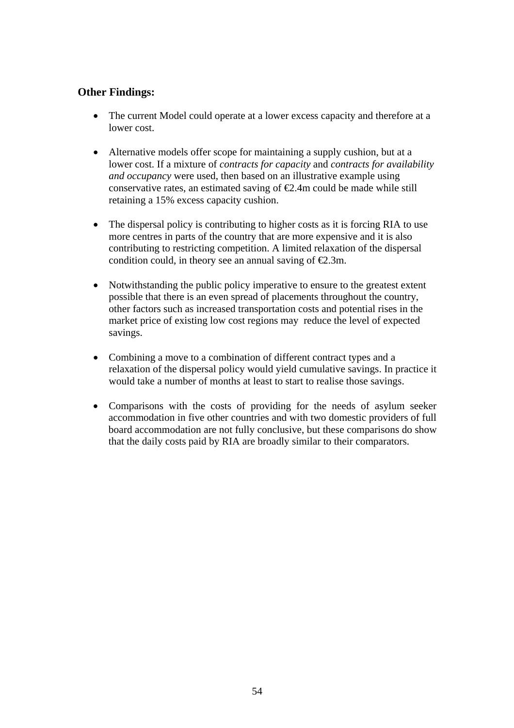**Other Findings:**

- The current Model could operate at a lower excess capacity and therefore at a lower cost.

- Alternative models offer scope for maintaining a supply cushion, but at a lower cost. If a mixture of *contracts for capacity* and *contracts for availability and occupancy* were used, then based on an illustrative example using conservative rates, an estimated saving of €2.4m could be made while still retaining a 15% excess capacity cushion.

- The dispersal policy is contributing to higher costs as it is forcing RIA to use more centres in parts of the country that are more expensive and it is also contributing to restricting competition. A limited relaxation of the dispersal condition could, in theory see an annual saving of €2.3m.

- Notwithstanding the public policy imperative to ensure to the greatest extent possible that there is an even spread of placements throughout the country, other factors such as increased transportation costs and potential rises in the market price of existing low cost regions may reduce the level of expected savings.

- Combining a move to a combination of different contract types and a relaxation of the dispersal policy would yield cumulative savings. In practice it would take a number of months at least to start to realise those savings.

- Comparisons with the costs of providing for the needs of asylum seeker accommodation in five other countries and with two domestic providers of full board accommodation are not fully conclusive, but these comparisons do show that the daily costs paid by RIA are broadly similar to their comparators.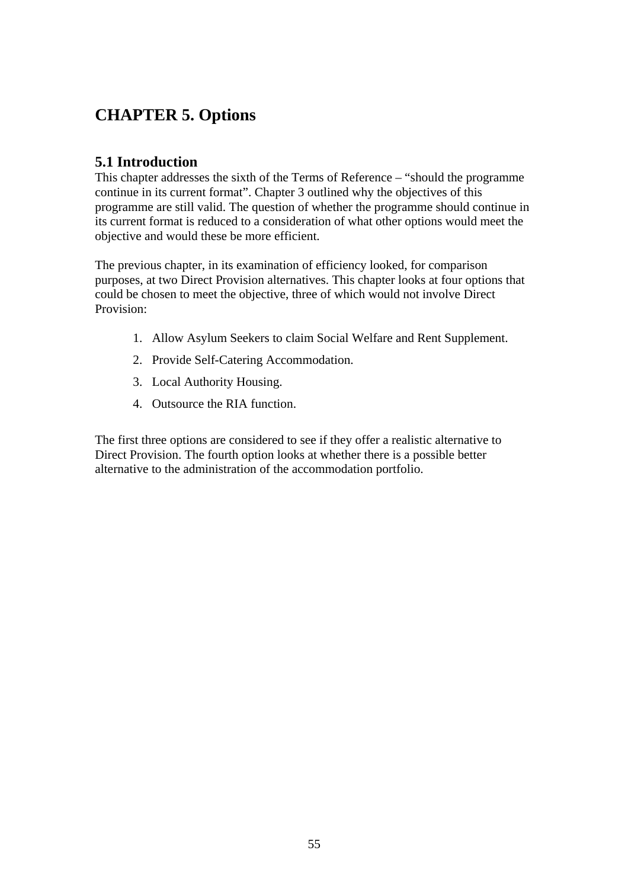# CHAPTER 5. Options

## 5.1 Introduction

This chapter addresses the sixth of the Terms of Reference – "should the programme continue in its current format". Chapter 3 outlined why the objectives of this programme are still valid. The question of whether the programme should continue in its current format is reduced to a consideration of what other options would meet the objective and would these be more efficient.

The previous chapter, in its examination of efficiency looked, for comparison purposes, at two Direct Provision alternatives. This chapter looks at four options that could be chosen to meet the objective, three of which would not involve Direct Provision:

1. Allow Asylum Seekers to claim Social Welfare and Rent Supplement.
2. Provide Self-Catering Accommodation.
3. Local Authority Housing.
4. Outsource the RIA function.

The first three options are considered to see if they offer a realistic alternative to Direct Provision. The fourth option looks at whether there is a possible better alternative to the administration of the accommodation portfolio.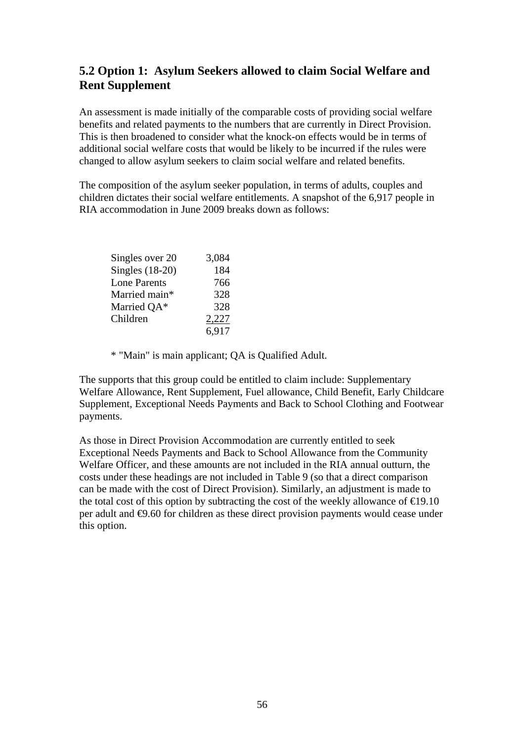## 5.2 Option 1: Asylum Seekers allowed to claim Social Welfare and Rent Supplement

An assessment is made initially of the comparable costs of providing social welfare benefits and related payments to the numbers that are currently in Direct Provision. This is then broadened to consider what the knock-on effects would be in terms of additional social welfare costs that would be likely to be incurred if the rules were changed to allow asylum seekers to claim social welfare and related benefits.

The composition of the asylum seeker population, in terms of adults, couples and children dictates their social welfare entitlements. A snapshot of the 6,917 people in RIA accommodation in June 2009 breaks down as follows:

| | |
|---|---|
| Singles over 20 | 3,084 |
| Singles (18-20) | 184 |
| Lone Parents | 766 |
| Married main* | 328 |
| Married QA* | 328 |
| Children | 2,227 |
| | 6,917 |

* "Main" is main applicant; QA is Qualified Adult.

The supports that this group could be entitled to claim include: Supplementary Welfare Allowance, Rent Supplement, Fuel allowance, Child Benefit, Early Childcare Supplement, Exceptional Needs Payments and Back to School Clothing and Footwear payments.

As those in Direct Provision Accommodation are currently entitled to seek Exceptional Needs Payments and Back to School Allowance from the Community Welfare Officer, and these amounts are not included in the RIA annual outturn, the costs under these headings are not included in Table 9 (so that a direct comparison can be made with the cost of Direct Provision). Similarly, an adjustment is made to the total cost of this option by subtracting the cost of the weekly allowance of €19.10 per adult and €9.60 for children as these direct provision payments would cease under this option.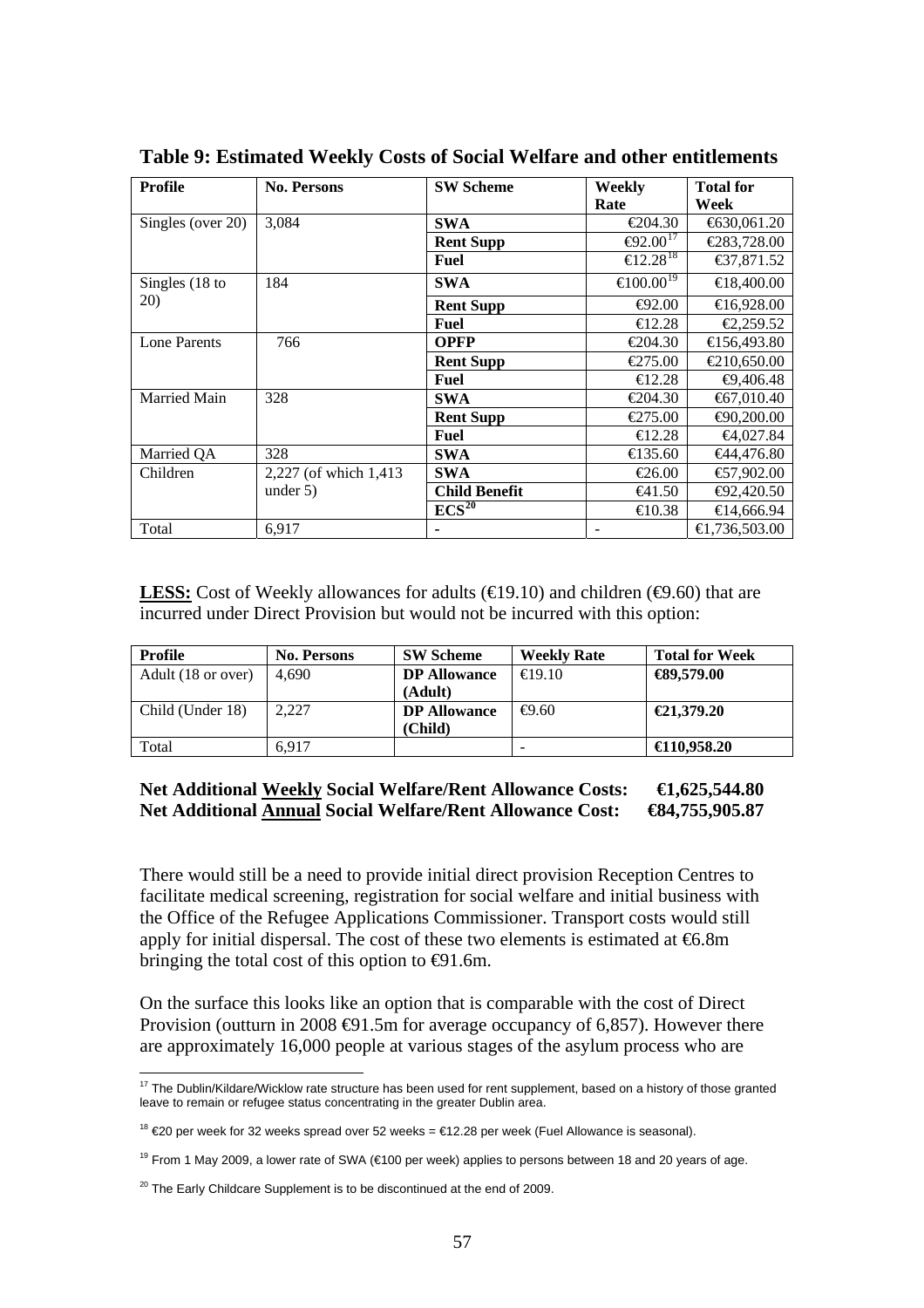**Table 9: Estimated Weekly Costs of Social Welfare and other entitlements**

| Profile | No. Persons | SW Scheme | Weekly Rate | Total for Week |
|---|---|---|---|---|
| Singles (over 20) | 3,084 | **SWA** | €204.30 | €630,061.20 |
| | | **Rent Supp** | €92.00[17] | €283,728.00 |
| | | **Fuel** | €12.28[18] | €37,871.52 |
| Singles (18 to 20) | 184 | **SWA** | €100.00[19] | €18,400.00 |
| | | **Rent Supp** | €92.00 | €16,928.00 |
| | | **Fuel** | €12.28 | €2,259.52 |
| Lone Parents | 766 | **OPFP** | €204.30 | €156,493.80 |
| | | **Rent Supp** | €275.00 | €210,650.00 |
| | | **Fuel** | €12.28 | €9,406.48 |
| Married Main | 328 | **SWA** | €204.30 | €67,010.40 |
| | | **Rent Supp** | €275.00 | €90,200.00 |
| | | **Fuel** | €12.28 | €4,027.84 |
| Married QA | 328 | **SWA** | €135.60 | €44,476.80 |
| Children | 2,227 (of which 1,413 under 5) | **SWA** | €26.00 | €57,902.00 |
| | | **Child Benefit** | €41.50 | €92,420.50 |
| | | **ECS**[20] | €10.38 | €14,666.94 |
| Total | 6,917 | - | - | €1,736,503.00 |

**LESS:** Cost of Weekly allowances for adults (€19.10) and children (€9.60) that are incurred under Direct Provision but would not be incurred with this option:

| Profile | No. Persons | SW Scheme | Weekly Rate | Total for Week |
|---|---|---|---|---|
| Adult (18 or over) | 4,690 | **DP Allowance (Adult)** | €19.10 | **€89,579.00** |
| Child (Under 18) | 2,227 | **DP Allowance (Child)** | €9.60 | **€21,379.20** |
| Total | 6,917 | | - | **€110,958.20** |

**Net Additional Weekly Social Welfare/Rent Allowance Costs: €1,625,544.80**
**Net Additional Annual Social Welfare/Rent Allowance Cost: €84,755,905.87**

There would still be a need to provide initial direct provision Reception Centres to facilitate medical screening, registration for social welfare and initial business with the Office of the Refugee Applications Commissioner. Transport costs would still apply for initial dispersal. The cost of these two elements is estimated at €6.8m bringing the total cost of this option to €91.6m.

On the surface this looks like an option that is comparable with the cost of Direct Provision (outturn in 2008 €91.5m for average occupancy of 6,857). However there are approximately 16,000 people at various stages of the asylum process who are

[17] The Dublin/Kildare/Wicklow rate structure has been used for rent supplement, based on a history of those granted leave to remain or refugee status concentrating in the greater Dublin area.

[18] €20 per week for 32 weeks spread over 52 weeks = €12.28 per week (Fuel Allowance is seasonal).

[19] From 1 May 2009, a lower rate of SWA (€100 per week) applies to persons between 18 and 20 years of age.

[20] The Early Childcare Supplement is to be discontinued at the end of 2009.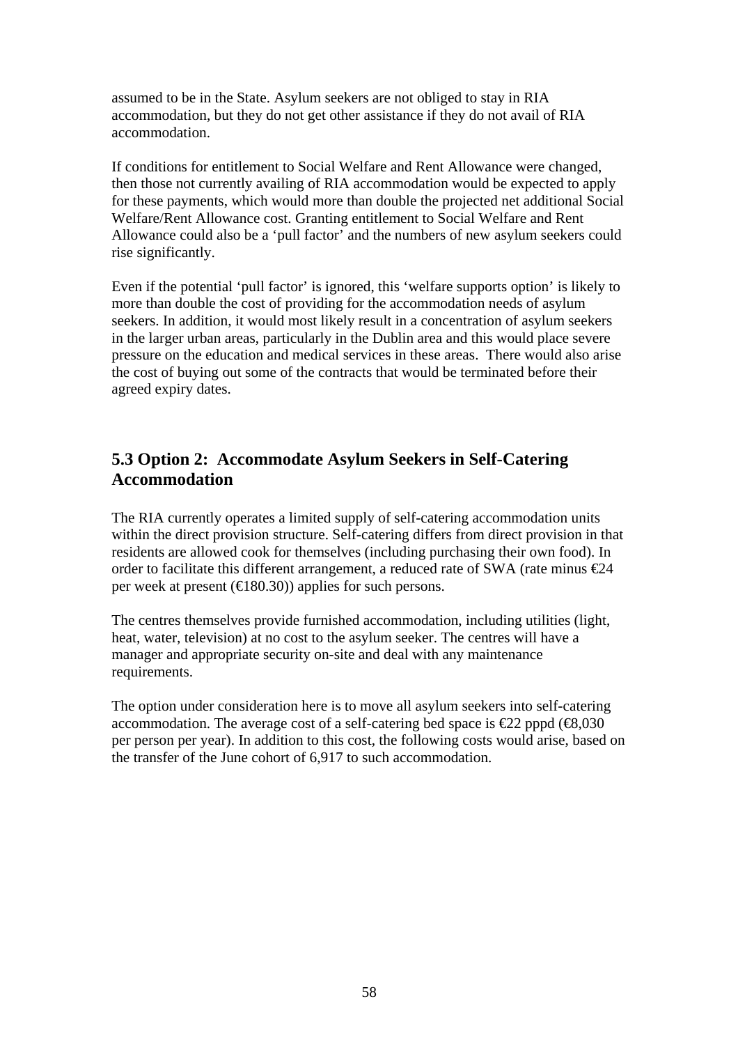assumed to be in the State. Asylum seekers are not obliged to stay in RIA accommodation, but they do not get other assistance if they do not avail of RIA accommodation.

If conditions for entitlement to Social Welfare and Rent Allowance were changed, then those not currently availing of RIA accommodation would be expected to apply for these payments, which would more than double the projected net additional Social Welfare/Rent Allowance cost. Granting entitlement to Social Welfare and Rent Allowance could also be a 'pull factor' and the numbers of new asylum seekers could rise significantly.

Even if the potential 'pull factor' is ignored, this 'welfare supports option' is likely to more than double the cost of providing for the accommodation needs of asylum seekers. In addition, it would most likely result in a concentration of asylum seekers in the larger urban areas, particularly in the Dublin area and this would place severe pressure on the education and medical services in these areas. There would also arise the cost of buying out some of the contracts that would be terminated before their agreed expiry dates.

## 5.3 Option 2: Accommodate Asylum Seekers in Self-Catering Accommodation

The RIA currently operates a limited supply of self-catering accommodation units within the direct provision structure. Self-catering differs from direct provision in that residents are allowed cook for themselves (including purchasing their own food). In order to facilitate this different arrangement, a reduced rate of SWA (rate minus €24 per week at present (€180.30)) applies for such persons.

The centres themselves provide furnished accommodation, including utilities (light, heat, water, television) at no cost to the asylum seeker. The centres will have a manager and appropriate security on-site and deal with any maintenance requirements.

The option under consideration here is to move all asylum seekers into self-catering accommodation. The average cost of a self-catering bed space is €22 pppd (€8,030 per person per year). In addition to this cost, the following costs would arise, based on the transfer of the June cohort of 6,917 to such accommodation.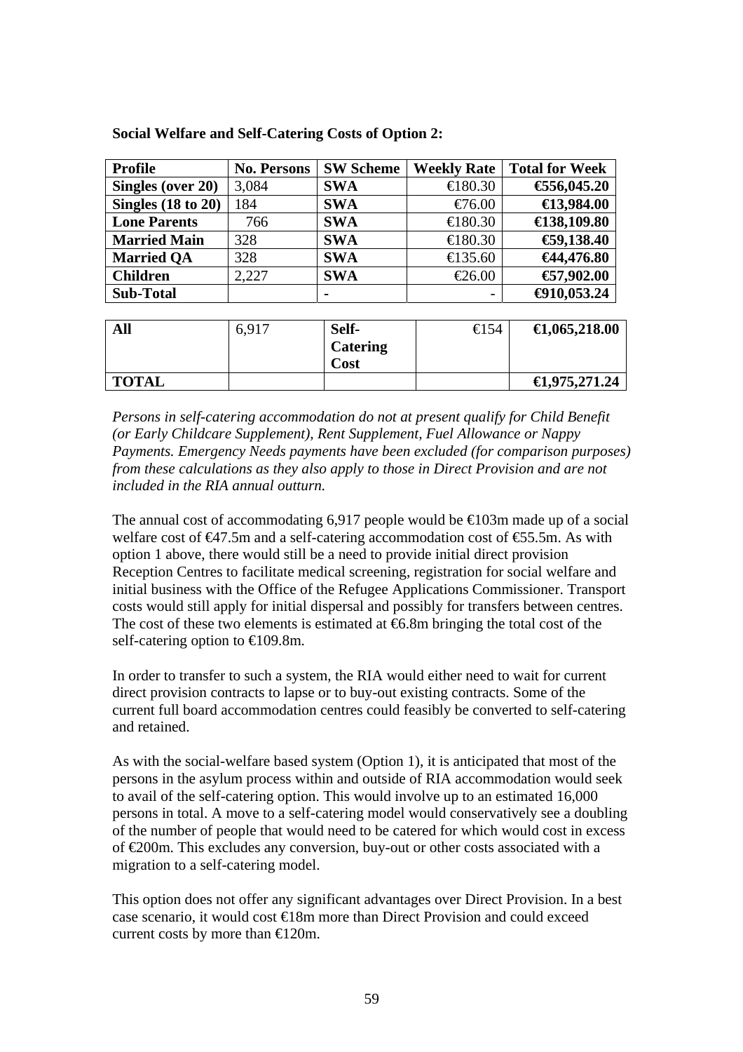**Social Welfare and Self-Catering Costs of Option 2:**

| Profile | No. Persons | SW Scheme | Weekly Rate | Total for Week |
|---|---|---|---|---|
| **Singles (over 20)** | 3,084 | **SWA** | €180.30 | **€556,045.20** |
| **Singles (18 to 20)** | 184 | **SWA** | €76.00 | **€13,984.00** |
| **Lone Parents** | 766 | **SWA** | €180.30 | **€138,109.80** |
| **Married Main** | 328 | **SWA** | €180.30 | **€59,138.40** |
| **Married QA** | 328 | **SWA** | €135.60 | **€44,476.80** |
| **Children** | 2,227 | **SWA** | €26.00 | **€57,902.00** |
| **Sub-Total** | | - | - | **€910,053.24** |
| **All** | 6,917 | **Self-Catering Cost** | €154 | **€1,065,218.00** |
| **TOTAL** | | | | **€1,975,271.24** |

*Persons in self-catering accommodation do not at present qualify for Child Benefit (or Early Childcare Supplement), Rent Supplement, Fuel Allowance or Nappy Payments. Emergency Needs payments have been excluded (for comparison purposes) from these calculations as they also apply to those in Direct Provision and are not included in the RIA annual outturn.*

The annual cost of accommodating 6,917 people would be €103m made up of a social welfare cost of €47.5m and a self-catering accommodation cost of €55.5m. As with option 1 above, there would still be a need to provide initial direct provision Reception Centres to facilitate medical screening, registration for social welfare and initial business with the Office of the Refugee Applications Commissioner. Transport costs would still apply for initial dispersal and possibly for transfers between centres. The cost of these two elements is estimated at €6.8m bringing the total cost of the self-catering option to €109.8m.

In order to transfer to such a system, the RIA would either need to wait for current direct provision contracts to lapse or to buy-out existing contracts. Some of the current full board accommodation centres could feasibly be converted to self-catering and retained.

As with the social-welfare based system (Option 1), it is anticipated that most of the persons in the asylum process within and outside of RIA accommodation would seek to avail of the self-catering option. This would involve up to an estimated 16,000 persons in total. A move to a self-catering model would conservatively see a doubling of the number of people that would need to be catered for which would cost in excess of €200m. This excludes any conversion, buy-out or other costs associated with a migration to a self-catering model.

This option does not offer any significant advantages over Direct Provision. In a best case scenario, it would cost €18m more than Direct Provision and could exceed current costs by more than €120m.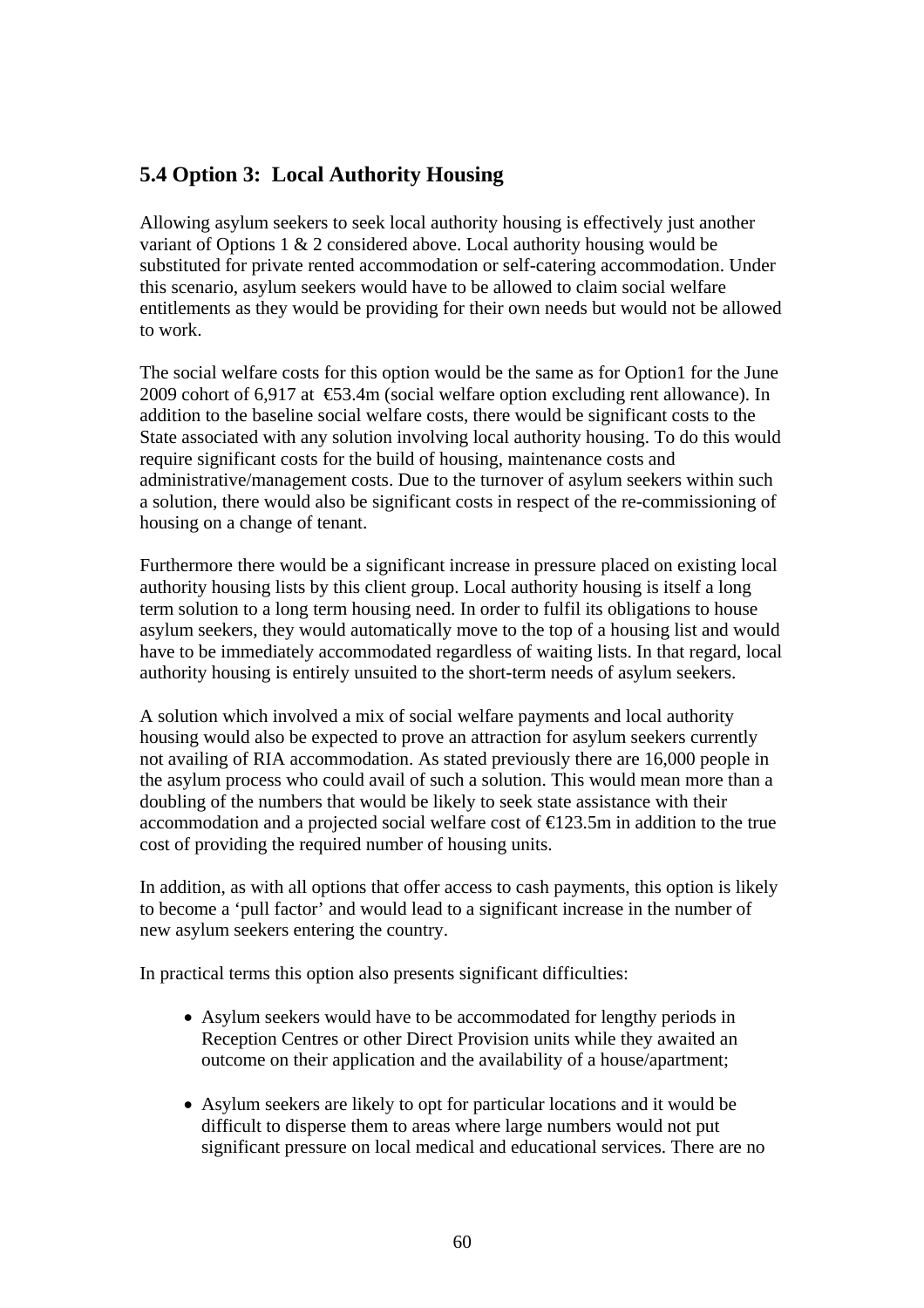## 5.4 Option 3: Local Authority Housing

Allowing asylum seekers to seek local authority housing is effectively just another variant of Options 1 & 2 considered above. Local authority housing would be substituted for private rented accommodation or self-catering accommodation. Under this scenario, asylum seekers would have to be allowed to claim social welfare entitlements as they would be providing for their own needs but would not be allowed to work.

The social welfare costs for this option would be the same as for Option1 for the June 2009 cohort of 6,917 at €53.4m (social welfare option excluding rent allowance). In addition to the baseline social welfare costs, there would be significant costs to the State associated with any solution involving local authority housing. To do this would require significant costs for the build of housing, maintenance costs and administrative/management costs. Due to the turnover of asylum seekers within such a solution, there would also be significant costs in respect of the re-commissioning of housing on a change of tenant.

Furthermore there would be a significant increase in pressure placed on existing local authority housing lists by this client group. Local authority housing is itself a long term solution to a long term housing need. In order to fulfil its obligations to house asylum seekers, they would automatically move to the top of a housing list and would have to be immediately accommodated regardless of waiting lists. In that regard, local authority housing is entirely unsuited to the short-term needs of asylum seekers.

A solution which involved a mix of social welfare payments and local authority housing would also be expected to prove an attraction for asylum seekers currently not availing of RIA accommodation. As stated previously there are 16,000 people in the asylum process who could avail of such a solution. This would mean more than a doubling of the numbers that would be likely to seek state assistance with their accommodation and a projected social welfare cost of €123.5m in addition to the true cost of providing the required number of housing units.

In addition, as with all options that offer access to cash payments, this option is likely to become a 'pull factor' and would lead to a significant increase in the number of new asylum seekers entering the country.

In practical terms this option also presents significant difficulties:

- Asylum seekers would have to be accommodated for lengthy periods in Reception Centres or other Direct Provision units while they awaited an outcome on their application and the availability of a house/apartment;

- Asylum seekers are likely to opt for particular locations and it would be difficult to disperse them to areas where large numbers would not put significant pressure on local medical and educational services. There are no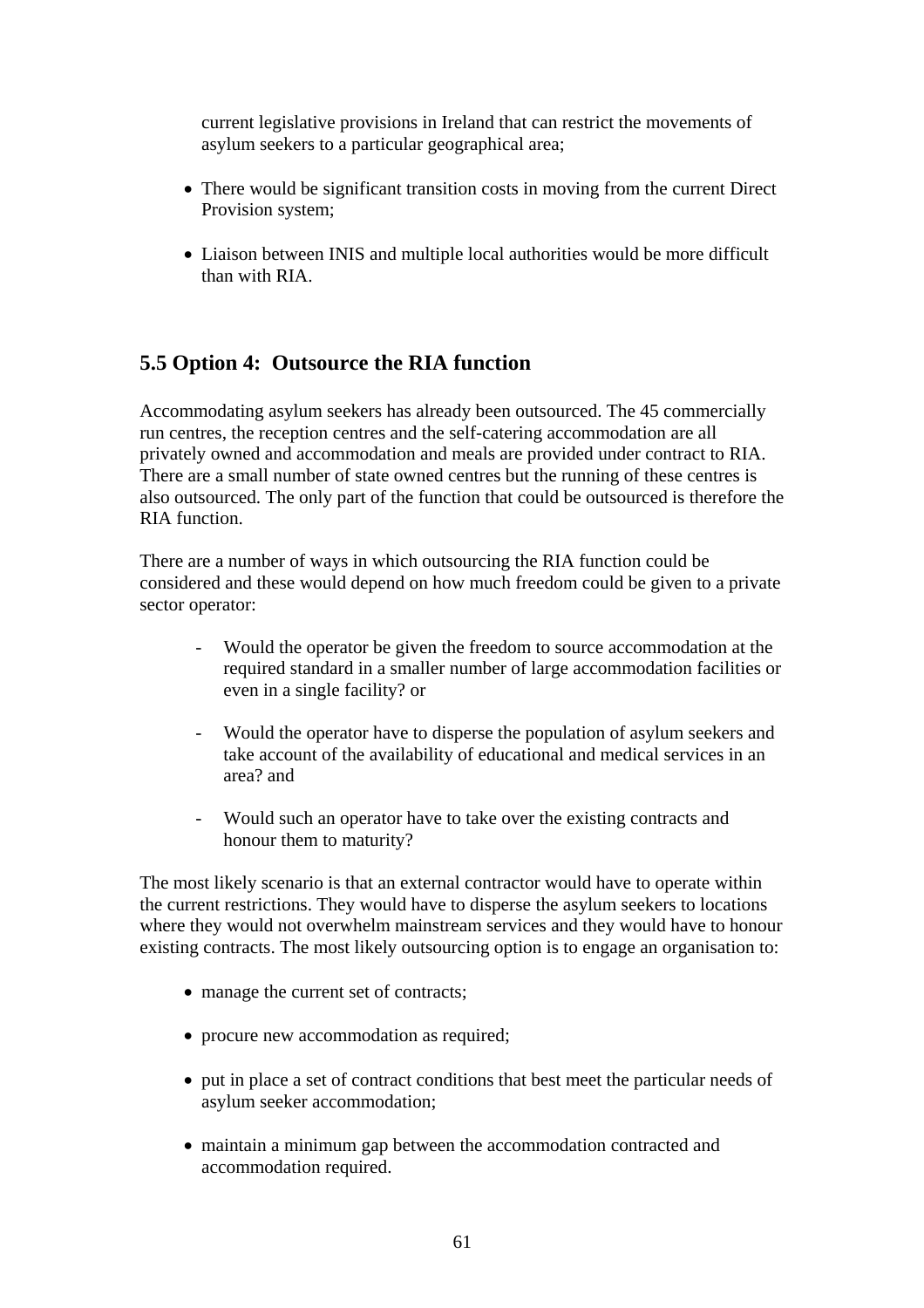current legislative provisions in Ireland that can restrict the movements of asylum seekers to a particular geographical area;

- There would be significant transition costs in moving from the current Direct Provision system;
- Liaison between INIS and multiple local authorities would be more difficult than with RIA.

## 5.5 Option 4: Outsource the RIA function

Accommodating asylum seekers has already been outsourced. The 45 commercially run centres, the reception centres and the self-catering accommodation are all privately owned and accommodation and meals are provided under contract to RIA. There are a small number of state owned centres but the running of these centres is also outsourced. The only part of the function that could be outsourced is therefore the RIA function.

There are a number of ways in which outsourcing the RIA function could be considered and these would depend on how much freedom could be given to a private sector operator:

- Would the operator be given the freedom to source accommodation at the required standard in a smaller number of large accommodation facilities or even in a single facility? or
- Would the operator have to disperse the population of asylum seekers and take account of the availability of educational and medical services in an area? and
- Would such an operator have to take over the existing contracts and honour them to maturity?

The most likely scenario is that an external contractor would have to operate within the current restrictions. They would have to disperse the asylum seekers to locations where they would not overwhelm mainstream services and they would have to honour existing contracts. The most likely outsourcing option is to engage an organisation to:

- manage the current set of contracts;
- procure new accommodation as required;
- put in place a set of contract conditions that best meet the particular needs of asylum seeker accommodation;
- maintain a minimum gap between the accommodation contracted and accommodation required.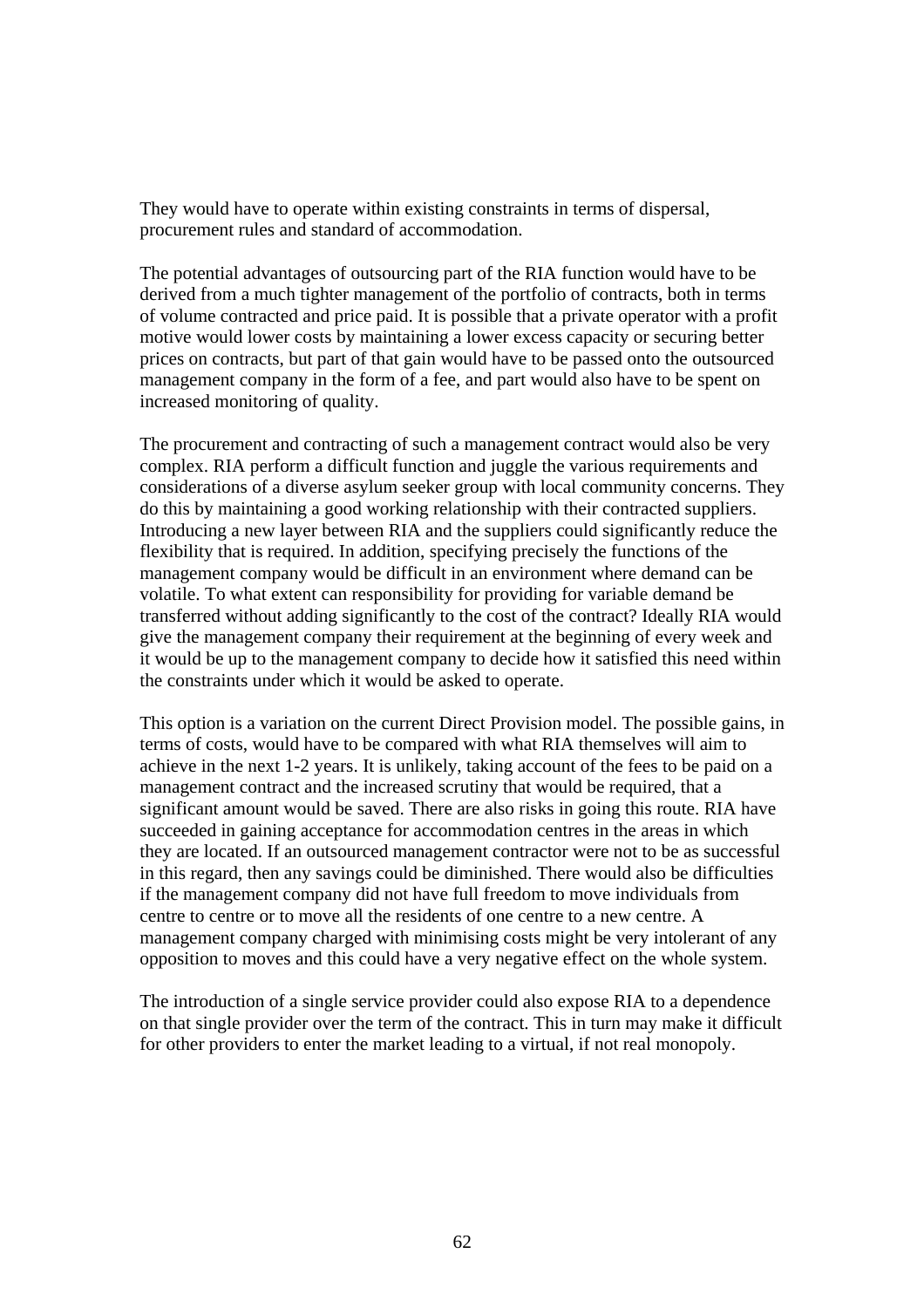They would have to operate within existing constraints in terms of dispersal, procurement rules and standard of accommodation.

The potential advantages of outsourcing part of the RIA function would have to be derived from a much tighter management of the portfolio of contracts, both in terms of volume contracted and price paid. It is possible that a private operator with a profit motive would lower costs by maintaining a lower excess capacity or securing better prices on contracts, but part of that gain would have to be passed onto the outsourced management company in the form of a fee, and part would also have to be spent on increased monitoring of quality.

The procurement and contracting of such a management contract would also be very complex. RIA perform a difficult function and juggle the various requirements and considerations of a diverse asylum seeker group with local community concerns. They do this by maintaining a good working relationship with their contracted suppliers. Introducing a new layer between RIA and the suppliers could significantly reduce the flexibility that is required. In addition, specifying precisely the functions of the management company would be difficult in an environment where demand can be volatile. To what extent can responsibility for providing for variable demand be transferred without adding significantly to the cost of the contract? Ideally RIA would give the management company their requirement at the beginning of every week and it would be up to the management company to decide how it satisfied this need within the constraints under which it would be asked to operate.

This option is a variation on the current Direct Provision model. The possible gains, in terms of costs, would have to be compared with what RIA themselves will aim to achieve in the next 1-2 years. It is unlikely, taking account of the fees to be paid on a management contract and the increased scrutiny that would be required, that a significant amount would be saved. There are also risks in going this route. RIA have succeeded in gaining acceptance for accommodation centres in the areas in which they are located. If an outsourced management contractor were not to be as successful in this regard, then any savings could be diminished. There would also be difficulties if the management company did not have full freedom to move individuals from centre to centre or to move all the residents of one centre to a new centre. A management company charged with minimising costs might be very intolerant of any opposition to moves and this could have a very negative effect on the whole system.

The introduction of a single service provider could also expose RIA to a dependence on that single provider over the term of the contract. This in turn may make it difficult for other providers to enter the market leading to a virtual, if not real monopoly.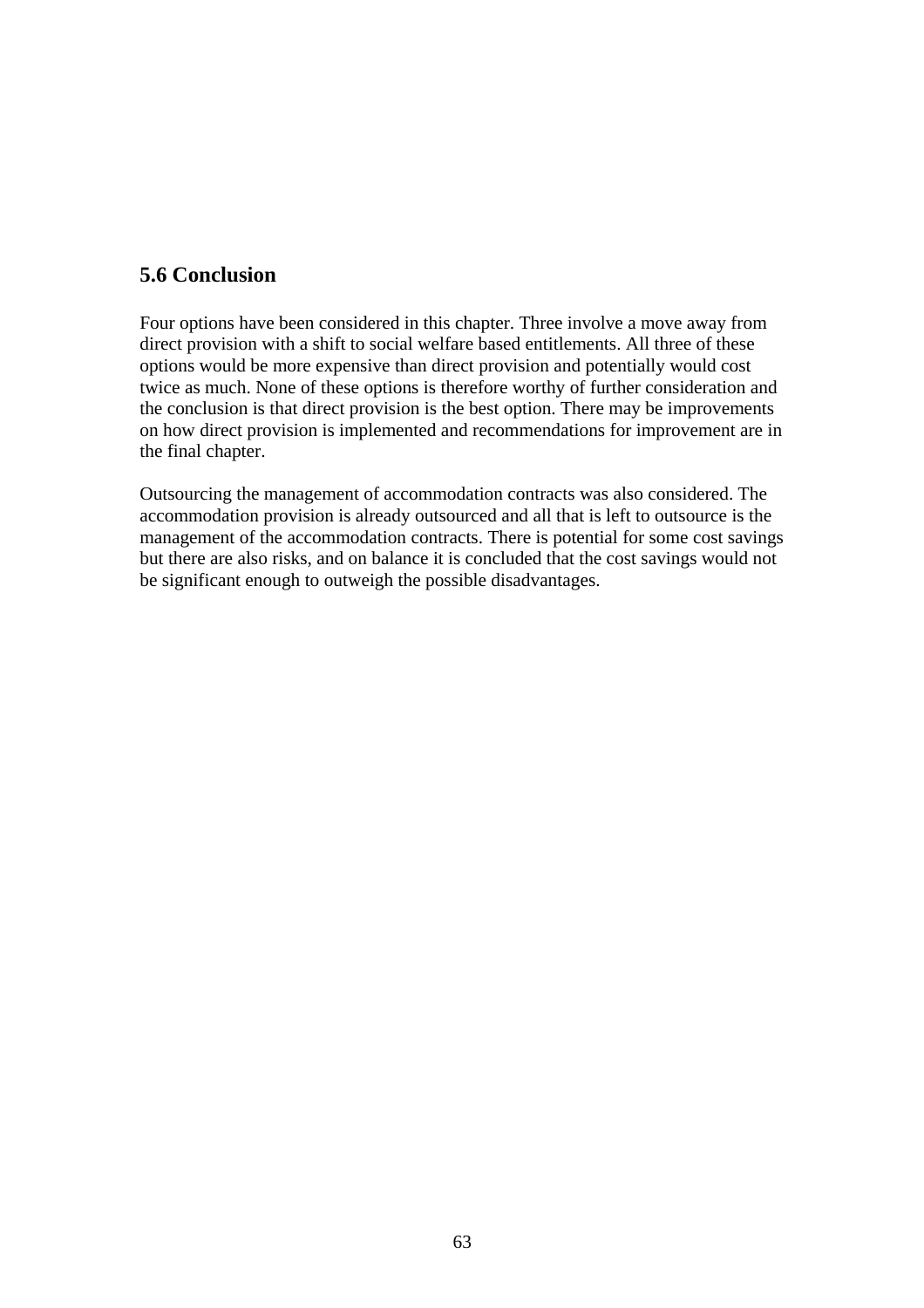## 5.6 Conclusion

Four options have been considered in this chapter. Three involve a move away from direct provision with a shift to social welfare based entitlements. All three of these options would be more expensive than direct provision and potentially would cost twice as much. None of these options is therefore worthy of further consideration and the conclusion is that direct provision is the best option. There may be improvements on how direct provision is implemented and recommendations for improvement are in the final chapter.

Outsourcing the management of accommodation contracts was also considered. The accommodation provision is already outsourced and all that is left to outsource is the management of the accommodation contracts. There is potential for some cost savings but there are also risks, and on balance it is concluded that the cost savings would not be significant enough to outweigh the possible disadvantages.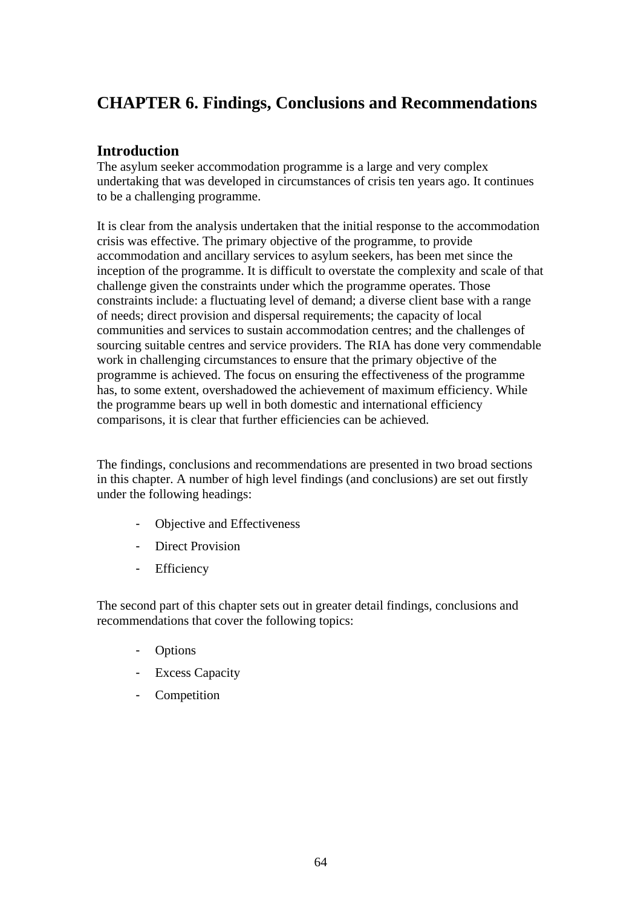# CHAPTER 6. Findings, Conclusions and Recommendations

## Introduction

The asylum seeker accommodation programme is a large and very complex undertaking that was developed in circumstances of crisis ten years ago. It continues to be a challenging programme.

It is clear from the analysis undertaken that the initial response to the accommodation crisis was effective. The primary objective of the programme, to provide accommodation and ancillary services to asylum seekers, has been met since the inception of the programme. It is difficult to overstate the complexity and scale of that challenge given the constraints under which the programme operates. Those constraints include: a fluctuating level of demand; a diverse client base with a range of needs; direct provision and dispersal requirements; the capacity of local communities and services to sustain accommodation centres; and the challenges of sourcing suitable centres and service providers. The RIA has done very commendable work in challenging circumstances to ensure that the primary objective of the programme is achieved. The focus on ensuring the effectiveness of the programme has, to some extent, overshadowed the achievement of maximum efficiency. While the programme bears up well in both domestic and international efficiency comparisons, it is clear that further efficiencies can be achieved.

The findings, conclusions and recommendations are presented in two broad sections in this chapter. A number of high level findings (and conclusions) are set out firstly under the following headings:

- Objective and Effectiveness
- Direct Provision
- Efficiency

The second part of this chapter sets out in greater detail findings, conclusions and recommendations that cover the following topics:

- Options
- Excess Capacity
- Competition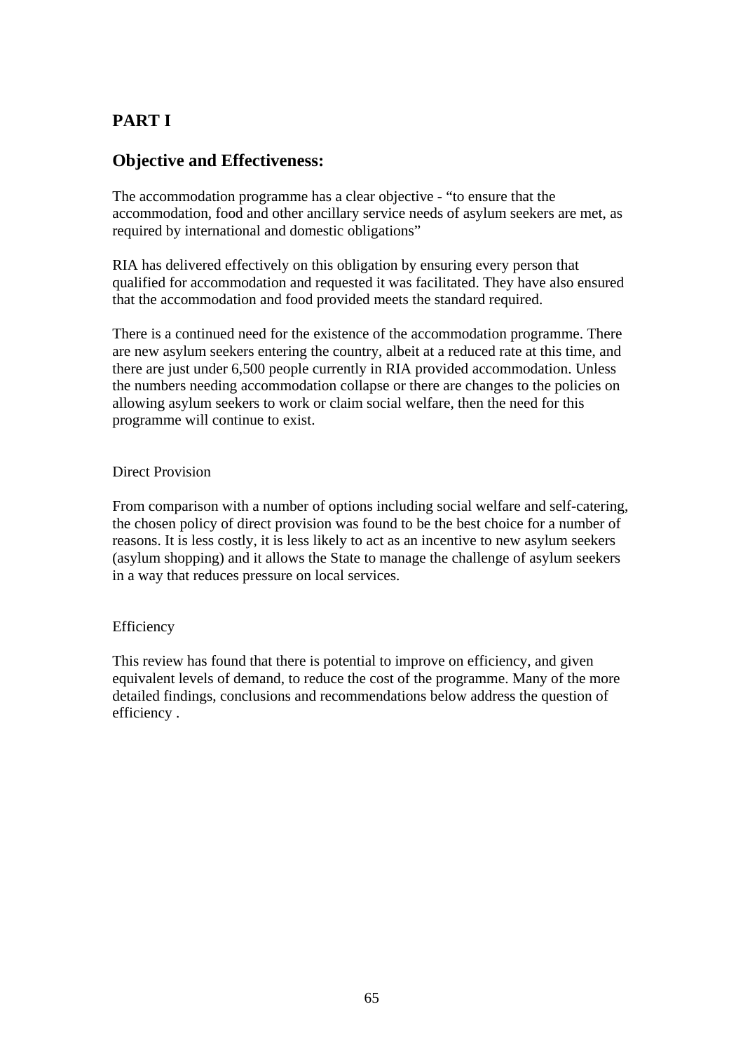## PART I

## Objective and Effectiveness:

The accommodation programme has a clear objective - "to ensure that the accommodation, food and other ancillary service needs of asylum seekers are met, as required by international and domestic obligations"

RIA has delivered effectively on this obligation by ensuring every person that qualified for accommodation and requested it was facilitated. They have also ensured that the accommodation and food provided meets the standard required.

There is a continued need for the existence of the accommodation programme. There are new asylum seekers entering the country, albeit at a reduced rate at this time, and there are just under 6,500 people currently in RIA provided accommodation. Unless the numbers needing accommodation collapse or there are changes to the policies on allowing asylum seekers to work or claim social welfare, then the need for this programme will continue to exist.

Direct Provision

From comparison with a number of options including social welfare and self-catering, the chosen policy of direct provision was found to be the best choice for a number of reasons. It is less costly, it is less likely to act as an incentive to new asylum seekers (asylum shopping) and it allows the State to manage the challenge of asylum seekers in a way that reduces pressure on local services.

Efficiency

This review has found that there is potential to improve on efficiency, and given equivalent levels of demand, to reduce the cost of the programme. Many of the more detailed findings, conclusions and recommendations below address the question of efficiency .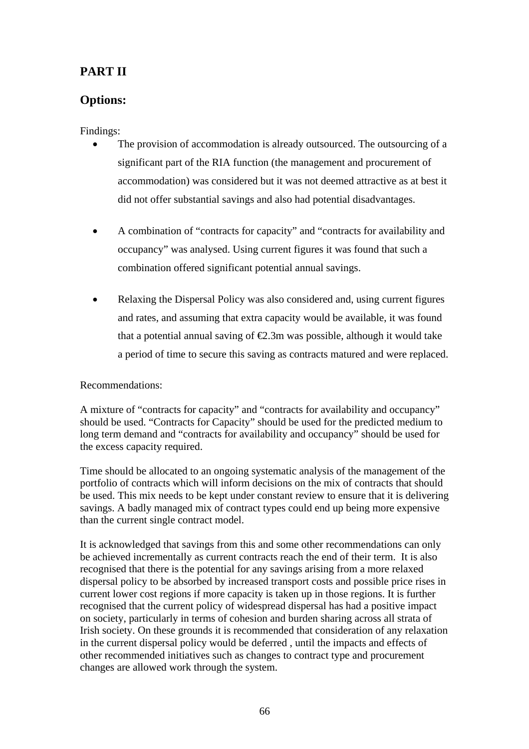# PART II

## Options:

Findings:

- The provision of accommodation is already outsourced. The outsourcing of a significant part of the RIA function (the management and procurement of accommodation) was considered but it was not deemed attractive as at best it did not offer substantial savings and also had potential disadvantages.

- A combination of "contracts for capacity" and "contracts for availability and occupancy" was analysed. Using current figures it was found that such a combination offered significant potential annual savings.

- Relaxing the Dispersal Policy was also considered and, using current figures and rates, and assuming that extra capacity would be available, it was found that a potential annual saving of €2.3m was possible, although it would take a period of time to secure this saving as contracts matured and were replaced.

Recommendations:

A mixture of "contracts for capacity" and "contracts for availability and occupancy" should be used. "Contracts for Capacity" should be used for the predicted medium to long term demand and "contracts for availability and occupancy" should be used for the excess capacity required.

Time should be allocated to an ongoing systematic analysis of the management of the portfolio of contracts which will inform decisions on the mix of contracts that should be used. This mix needs to be kept under constant review to ensure that it is delivering savings. A badly managed mix of contract types could end up being more expensive than the current single contract model.

It is acknowledged that savings from this and some other recommendations can only be achieved incrementally as current contracts reach the end of their term. It is also recognised that there is the potential for any savings arising from a more relaxed dispersal policy to be absorbed by increased transport costs and possible price rises in current lower cost regions if more capacity is taken up in those regions. It is further recognised that the current policy of widespread dispersal has had a positive impact on society, particularly in terms of cohesion and burden sharing across all strata of Irish society. On these grounds it is recommended that consideration of any relaxation in the current dispersal policy would be deferred , until the impacts and effects of other recommended initiatives such as changes to contract type and procurement changes are allowed work through the system.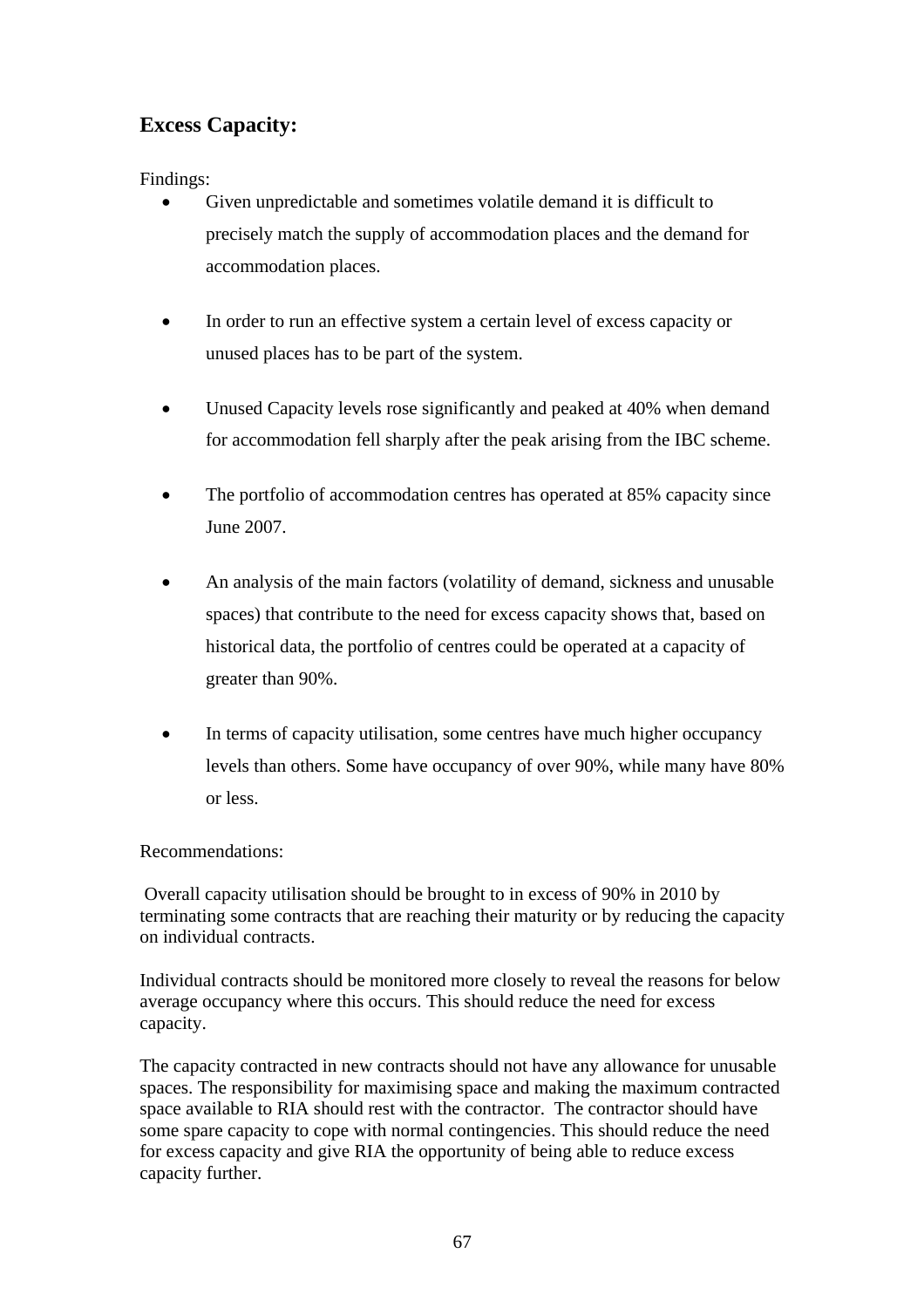## Excess Capacity:

Findings:

- Given unpredictable and sometimes volatile demand it is difficult to precisely match the supply of accommodation places and the demand for accommodation places.

- In order to run an effective system a certain level of excess capacity or unused places has to be part of the system.

- Unused Capacity levels rose significantly and peaked at 40% when demand for accommodation fell sharply after the peak arising from the IBC scheme.

- The portfolio of accommodation centres has operated at 85% capacity since June 2007.

- An analysis of the main factors (volatility of demand, sickness and unusable spaces) that contribute to the need for excess capacity shows that, based on historical data, the portfolio of centres could be operated at a capacity of greater than 90%.

- In terms of capacity utilisation, some centres have much higher occupancy levels than others. Some have occupancy of over 90%, while many have 80% or less.

Recommendations:

Overall capacity utilisation should be brought to in excess of 90% in 2010 by terminating some contracts that are reaching their maturity or by reducing the capacity on individual contracts.

Individual contracts should be monitored more closely to reveal the reasons for below average occupancy where this occurs. This should reduce the need for excess capacity.

The capacity contracted in new contracts should not have any allowance for unusable spaces. The responsibility for maximising space and making the maximum contracted space available to RIA should rest with the contractor. The contractor should have some spare capacity to cope with normal contingencies. This should reduce the need for excess capacity and give RIA the opportunity of being able to reduce excess capacity further.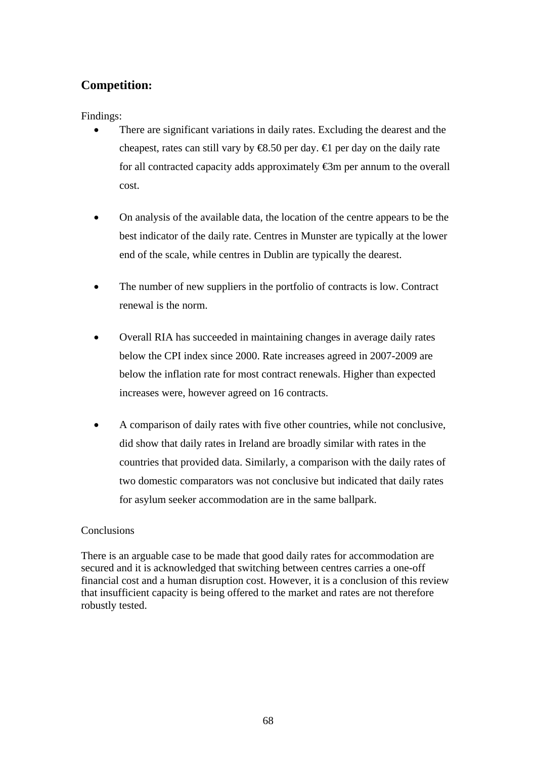## Competition:

Findings:

- There are significant variations in daily rates. Excluding the dearest and the cheapest, rates can still vary by €8.50 per day. €1 per day on the daily rate for all contracted capacity adds approximately €3m per annum to the overall cost.

- On analysis of the available data, the location of the centre appears to be the best indicator of the daily rate. Centres in Munster are typically at the lower end of the scale, while centres in Dublin are typically the dearest.

- The number of new suppliers in the portfolio of contracts is low. Contract renewal is the norm.

- Overall RIA has succeeded in maintaining changes in average daily rates below the CPI index since 2000. Rate increases agreed in 2007-2009 are below the inflation rate for most contract renewals. Higher than expected increases were, however agreed on 16 contracts.

- A comparison of daily rates with five other countries, while not conclusive, did show that daily rates in Ireland are broadly similar with rates in the countries that provided data. Similarly, a comparison with the daily rates of two domestic comparators was not conclusive but indicated that daily rates for asylum seeker accommodation are in the same ballpark.

Conclusions

There is an arguable case to be made that good daily rates for accommodation are secured and it is acknowledged that switching between centres carries a one-off financial cost and a human disruption cost. However, it is a conclusion of this review that insufficient capacity is being offered to the market and rates are not therefore robustly tested.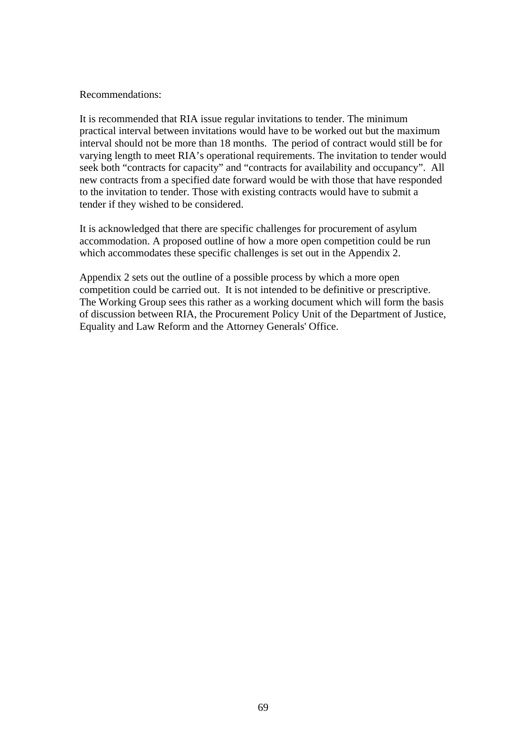Recommendations:

It is recommended that RIA issue regular invitations to tender. The minimum practical interval between invitations would have to be worked out but the maximum interval should not be more than 18 months. The period of contract would still be for varying length to meet RIA's operational requirements. The invitation to tender would seek both "contracts for capacity" and "contracts for availability and occupancy". All new contracts from a specified date forward would be with those that have responded to the invitation to tender. Those with existing contracts would have to submit a tender if they wished to be considered.

It is acknowledged that there are specific challenges for procurement of asylum accommodation. A proposed outline of how a more open competition could be run which accommodates these specific challenges is set out in the Appendix 2.

Appendix 2 sets out the outline of a possible process by which a more open competition could be carried out. It is not intended to be definitive or prescriptive. The Working Group sees this rather as a working document which will form the basis of discussion between RIA, the Procurement Policy Unit of the Department of Justice, Equality and Law Reform and the Attorney Generals' Office.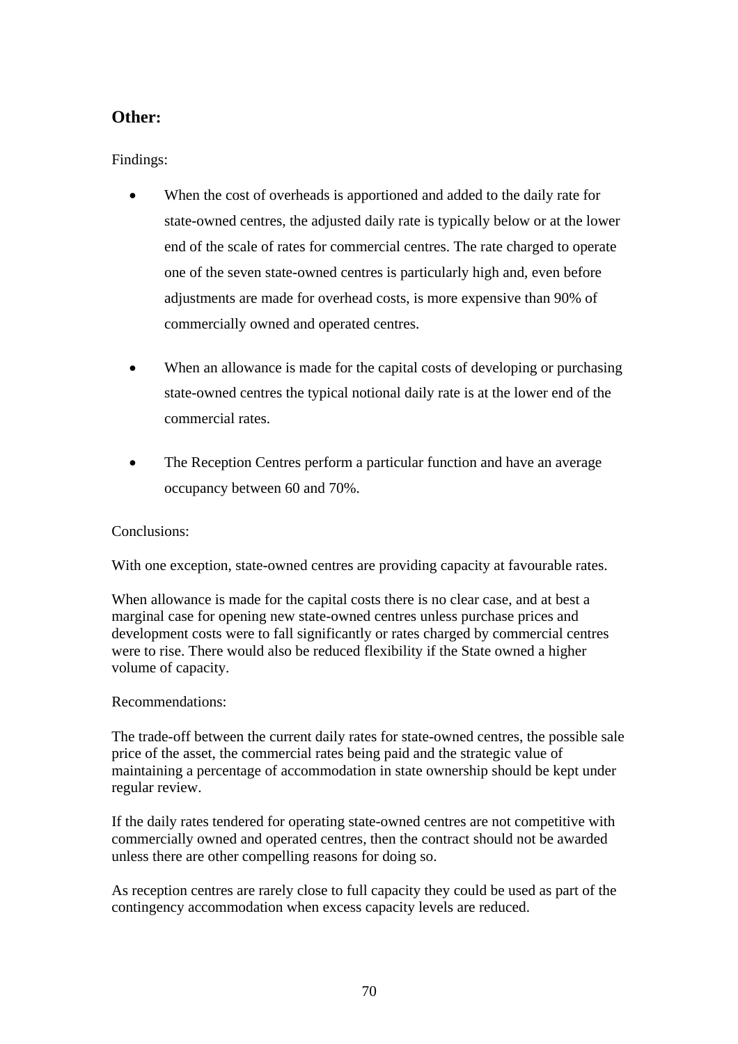## Other:

Findings:

- When the cost of overheads is apportioned and added to the daily rate for state-owned centres, the adjusted daily rate is typically below or at the lower end of the scale of rates for commercial centres. The rate charged to operate one of the seven state-owned centres is particularly high and, even before adjustments are made for overhead costs, is more expensive than 90% of commercially owned and operated centres.

- When an allowance is made for the capital costs of developing or purchasing state-owned centres the typical notional daily rate is at the lower end of the commercial rates.

- The Reception Centres perform a particular function and have an average occupancy between 60 and 70%.

Conclusions:

With one exception, state-owned centres are providing capacity at favourable rates.

When allowance is made for the capital costs there is no clear case, and at best a marginal case for opening new state-owned centres unless purchase prices and development costs were to fall significantly or rates charged by commercial centres were to rise. There would also be reduced flexibility if the State owned a higher volume of capacity.

Recommendations:

The trade-off between the current daily rates for state-owned centres, the possible sale price of the asset, the commercial rates being paid and the strategic value of maintaining a percentage of accommodation in state ownership should be kept under regular review.

If the daily rates tendered for operating state-owned centres are not competitive with commercially owned and operated centres, then the contract should not be awarded unless there are other compelling reasons for doing so.

As reception centres are rarely close to full capacity they could be used as part of the contingency accommodation when excess capacity levels are reduced.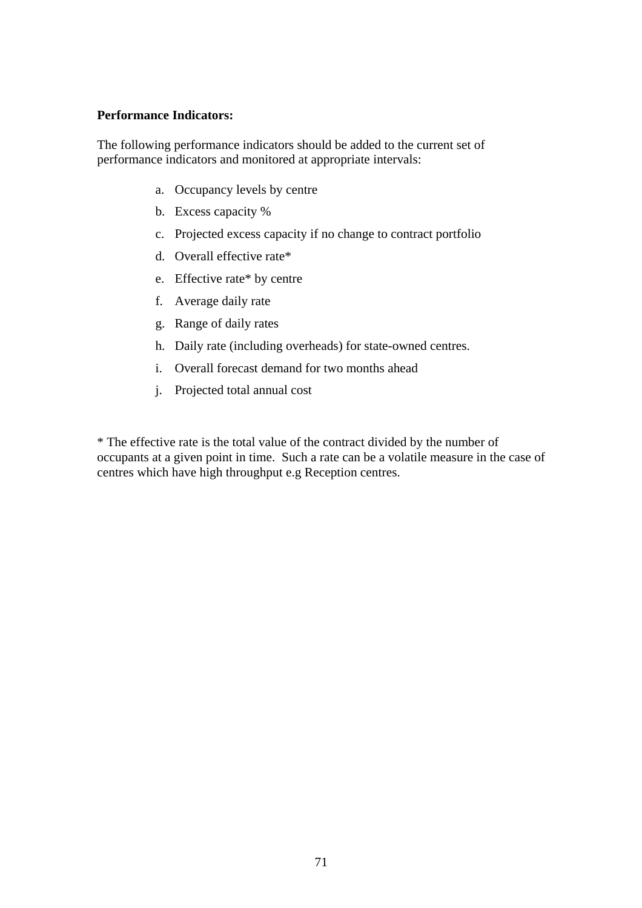**Performance Indicators:**

The following performance indicators should be added to the current set of performance indicators and monitored at appropriate intervals:

a. Occupancy levels by centre
b. Excess capacity %
c. Projected excess capacity if no change to contract portfolio
d. Overall effective rate*
e. Effective rate* by centre
f. Average daily rate
g. Range of daily rates
h. Daily rate (including overheads) for state-owned centres.
i. Overall forecast demand for two months ahead
j. Projected total annual cost

* The effective rate is the total value of the contract divided by the number of occupants at a given point in time. Such a rate can be a volatile measure in the case of centres which have high throughput e.g Reception centres.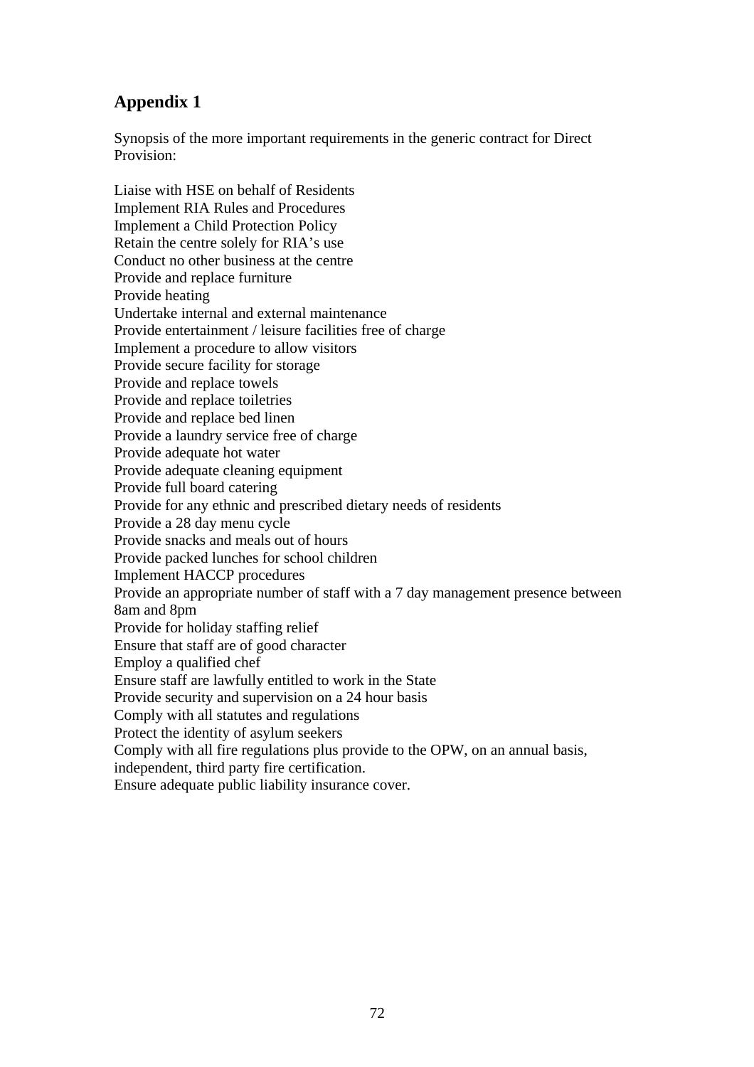## Appendix 1

Synopsis of the more important requirements in the generic contract for Direct Provision:

Liaise with HSE on behalf of Residents
Implement RIA Rules and Procedures
Implement a Child Protection Policy
Retain the centre solely for RIA's use
Conduct no other business at the centre
Provide and replace furniture
Provide heating
Undertake internal and external maintenance
Provide entertainment / leisure facilities free of charge
Implement a procedure to allow visitors
Provide secure facility for storage
Provide and replace towels
Provide and replace toiletries
Provide and replace bed linen
Provide a laundry service free of charge
Provide adequate hot water
Provide adequate cleaning equipment
Provide full board catering
Provide for any ethnic and prescribed dietary needs of residents
Provide a 28 day menu cycle
Provide snacks and meals out of hours
Provide packed lunches for school children
Implement HACCP procedures
Provide an appropriate number of staff with a 7 day management presence between 8am and 8pm
Provide for holiday staffing relief
Ensure that staff are of good character
Employ a qualified chef
Ensure staff are lawfully entitled to work in the State
Provide security and supervision on a 24 hour basis
Comply with all statutes and regulations
Protect the identity of asylum seekers
Comply with all fire regulations plus provide to the OPW, on an annual basis, independent, third party fire certification.
Ensure adequate public liability insurance cover.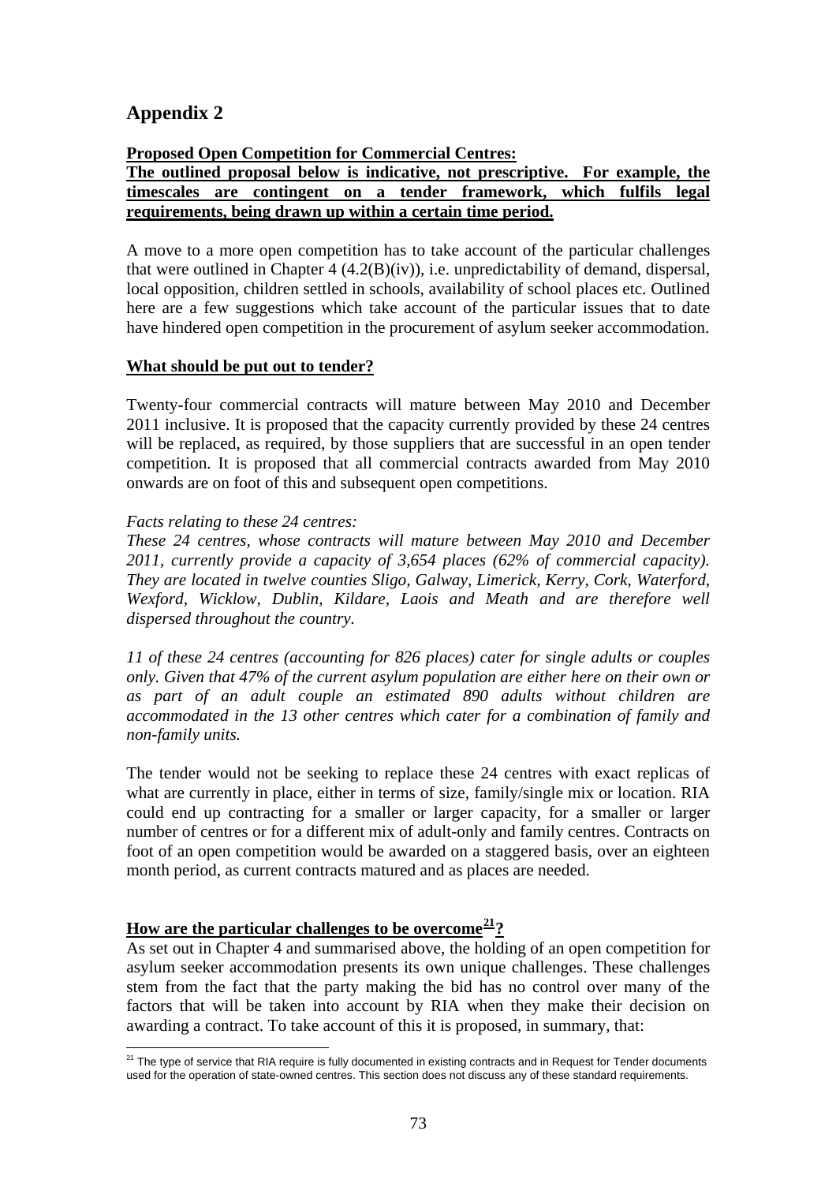# Appendix 2

**Proposed Open Competition for Commercial Centres:**
**The outlined proposal below is indicative, not prescriptive. For example, the timescales are contingent on a tender framework, which fulfils legal requirements, being drawn up within a certain time period.**

A move to a more open competition has to take account of the particular challenges that were outlined in Chapter 4 (4.2(B)(iv)), i.e. unpredictability of demand, dispersal, local opposition, children settled in schools, availability of school places etc. Outlined here are a few suggestions which take account of the particular issues that to date have hindered open competition in the procurement of asylum seeker accommodation.

**What should be put out to tender?**

Twenty-four commercial contracts will mature between May 2010 and December 2011 inclusive. It is proposed that the capacity currently provided by these 24 centres will be replaced, as required, by those suppliers that are successful in an open tender competition. It is proposed that all commercial contracts awarded from May 2010 onwards are on foot of this and subsequent open competitions.

*Facts relating to these 24 centres:*
*These 24 centres, whose contracts will mature between May 2010 and December 2011, currently provide a capacity of 3,654 places (62% of commercial capacity). They are located in twelve counties Sligo, Galway, Limerick, Kerry, Cork, Waterford, Wexford, Wicklow, Dublin, Kildare, Laois and Meath and are therefore well dispersed throughout the country.*

*11 of these 24 centres (accounting for 826 places) cater for single adults or couples only. Given that 47% of the current asylum population are either here on their own or as part of an adult couple an estimated 890 adults without children are accommodated in the 13 other centres which cater for a combination of family and non-family units.*

The tender would not be seeking to replace these 24 centres with exact replicas of what are currently in place, either in terms of size, family/single mix or location. RIA could end up contracting for a smaller or larger capacity, for a smaller or larger number of centres or for a different mix of adult-only and family centres. Contracts on foot of an open competition would be awarded on a staggered basis, over an eighteen month period, as current contracts matured and as places are needed.

**How are the particular challenges to be overcome[21]?**

As set out in Chapter 4 and summarised above, the holding of an open competition for asylum seeker accommodation presents its own unique challenges. These challenges stem from the fact that the party making the bid has no control over many of the factors that will be taken into account by RIA when they make their decision on awarding a contract. To take account of this it is proposed, in summary, that:

[21] The type of service that RIA require is fully documented in existing contracts and in Request for Tender documents used for the operation of state-owned centres. This section does not discuss any of these standard requirements.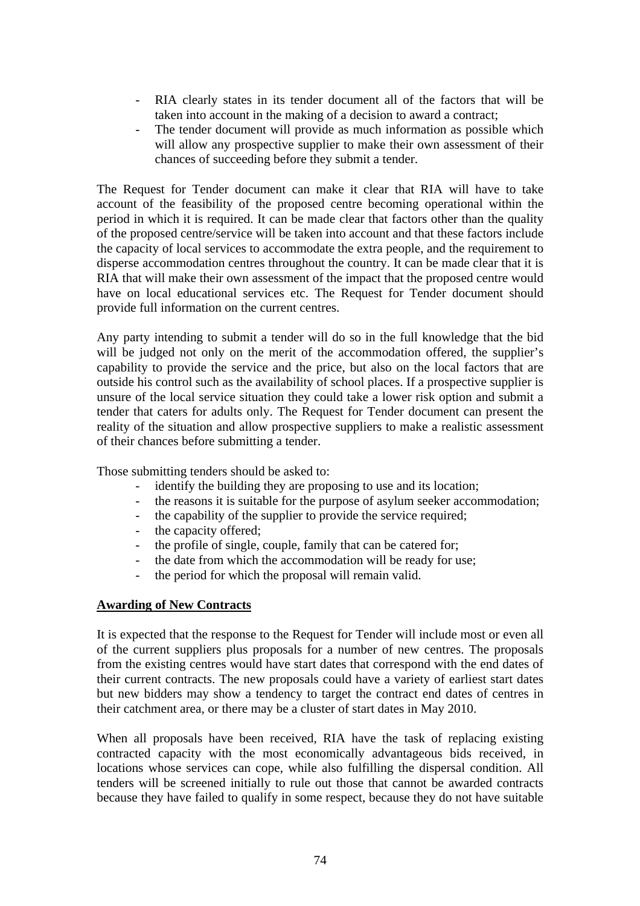- RIA clearly states in its tender document all of the factors that will be taken into account in the making of a decision to award a contract;
- The tender document will provide as much information as possible which will allow any prospective supplier to make their own assessment of their chances of succeeding before they submit a tender.

The Request for Tender document can make it clear that RIA will have to take account of the feasibility of the proposed centre becoming operational within the period in which it is required. It can be made clear that factors other than the quality of the proposed centre/service will be taken into account and that these factors include the capacity of local services to accommodate the extra people, and the requirement to disperse accommodation centres throughout the country. It can be made clear that it is RIA that will make their own assessment of the impact that the proposed centre would have on local educational services etc. The Request for Tender document should provide full information on the current centres.

Any party intending to submit a tender will do so in the full knowledge that the bid will be judged not only on the merit of the accommodation offered, the supplier's capability to provide the service and the price, but also on the local factors that are outside his control such as the availability of school places. If a prospective supplier is unsure of the local service situation they could take a lower risk option and submit a tender that caters for adults only. The Request for Tender document can present the reality of the situation and allow prospective suppliers to make a realistic assessment of their chances before submitting a tender.

Those submitting tenders should be asked to:

- identify the building they are proposing to use and its location;
- the reasons it is suitable for the purpose of asylum seeker accommodation;
- the capability of the supplier to provide the service required;
- the capacity offered;
- the profile of single, couple, family that can be catered for;
- the date from which the accommodation will be ready for use;
- the period for which the proposal will remain valid.

**Awarding of New Contracts**

It is expected that the response to the Request for Tender will include most or even all of the current suppliers plus proposals for a number of new centres. The proposals from the existing centres would have start dates that correspond with the end dates of their current contracts. The new proposals could have a variety of earliest start dates but new bidders may show a tendency to target the contract end dates of centres in their catchment area, or there may be a cluster of start dates in May 2010.

When all proposals have been received, RIA have the task of replacing existing contracted capacity with the most economically advantageous bids received, in locations whose services can cope, while also fulfilling the dispersal condition. All tenders will be screened initially to rule out those that cannot be awarded contracts because they have failed to qualify in some respect, because they do not have suitable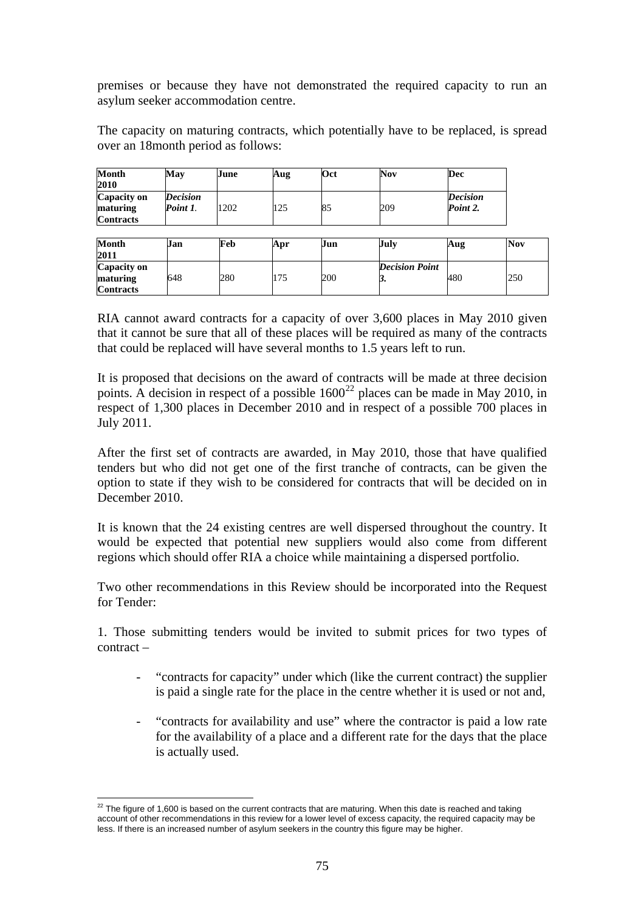premises or because they have not demonstrated the required capacity to run an asylum seeker accommodation centre.

The capacity on maturing contracts, which potentially have to be replaced, is spread over an 18month period as follows:

| **Month 2010** | **May** | **June** | **Aug** | **Oct** | **Nov** | **Dec** |
|---|---|---|---|---|---|---|
| **Capacity on maturing Contracts** | ***Decision Point 1.*** | 1202 | 125 | 85 | 209 | ***Decision Point 2.*** |

| **Month 2011** | **Jan** | **Feb** | **Apr** | **Jun** | **July** | **Aug** | **Nov** |
|---|---|---|---|---|---|---|---|
| **Capacity on maturing Contracts** | 648 | 280 | 175 | 200 | ***Decision Point 3.*** | 480 | 250 |

RIA cannot award contracts for a capacity of over 3,600 places in May 2010 given that it cannot be sure that all of these places will be required as many of the contracts that could be replaced will have several months to 1.5 years left to run.

It is proposed that decisions on the award of contracts will be made at three decision points. A decision in respect of a possible 1600[22] places can be made in May 2010, in respect of 1,300 places in December 2010 and in respect of a possible 700 places in July 2011.

After the first set of contracts are awarded, in May 2010, those that have qualified tenders but who did not get one of the first tranche of contracts, can be given the option to state if they wish to be considered for contracts that will be decided on in December 2010.

It is known that the 24 existing centres are well dispersed throughout the country. It would be expected that potential new suppliers would also come from different regions which should offer RIA a choice while maintaining a dispersed portfolio.

Two other recommendations in this Review should be incorporated into the Request for Tender:

1. Those submitting tenders would be invited to submit prices for two types of contract –

- "contracts for capacity" under which (like the current contract) the supplier is paid a single rate for the place in the centre whether it is used or not and,
- "contracts for availability and use" where the contractor is paid a low rate for the availability of a place and a different rate for the days that the place is actually used.

[22] The figure of 1,600 is based on the current contracts that are maturing. When this date is reached and taking account of other recommendations in this review for a lower level of excess capacity, the required capacity may be less. If there is an increased number of asylum seekers in the country this figure may be higher.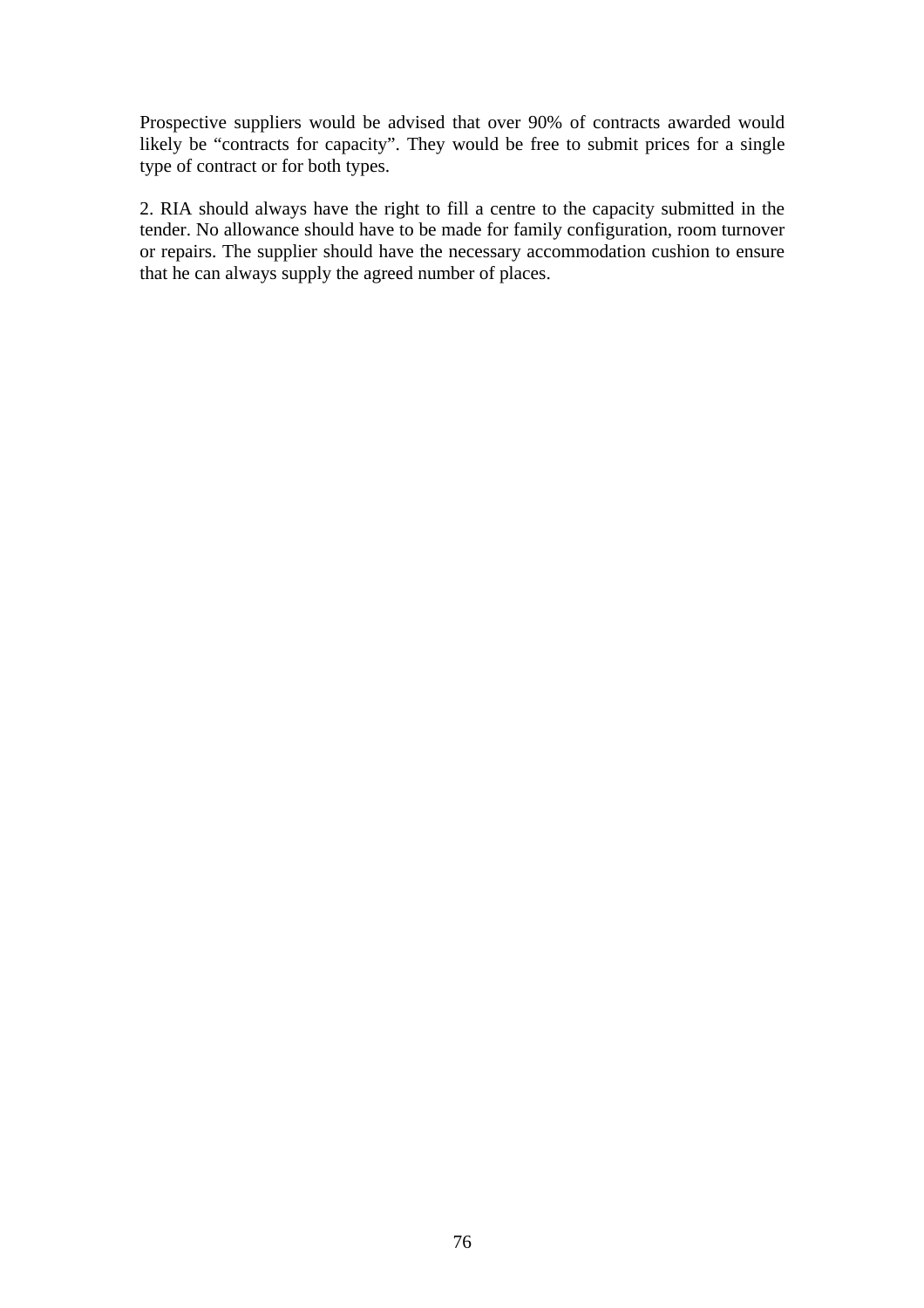Prospective suppliers would be advised that over 90% of contracts awarded would likely be "contracts for capacity". They would be free to submit prices for a single type of contract or for both types.

2. RIA should always have the right to fill a centre to the capacity submitted in the tender. No allowance should have to be made for family configuration, room turnover or repairs. The supplier should have the necessary accommodation cushion to ensure that he can always supply the agreed number of places.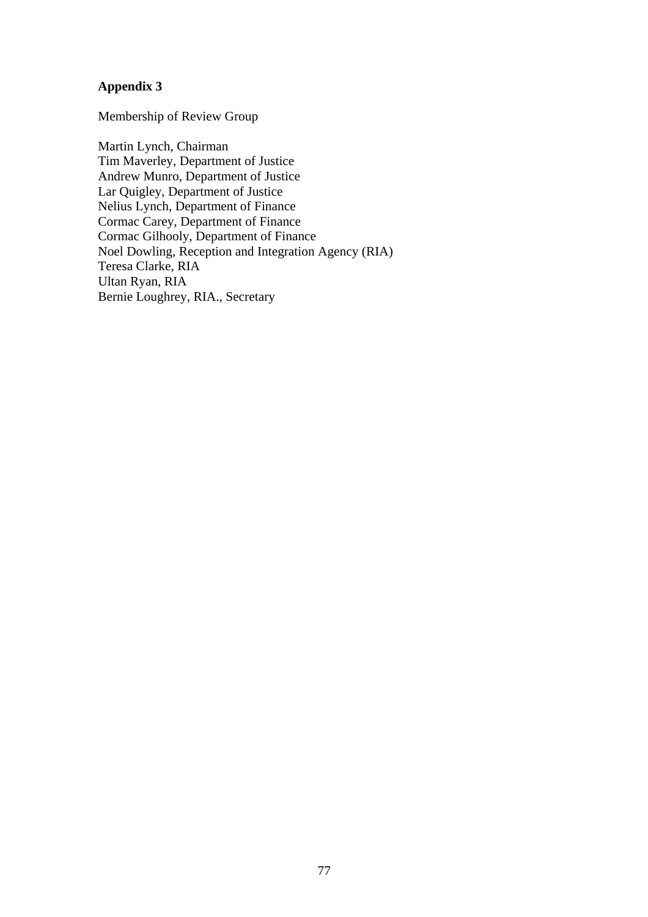# Appendix 3

Membership of Review Group

Martin Lynch, Chairman
Tim Maverley, Department of Justice
Andrew Munro, Department of Justice
Lar Quigley, Department of Justice
Nelius Lynch, Department of Finance
Cormac Carey, Department of Finance
Cormac Gilhooly, Department of Finance
Noel Dowling, Reception and Integration Agency (RIA)
Teresa Clarke, RIA
Ultan Ryan, RIA
Bernie Loughrey, RIA., Secretary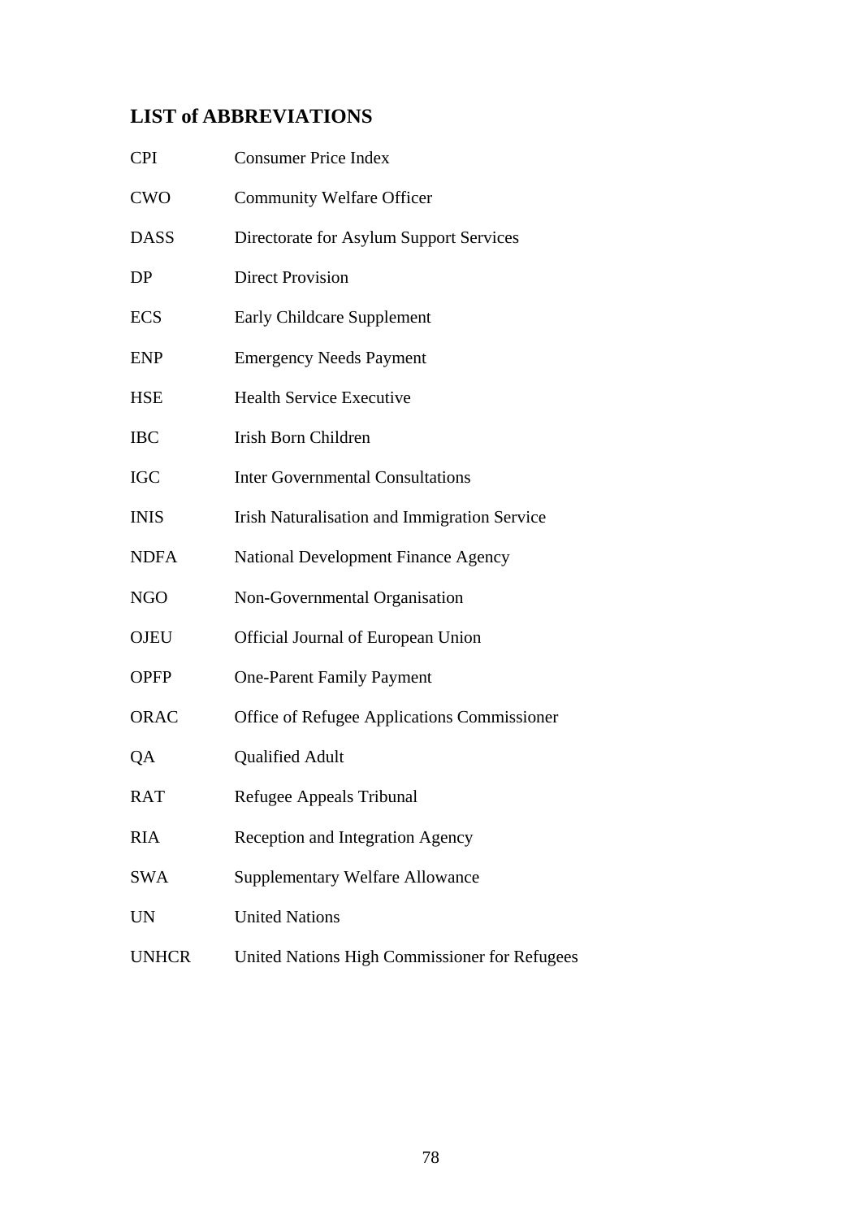## LIST of ABBREVIATIONS

| | |
|---|---|
| CPI | Consumer Price Index |
| CWO | Community Welfare Officer |
| DASS | Directorate for Asylum Support Services |
| DP | Direct Provision |
| ECS | Early Childcare Supplement |
| ENP | Emergency Needs Payment |
| HSE | Health Service Executive |
| IBC | Irish Born Children |
| IGC | Inter Governmental Consultations |
| INIS | Irish Naturalisation and Immigration Service |
| NDFA | National Development Finance Agency |
| NGO | Non-Governmental Organisation |
| OJEU | Official Journal of European Union |
| OPFP | One-Parent Family Payment |
| ORAC | Office of Refugee Applications Commissioner |
| QA | Qualified Adult |
| RAT | Refugee Appeals Tribunal |
| RIA | Reception and Integration Agency |
| SWA | Supplementary Welfare Allowance |
| UN | United Nations |
| UNHCR | United Nations High Commissioner for Refugees |